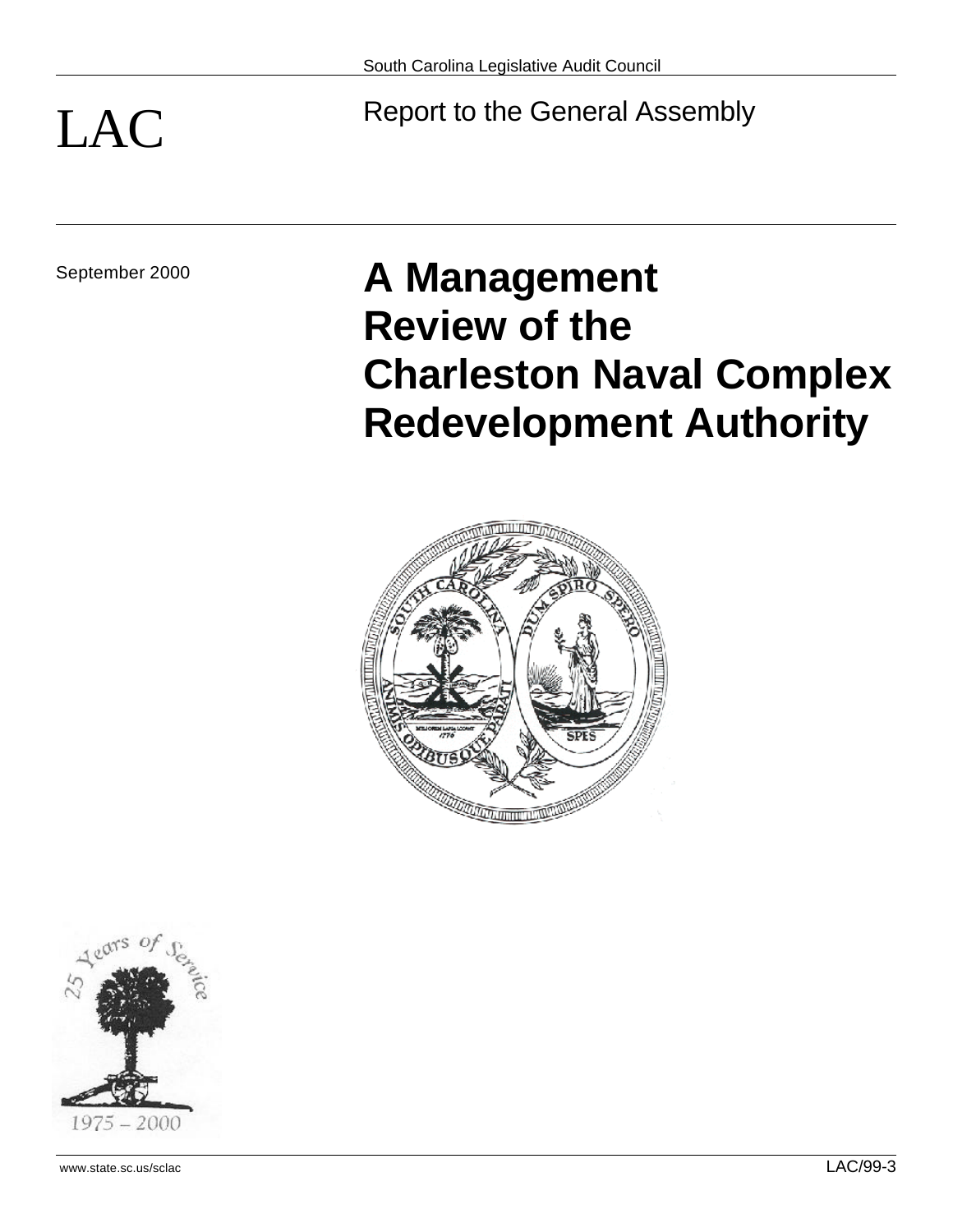South Carolina Legislative Audit Council

LAC

Report to the General Assembly

September 2000

# A Management Review of the Charleston Naval Complex Redevelopment Authority

www.state.sc.us/sclac

LAC/99-3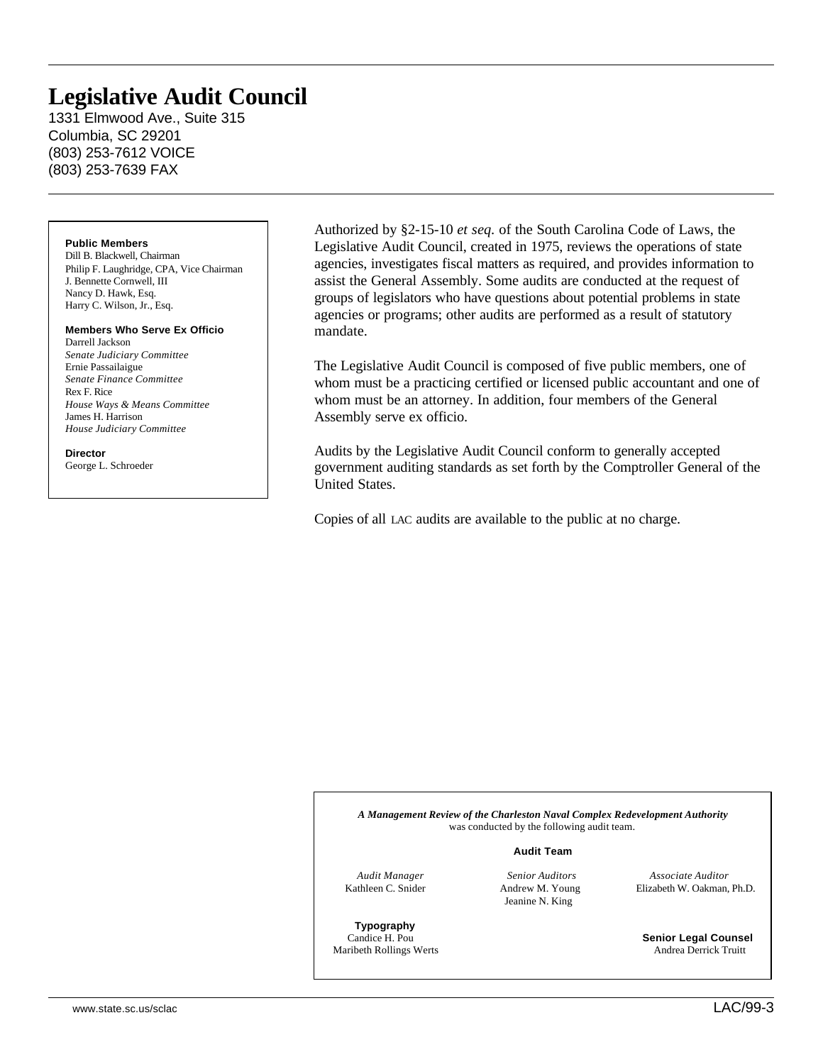# Legislative Audit Council

1331 Elmwood Ave., Suite 315
Columbia, SC 29201
(803) 253-7612 VOICE
(803) 253-7639 FAX

**Public Members**
Dill B. Blackwell, Chairman
Philip F. Laughridge, CPA, Vice Chairman
J. Bennette Cornwell, III
Nancy D. Hawk, Esq.
Harry C. Wilson, Jr., Esq.

**Members Who Serve Ex Officio**
Darrell Jackson
*Senate Judiciary Committee*
Ernie Passailaigue
*Senate Finance Committee*
Rex F. Rice
*House Ways & Means Committee*
James H. Harrison
*House Judiciary Committee*

**Director**
George L. Schroeder

Authorized by §2-15-10 *et seq.* of the South Carolina Code of Laws, the Legislative Audit Council, created in 1975, reviews the operations of state agencies, investigates fiscal matters as required, and provides information to assist the General Assembly. Some audits are conducted at the request of groups of legislators who have questions about potential problems in state agencies or programs; other audits are performed as a result of statutory mandate.

The Legislative Audit Council is composed of five public members, one of whom must be a practicing certified or licensed public accountant and one of whom must be an attorney. In addition, four members of the General Assembly serve ex officio.

Audits by the Legislative Audit Council conform to generally accepted government auditing standards as set forth by the Comptroller General of the United States.

Copies of all LAC audits are available to the public at no charge.

***A Management Review of the Charleston Naval Complex Redevelopment Authority*** was conducted by the following audit team.

**Audit Team**

*Audit Manager*
Kathleen C. Snider

*Senior Auditors*
Andrew M. Young
Jeanine N. King

*Associate Auditor*
Elizabeth W. Oakman, Ph.D.

**Typography**
Candice H. Pou
Maribeth Rollings Werts

**Senior Legal Counsel**
Andrea Derrick Truitt

www.state.sc.us/sclac

LAC/99-3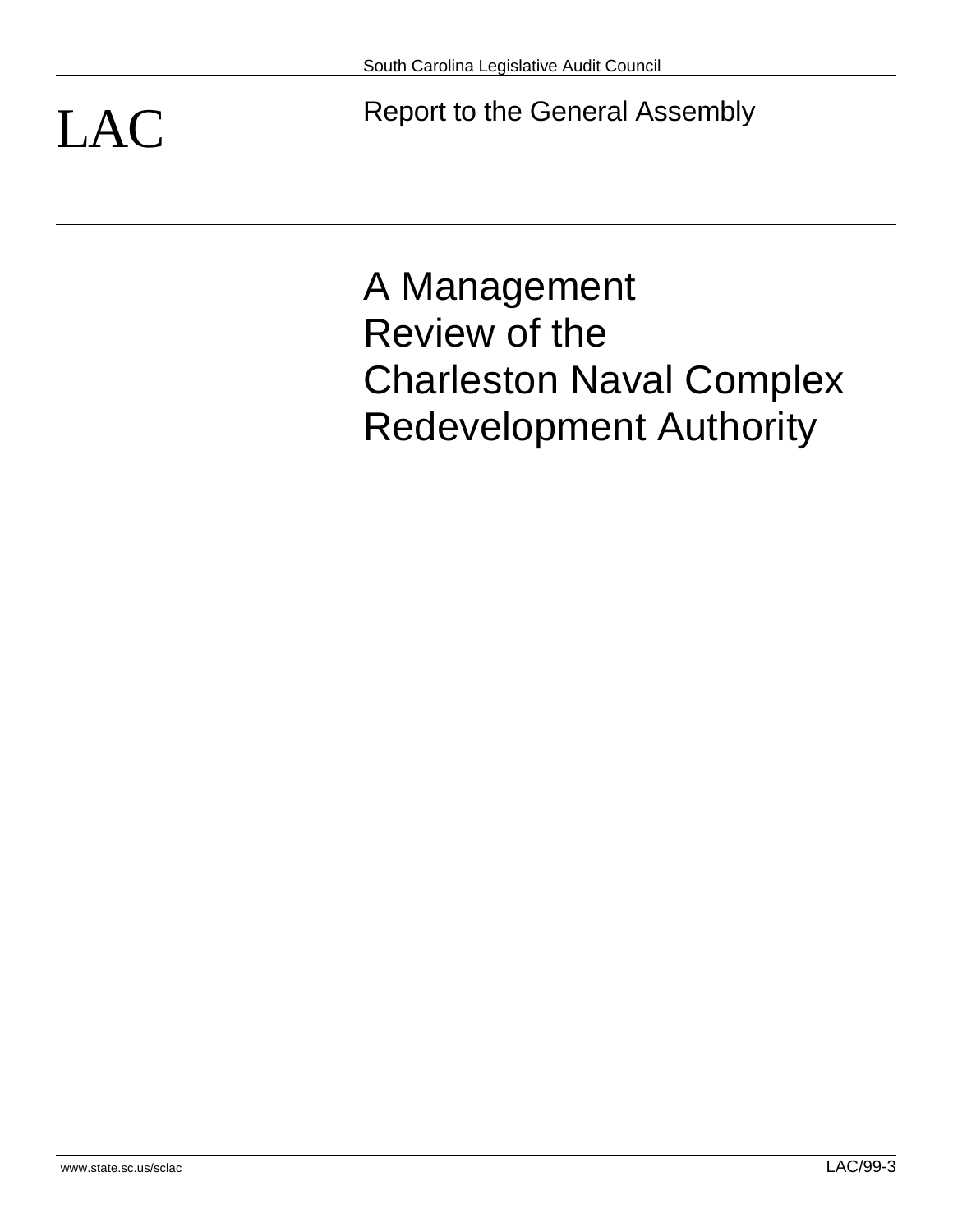South Carolina Legislative Audit Council

LAC

Report to the General Assembly

# A Management Review of the Charleston Naval Complex Redevelopment Authority

www.state.sc.us/sclac

LAC/99-3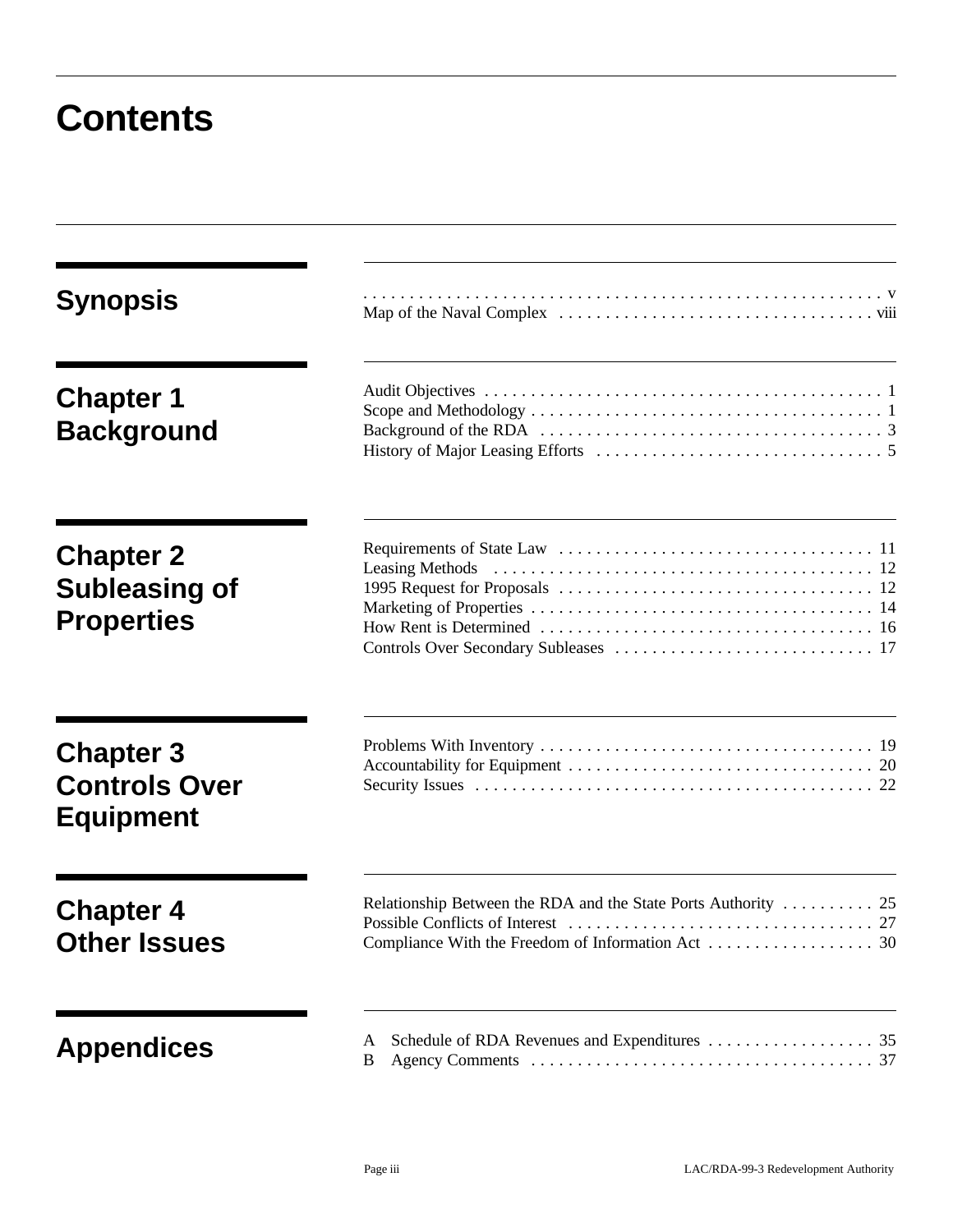# Contents

## Synopsis

. . . . . . . . . . . . . . . . . . . . . . . . . . . . . . . . . . . . . . . . . . . . . . . . . . . . . . . v
Map of the Naval Complex . . . . . . . . . . . . . . . . . . . . . . . . . . . . . . . . . . viii

## Chapter 1 Background

Audit Objectives . . . . . . . . . . . . . . . . . . . . . . . . . . . . . . . . . . . . . . . . . . . 1
Scope and Methodology . . . . . . . . . . . . . . . . . . . . . . . . . . . . . . . . . . . . . . 1
Background of the RDA . . . . . . . . . . . . . . . . . . . . . . . . . . . . . . . . . . . . . 3
History of Major Leasing Efforts . . . . . . . . . . . . . . . . . . . . . . . . . . . . . . . 5

## Chapter 2 Subleasing of Properties

Requirements of State Law . . . . . . . . . . . . . . . . . . . . . . . . . . . . . . . . . . 11
Leasing Methods . . . . . . . . . . . . . . . . . . . . . . . . . . . . . . . . . . . . . . . . . 12
1995 Request for Proposals . . . . . . . . . . . . . . . . . . . . . . . . . . . . . . . . . . 12
Marketing of Properties . . . . . . . . . . . . . . . . . . . . . . . . . . . . . . . . . . . . . 14
How Rent is Determined . . . . . . . . . . . . . . . . . . . . . . . . . . . . . . . . . . . . 16
Controls Over Secondary Subleases . . . . . . . . . . . . . . . . . . . . . . . . . . . . 17

## Chapter 3 Controls Over Equipment

Problems With Inventory . . . . . . . . . . . . . . . . . . . . . . . . . . . . . . . . . . . . 19
Accountability for Equipment . . . . . . . . . . . . . . . . . . . . . . . . . . . . . . . . . 20
Security Issues . . . . . . . . . . . . . . . . . . . . . . . . . . . . . . . . . . . . . . . . . . . 22

## Chapter 4 Other Issues

Relationship Between the RDA and the State Ports Authority . . . . . . . . . . 25
Possible Conflicts of Interest . . . . . . . . . . . . . . . . . . . . . . . . . . . . . . . . . 27
Compliance With the Freedom of Information Act . . . . . . . . . . . . . . . . . . 30

## Appendices

A Schedule of RDA Revenues and Expenditures . . . . . . . . . . . . . . . . . . 35
B Agency Comments . . . . . . . . . . . . . . . . . . . . . . . . . . . . . . . . . . . . . 37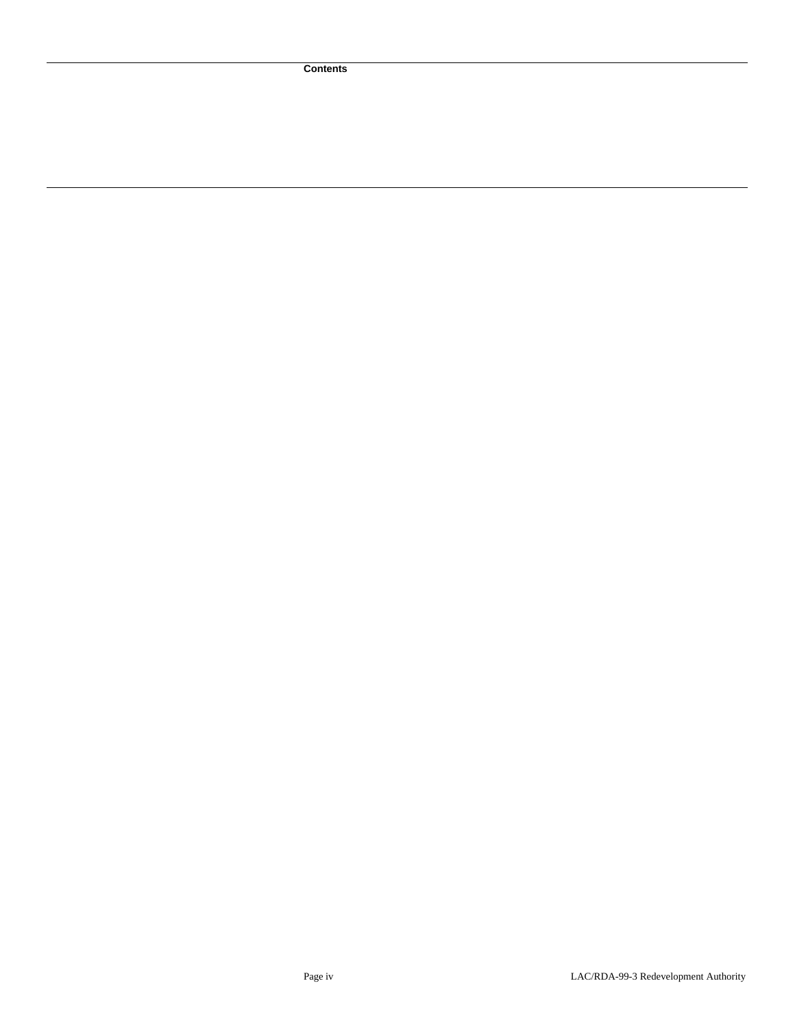**Contents**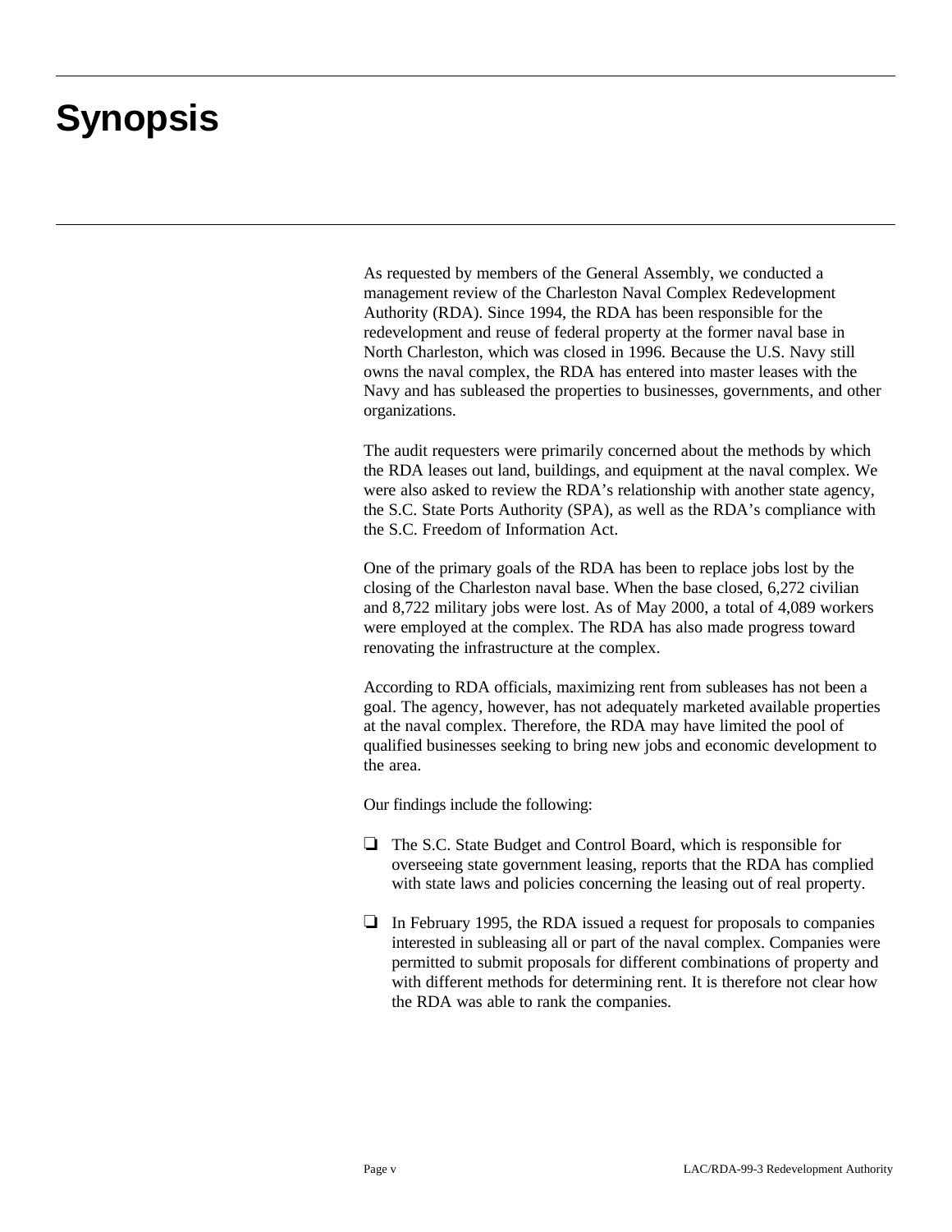# Synopsis

As requested by members of the General Assembly, we conducted a management review of the Charleston Naval Complex Redevelopment Authority (RDA). Since 1994, the RDA has been responsible for the redevelopment and reuse of federal property at the former naval base in North Charleston, which was closed in 1996. Because the U.S. Navy still owns the naval complex, the RDA has entered into master leases with the Navy and has subleased the properties to businesses, governments, and other organizations.

The audit requesters were primarily concerned about the methods by which the RDA leases out land, buildings, and equipment at the naval complex. We were also asked to review the RDA's relationship with another state agency, the S.C. State Ports Authority (SPA), as well as the RDA's compliance with the S.C. Freedom of Information Act.

One of the primary goals of the RDA has been to replace jobs lost by the closing of the Charleston naval base. When the base closed, 6,272 civilian and 8,722 military jobs were lost. As of May 2000, a total of 4,089 workers were employed at the complex. The RDA has also made progress toward renovating the infrastructure at the complex.

According to RDA officials, maximizing rent from subleases has not been a goal. The agency, however, has not adequately marketed available properties at the naval complex. Therefore, the RDA may have limited the pool of qualified businesses seeking to bring new jobs and economic development to the area.

Our findings include the following:

- The S.C. State Budget and Control Board, which is responsible for overseeing state government leasing, reports that the RDA has complied with state laws and policies concerning the leasing out of real property.

- In February 1995, the RDA issued a request for proposals to companies interested in subleasing all or part of the naval complex. Companies were permitted to submit proposals for different combinations of property and with different methods for determining rent. It is therefore not clear how the RDA was able to rank the companies.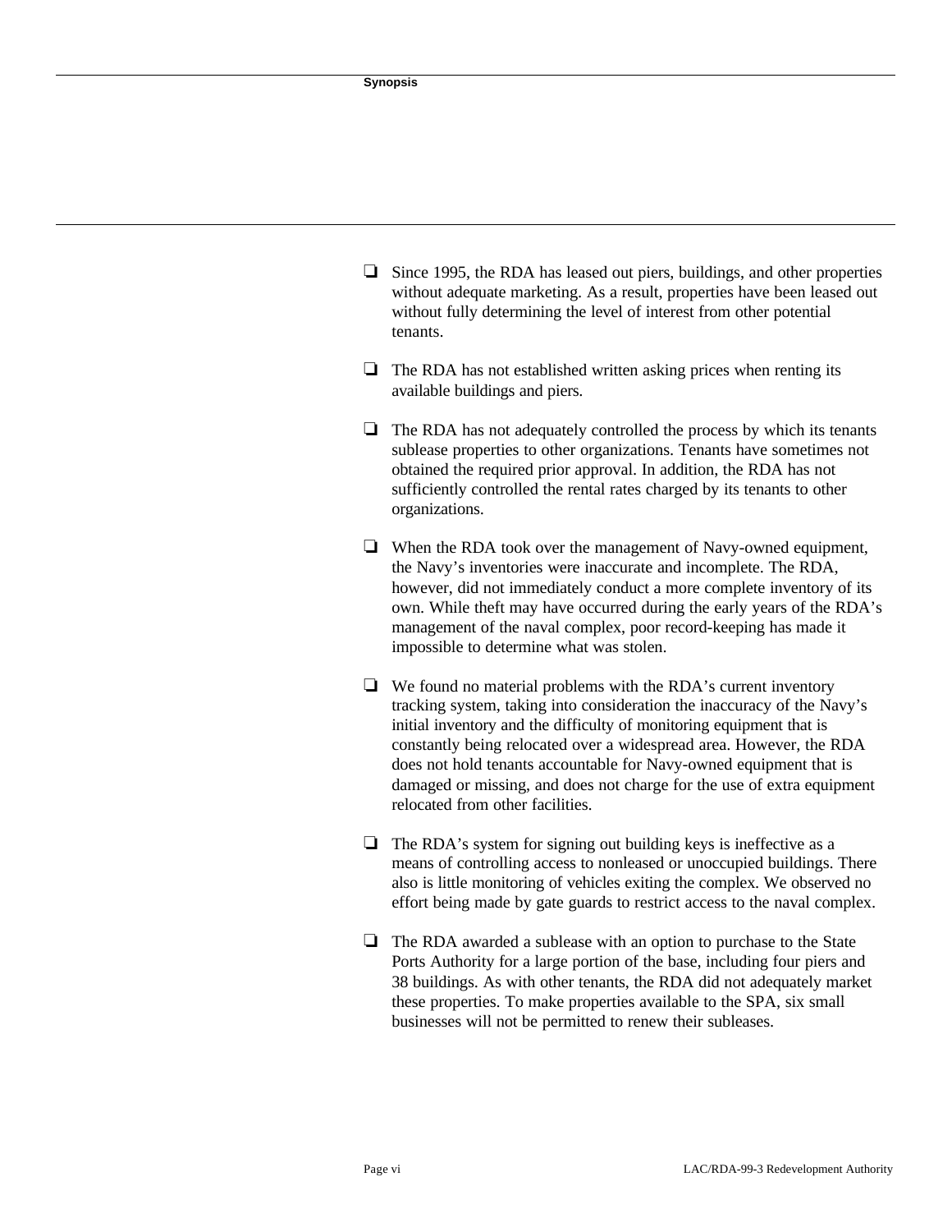- Since 1995, the RDA has leased out piers, buildings, and other properties without adequate marketing. As a result, properties have been leased out without fully determining the level of interest from other potential tenants.

- The RDA has not established written asking prices when renting its available buildings and piers.

- The RDA has not adequately controlled the process by which its tenants sublease properties to other organizations. Tenants have sometimes not obtained the required prior approval. In addition, the RDA has not sufficiently controlled the rental rates charged by its tenants to other organizations.

- When the RDA took over the management of Navy-owned equipment, the Navy's inventories were inaccurate and incomplete. The RDA, however, did not immediately conduct a more complete inventory of its own. While theft may have occurred during the early years of the RDA's management of the naval complex, poor record-keeping has made it impossible to determine what was stolen.

- We found no material problems with the RDA's current inventory tracking system, taking into consideration the inaccuracy of the Navy's initial inventory and the difficulty of monitoring equipment that is constantly being relocated over a widespread area. However, the RDA does not hold tenants accountable for Navy-owned equipment that is damaged or missing, and does not charge for the use of extra equipment relocated from other facilities.

- The RDA's system for signing out building keys is ineffective as a means of controlling access to nonleased or unoccupied buildings. There also is little monitoring of vehicles exiting the complex. We observed no effort being made by gate guards to restrict access to the naval complex.

- The RDA awarded a sublease with an option to purchase to the State Ports Authority for a large portion of the base, including four piers and 38 buildings. As with other tenants, the RDA did not adequately market these properties. To make properties available to the SPA, six small businesses will not be permitted to renew their subleases.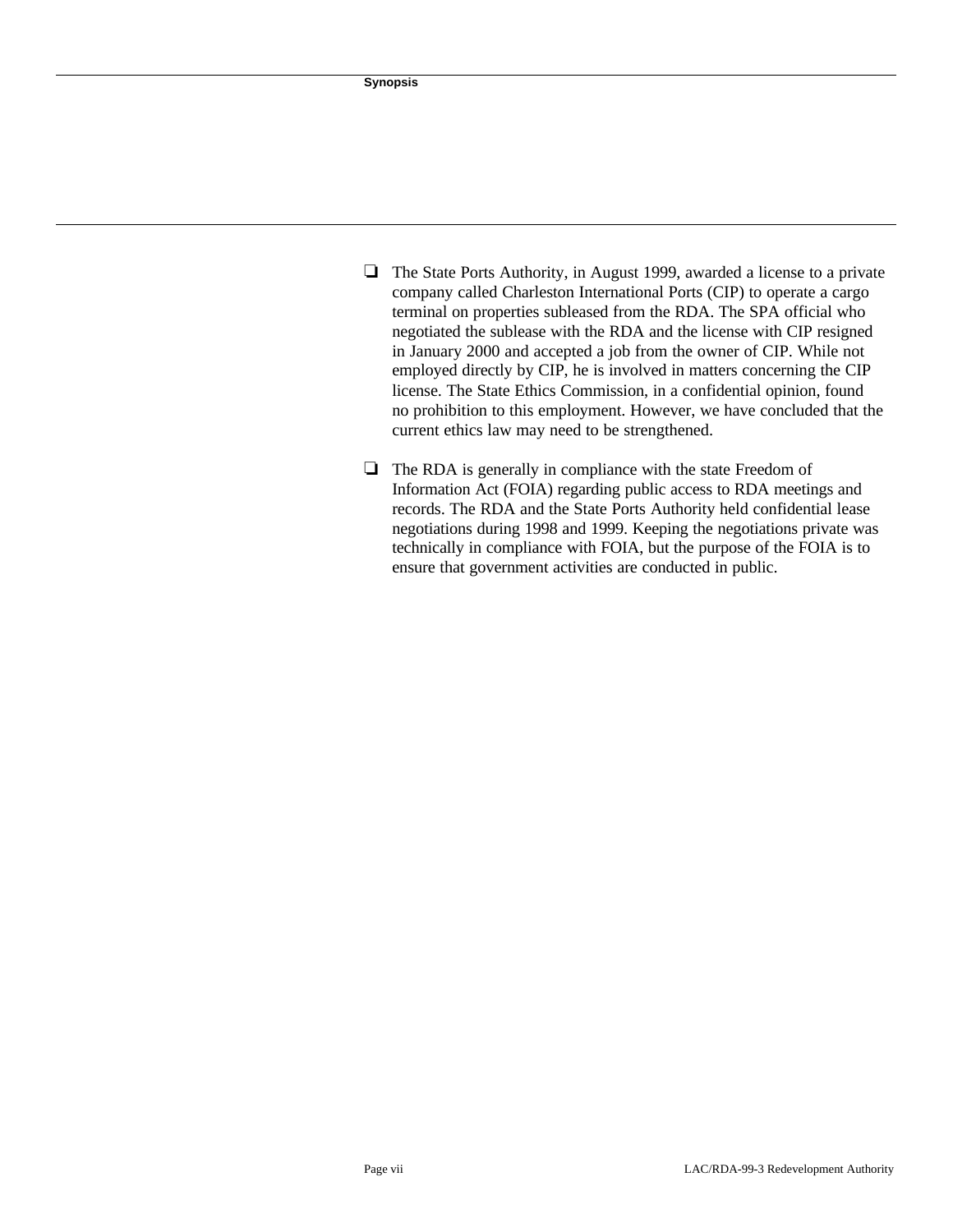- The State Ports Authority, in August 1999, awarded a license to a private company called Charleston International Ports (CIP) to operate a cargo terminal on properties subleased from the RDA. The SPA official who negotiated the sublease with the RDA and the license with CIP resigned in January 2000 and accepted a job from the owner of CIP. While not employed directly by CIP, he is involved in matters concerning the CIP license. The State Ethics Commission, in a confidential opinion, found no prohibition to this employment. However, we have concluded that the current ethics law may need to be strengthened.

- The RDA is generally in compliance with the state Freedom of Information Act (FOIA) regarding public access to RDA meetings and records. The RDA and the State Ports Authority held confidential lease negotiations during 1998 and 1999. Keeping the negotiations private was technically in compliance with FOIA, but the purpose of the FOIA is to ensure that government activities are conducted in public.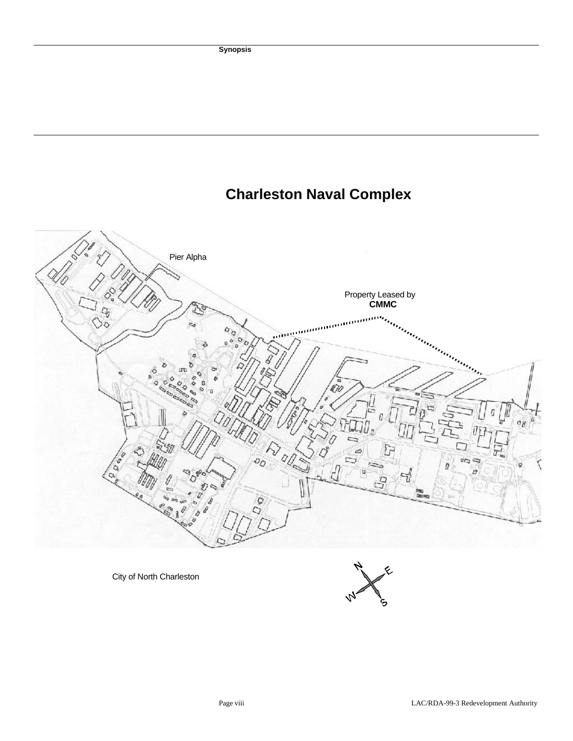# Charleston Naval Complex

Pier Alpha

Property Leased by **CMMC**

City of North Charleston

N E W S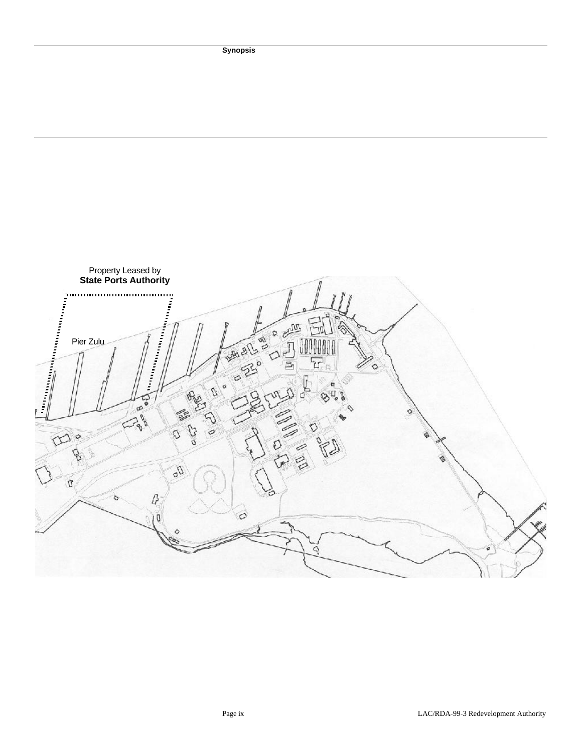Property Leased by
**State Ports Authority**

Pier Zulu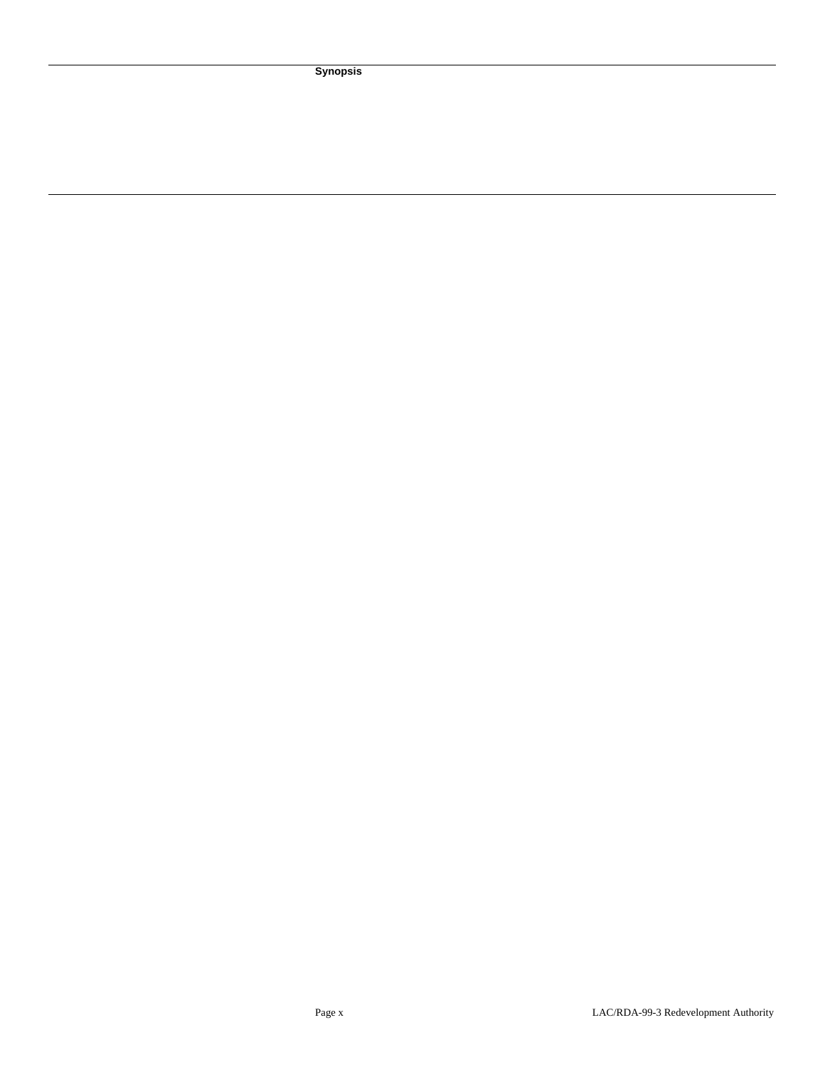**Synopsis**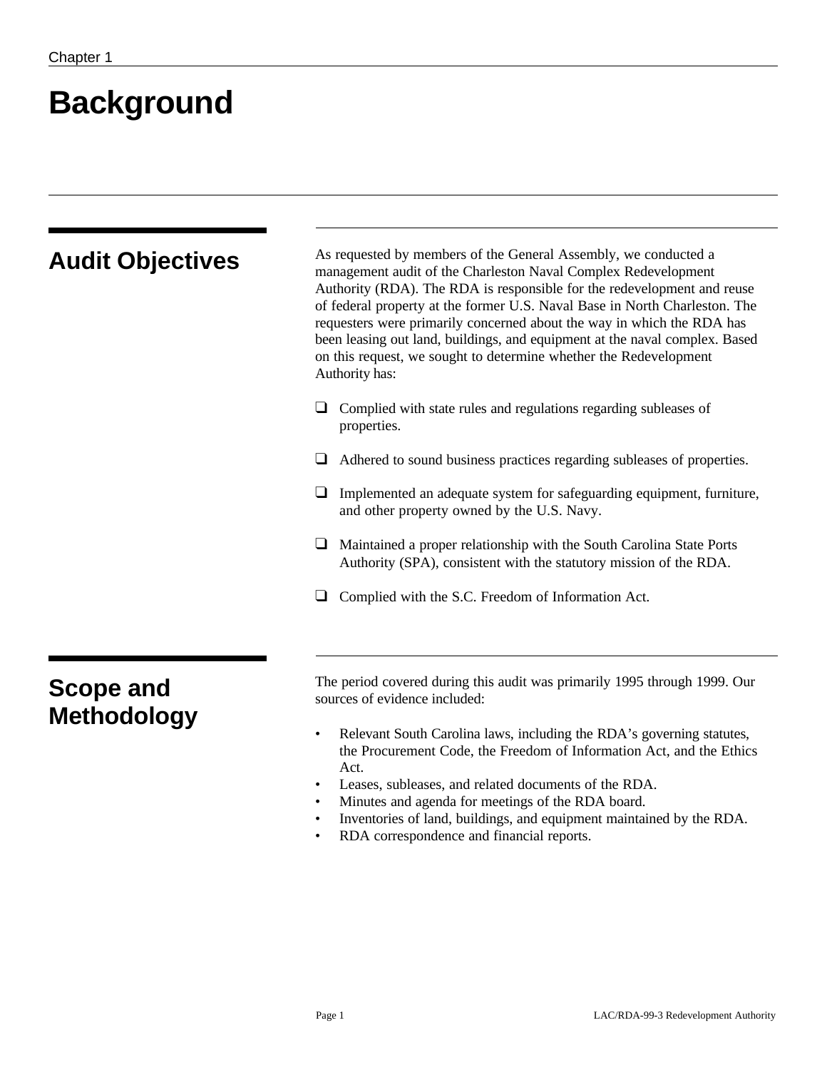Chapter 1

# Background

## Audit Objectives

As requested by members of the General Assembly, we conducted a management audit of the Charleston Naval Complex Redevelopment Authority (RDA). The RDA is responsible for the redevelopment and reuse of federal property at the former U.S. Naval Base in North Charleston. The requesters were primarily concerned about the way in which the RDA has been leasing out land, buildings, and equipment at the naval complex. Based on this request, we sought to determine whether the Redevelopment Authority has:

- Complied with state rules and regulations regarding subleases of properties.
- Adhered to sound business practices regarding subleases of properties.
- Implemented an adequate system for safeguarding equipment, furniture, and other property owned by the U.S. Navy.
- Maintained a proper relationship with the South Carolina State Ports Authority (SPA), consistent with the statutory mission of the RDA.
- Complied with the S.C. Freedom of Information Act.

## Scope and Methodology

The period covered during this audit was primarily 1995 through 1999. Our sources of evidence included:

- Relevant South Carolina laws, including the RDA's governing statutes, the Procurement Code, the Freedom of Information Act, and the Ethics Act.
- Leases, subleases, and related documents of the RDA.
- Minutes and agenda for meetings of the RDA board.
- Inventories of land, buildings, and equipment maintained by the RDA.
- RDA correspondence and financial reports.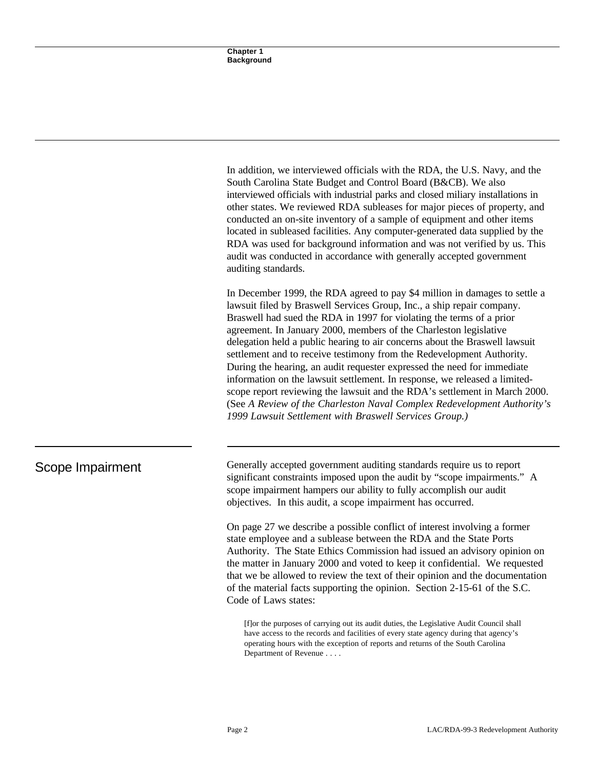In addition, we interviewed officials with the RDA, the U.S. Navy, and the South Carolina State Budget and Control Board (B&CB). We also interviewed officials with industrial parks and closed miliary installations in other states. We reviewed RDA subleases for major pieces of property, and conducted an on-site inventory of a sample of equipment and other items located in subleased facilities. Any computer-generated data supplied by the RDA was used for background information and was not verified by us. This audit was conducted in accordance with generally accepted government auditing standards.

In December 1999, the RDA agreed to pay $4 million in damages to settle a lawsuit filed by Braswell Services Group, Inc., a ship repair company. Braswell had sued the RDA in 1997 for violating the terms of a prior agreement. In January 2000, members of the Charleston legislative delegation held a public hearing to air concerns about the Braswell lawsuit settlement and to receive testimony from the Redevelopment Authority. During the hearing, an audit requester expressed the need for immediate information on the lawsuit settlement. In response, we released a limited-scope report reviewing the lawsuit and the RDA's settlement in March 2000. (See *A Review of the Charleston Naval Complex Redevelopment Authority's 1999 Lawsuit Settlement with Braswell Services Group.)*

## Scope Impairment

Generally accepted government auditing standards require us to report significant constraints imposed upon the audit by "scope impairments." A scope impairment hampers our ability to fully accomplish our audit objectives. In this audit, a scope impairment has occurred.

On page 27 we describe a possible conflict of interest involving a former state employee and a sublease between the RDA and the State Ports Authority. The State Ethics Commission had issued an advisory opinion on the matter in January 2000 and voted to keep it confidential. We requested that we be allowed to review the text of their opinion and the documentation of the material facts supporting the opinion. Section 2-15-61 of the S.C. Code of Laws states:

> [f]or the purposes of carrying out its audit duties, the Legislative Audit Council shall have access to the records and facilities of every state agency during that agency's operating hours with the exception of reports and returns of the South Carolina Department of Revenue . . . .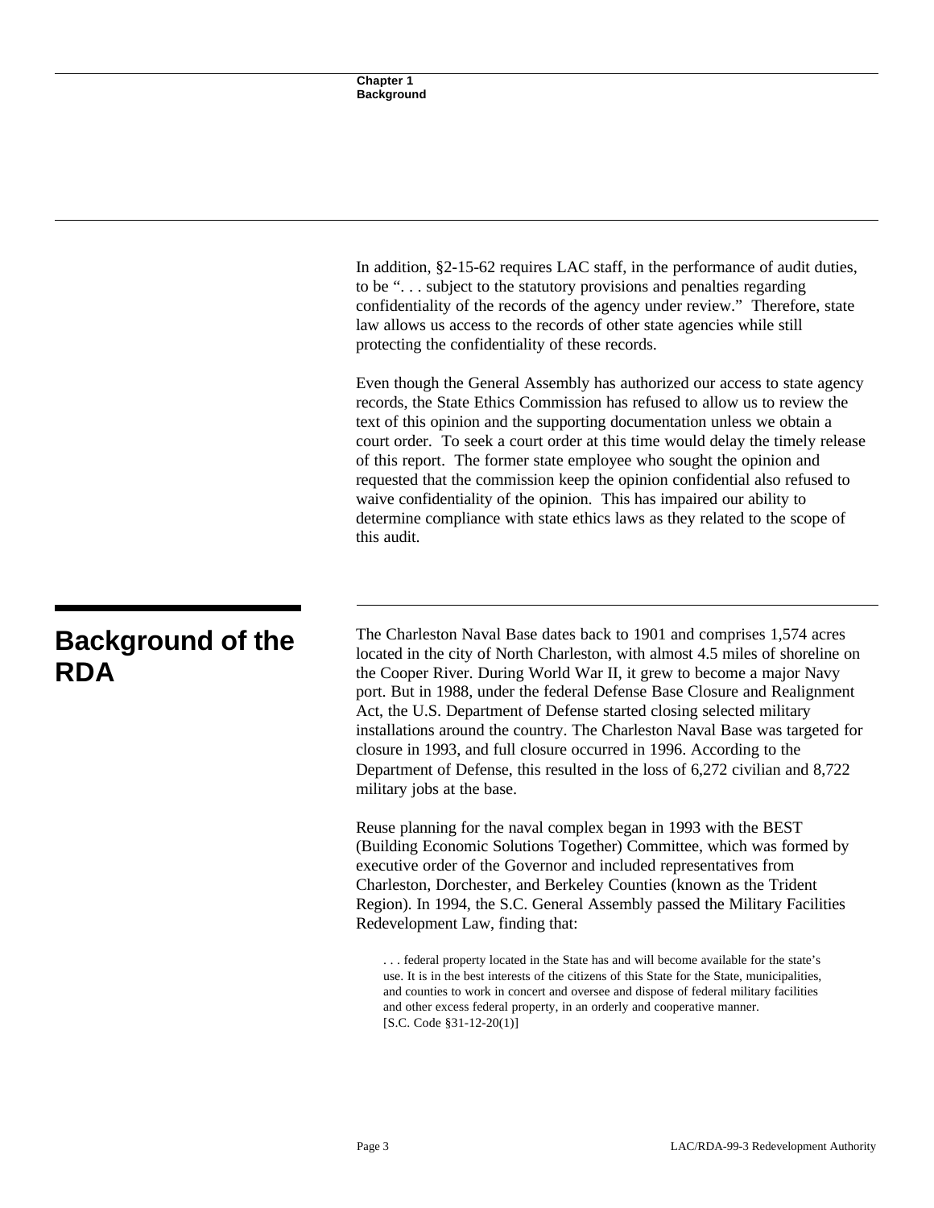In addition, §2-15-62 requires LAC staff, in the performance of audit duties, to be ". . . subject to the statutory provisions and penalties regarding confidentiality of the records of the agency under review." Therefore, state law allows us access to the records of other state agencies while still protecting the confidentiality of these records.

Even though the General Assembly has authorized our access to state agency records, the State Ethics Commission has refused to allow us to review the text of this opinion and the supporting documentation unless we obtain a court order. To seek a court order at this time would delay the timely release of this report. The former state employee who sought the opinion and requested that the commission keep the opinion confidential also refused to waive confidentiality of the opinion. This has impaired our ability to determine compliance with state ethics laws as they related to the scope of this audit.

## Background of the RDA

The Charleston Naval Base dates back to 1901 and comprises 1,574 acres located in the city of North Charleston, with almost 4.5 miles of shoreline on the Cooper River. During World War II, it grew to become a major Navy port. But in 1988, under the federal Defense Base Closure and Realignment Act, the U.S. Department of Defense started closing selected military installations around the country. The Charleston Naval Base was targeted for closure in 1993, and full closure occurred in 1996. According to the Department of Defense, this resulted in the loss of 6,272 civilian and 8,722 military jobs at the base.

Reuse planning for the naval complex began in 1993 with the BEST (Building Economic Solutions Together) Committee, which was formed by executive order of the Governor and included representatives from Charleston, Dorchester, and Berkeley Counties (known as the Trident Region). In 1994, the S.C. General Assembly passed the Military Facilities Redevelopment Law, finding that:

> . . . federal property located in the State has and will become available for the state's use. It is in the best interests of the citizens of this State for the State, municipalities, and counties to work in concert and oversee and dispose of federal military facilities and other excess federal property, in an orderly and cooperative manner.
> [S.C. Code §31-12-20(1)]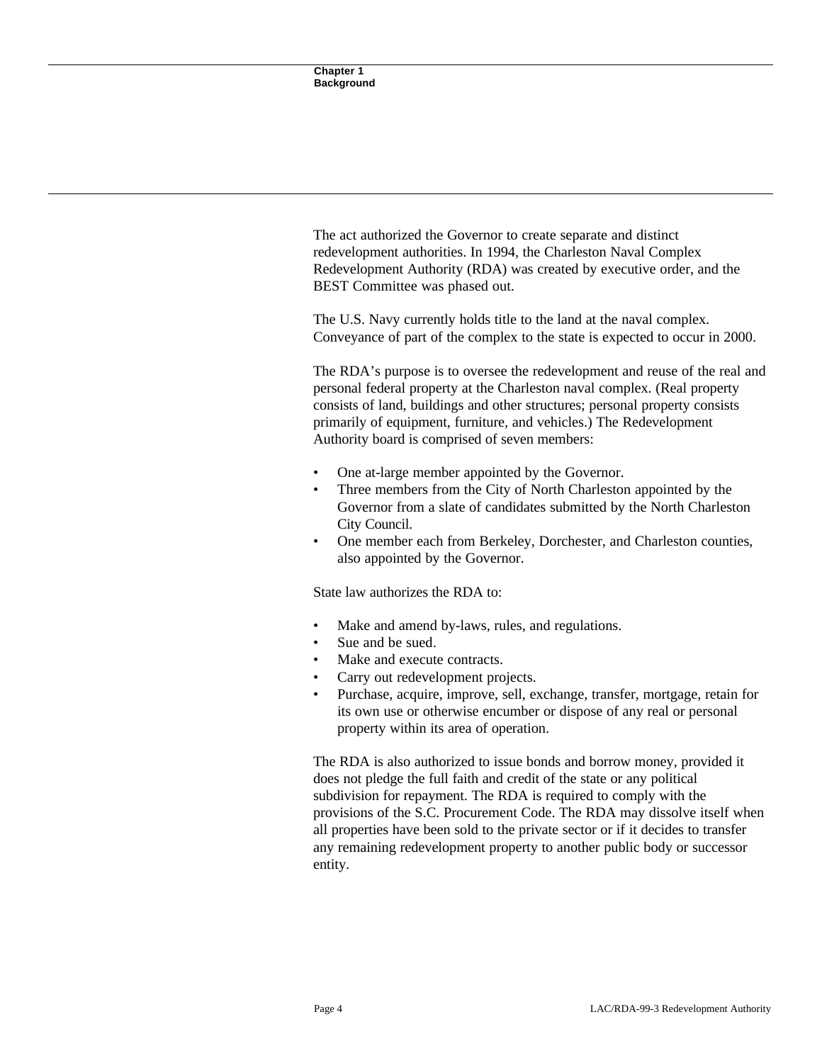The act authorized the Governor to create separate and distinct redevelopment authorities. In 1994, the Charleston Naval Complex Redevelopment Authority (RDA) was created by executive order, and the BEST Committee was phased out.

The U.S. Navy currently holds title to the land at the naval complex. Conveyance of part of the complex to the state is expected to occur in 2000.

The RDA's purpose is to oversee the redevelopment and reuse of the real and personal federal property at the Charleston naval complex. (Real property consists of land, buildings and other structures; personal property consists primarily of equipment, furniture, and vehicles.) The Redevelopment Authority board is comprised of seven members:

- One at-large member appointed by the Governor.
- Three members from the City of North Charleston appointed by the Governor from a slate of candidates submitted by the North Charleston City Council.
- One member each from Berkeley, Dorchester, and Charleston counties, also appointed by the Governor.

State law authorizes the RDA to:

- Make and amend by-laws, rules, and regulations.
- Sue and be sued.
- Make and execute contracts.
- Carry out redevelopment projects.
- Purchase, acquire, improve, sell, exchange, transfer, mortgage, retain for its own use or otherwise encumber or dispose of any real or personal property within its area of operation.

The RDA is also authorized to issue bonds and borrow money, provided it does not pledge the full faith and credit of the state or any political subdivision for repayment. The RDA is required to comply with the provisions of the S.C. Procurement Code. The RDA may dissolve itself when all properties have been sold to the private sector or if it decides to transfer any remaining redevelopment property to another public body or successor entity.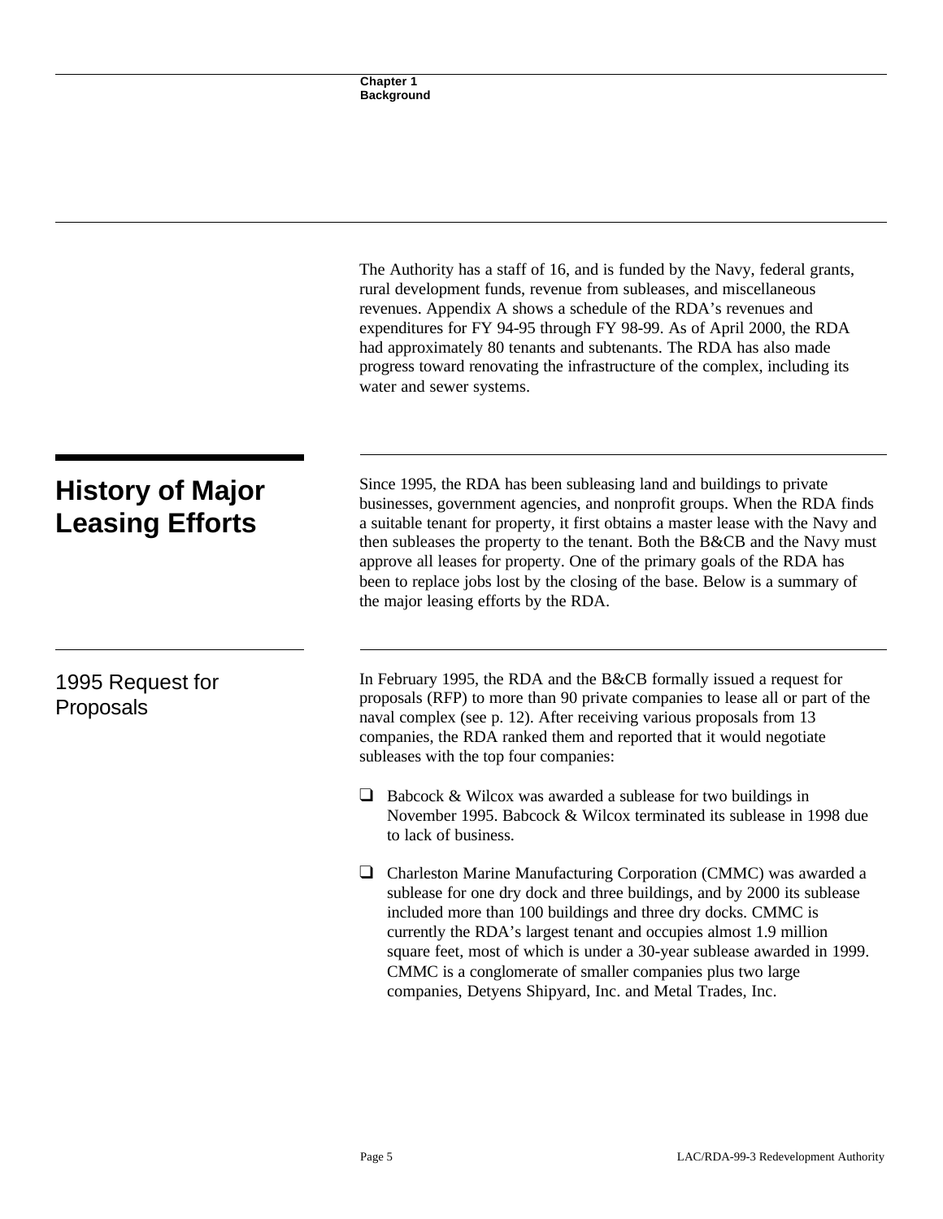The Authority has a staff of 16, and is funded by the Navy, federal grants, rural development funds, revenue from subleases, and miscellaneous revenues. Appendix A shows a schedule of the RDA's revenues and expenditures for FY 94-95 through FY 98-99. As of April 2000, the RDA had approximately 80 tenants and subtenants. The RDA has also made progress toward renovating the infrastructure of the complex, including its water and sewer systems.

## History of Major Leasing Efforts

Since 1995, the RDA has been subleasing land and buildings to private businesses, government agencies, and nonprofit groups. When the RDA finds a suitable tenant for property, it first obtains a master lease with the Navy and then subleases the property to the tenant. Both the B&CB and the Navy must approve all leases for property. One of the primary goals of the RDA has been to replace jobs lost by the closing of the base. Below is a summary of the major leasing efforts by the RDA.

### 1995 Request for Proposals

In February 1995, the RDA and the B&CB formally issued a request for proposals (RFP) to more than 90 private companies to lease all or part of the naval complex (see p. 12). After receiving various proposals from 13 companies, the RDA ranked them and reported that it would negotiate subleases with the top four companies:

- Babcock & Wilcox was awarded a sublease for two buildings in November 1995. Babcock & Wilcox terminated its sublease in 1998 due to lack of business.

- Charleston Marine Manufacturing Corporation (CMMC) was awarded a sublease for one dry dock and three buildings, and by 2000 its sublease included more than 100 buildings and three dry docks. CMMC is currently the RDA's largest tenant and occupies almost 1.9 million square feet, most of which is under a 30-year sublease awarded in 1999. CMMC is a conglomerate of smaller companies plus two large companies, Detyens Shipyard, Inc. and Metal Trades, Inc.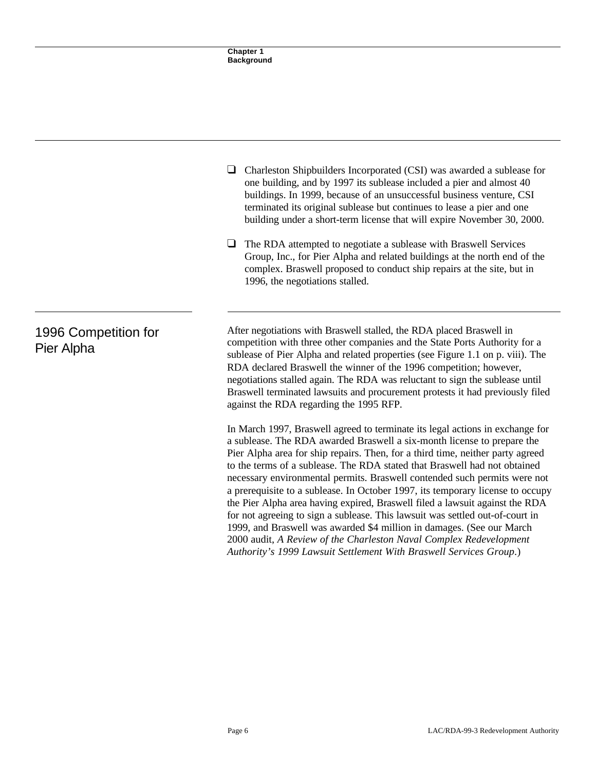- Charleston Shipbuilders Incorporated (CSI) was awarded a sublease for one building, and by 1997 its sublease included a pier and almost 40 buildings. In 1999, because of an unsuccessful business venture, CSI terminated its original sublease but continues to lease a pier and one building under a short-term license that will expire November 30, 2000.

- The RDA attempted to negotiate a sublease with Braswell Services Group, Inc., for Pier Alpha and related buildings at the north end of the complex. Braswell proposed to conduct ship repairs at the site, but in 1996, the negotiations stalled.

## 1996 Competition for Pier Alpha

After negotiations with Braswell stalled, the RDA placed Braswell in competition with three other companies and the State Ports Authority for a sublease of Pier Alpha and related properties (see Figure 1.1 on p. viii). The RDA declared Braswell the winner of the 1996 competition; however, negotiations stalled again. The RDA was reluctant to sign the sublease until Braswell terminated lawsuits and procurement protests it had previously filed against the RDA regarding the 1995 RFP.

In March 1997, Braswell agreed to terminate its legal actions in exchange for a sublease. The RDA awarded Braswell a six-month license to prepare the Pier Alpha area for ship repairs. Then, for a third time, neither party agreed to the terms of a sublease. The RDA stated that Braswell had not obtained necessary environmental permits. Braswell contended such permits were not a prerequisite to a sublease. In October 1997, its temporary license to occupy the Pier Alpha area having expired, Braswell filed a lawsuit against the RDA for not agreeing to sign a sublease. This lawsuit was settled out-of-court in 1999, and Braswell was awarded $4 million in damages. (See our March 2000 audit, *A Review of the Charleston Naval Complex Redevelopment Authority's 1999 Lawsuit Settlement With Braswell Services Group*.)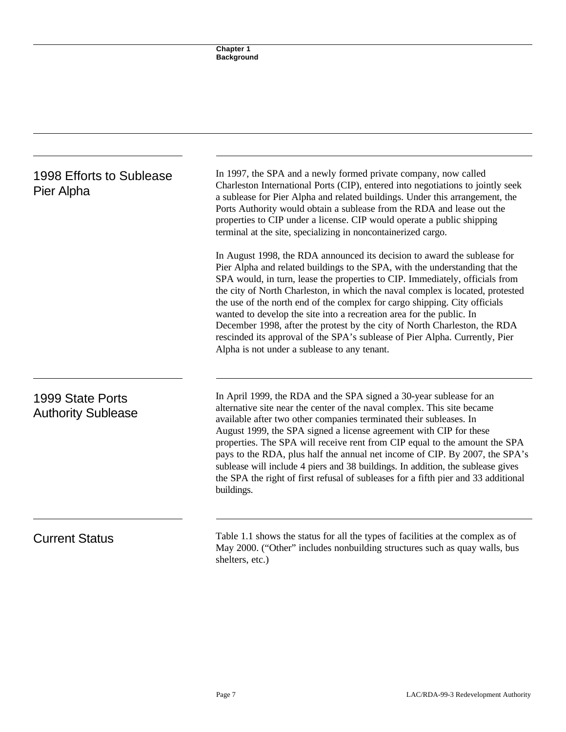## 1998 Efforts to Sublease Pier Alpha

In 1997, the SPA and a newly formed private company, now called Charleston International Ports (CIP), entered into negotiations to jointly seek a sublease for Pier Alpha and related buildings. Under this arrangement, the Ports Authority would obtain a sublease from the RDA and lease out the properties to CIP under a license. CIP would operate a public shipping terminal at the site, specializing in noncontainerized cargo.

In August 1998, the RDA announced its decision to award the sublease for Pier Alpha and related buildings to the SPA, with the understanding that the SPA would, in turn, lease the properties to CIP. Immediately, officials from the city of North Charleston, in which the naval complex is located, protested the use of the north end of the complex for cargo shipping. City officials wanted to develop the site into a recreation area for the public. In December 1998, after the protest by the city of North Charleston, the RDA rescinded its approval of the SPA's sublease of Pier Alpha. Currently, Pier Alpha is not under a sublease to any tenant.

## 1999 State Ports Authority Sublease

In April 1999, the RDA and the SPA signed a 30-year sublease for an alternative site near the center of the naval complex. This site became available after two other companies terminated their subleases. In August 1999, the SPA signed a license agreement with CIP for these properties. The SPA will receive rent from CIP equal to the amount the SPA pays to the RDA, plus half the annual net income of CIP. By 2007, the SPA's sublease will include 4 piers and 38 buildings. In addition, the sublease gives the SPA the right of first refusal of subleases for a fifth pier and 33 additional buildings.

## Current Status

Table 1.1 shows the status for all the types of facilities at the complex as of May 2000. ("Other" includes nonbuilding structures such as quay walls, bus shelters, etc.)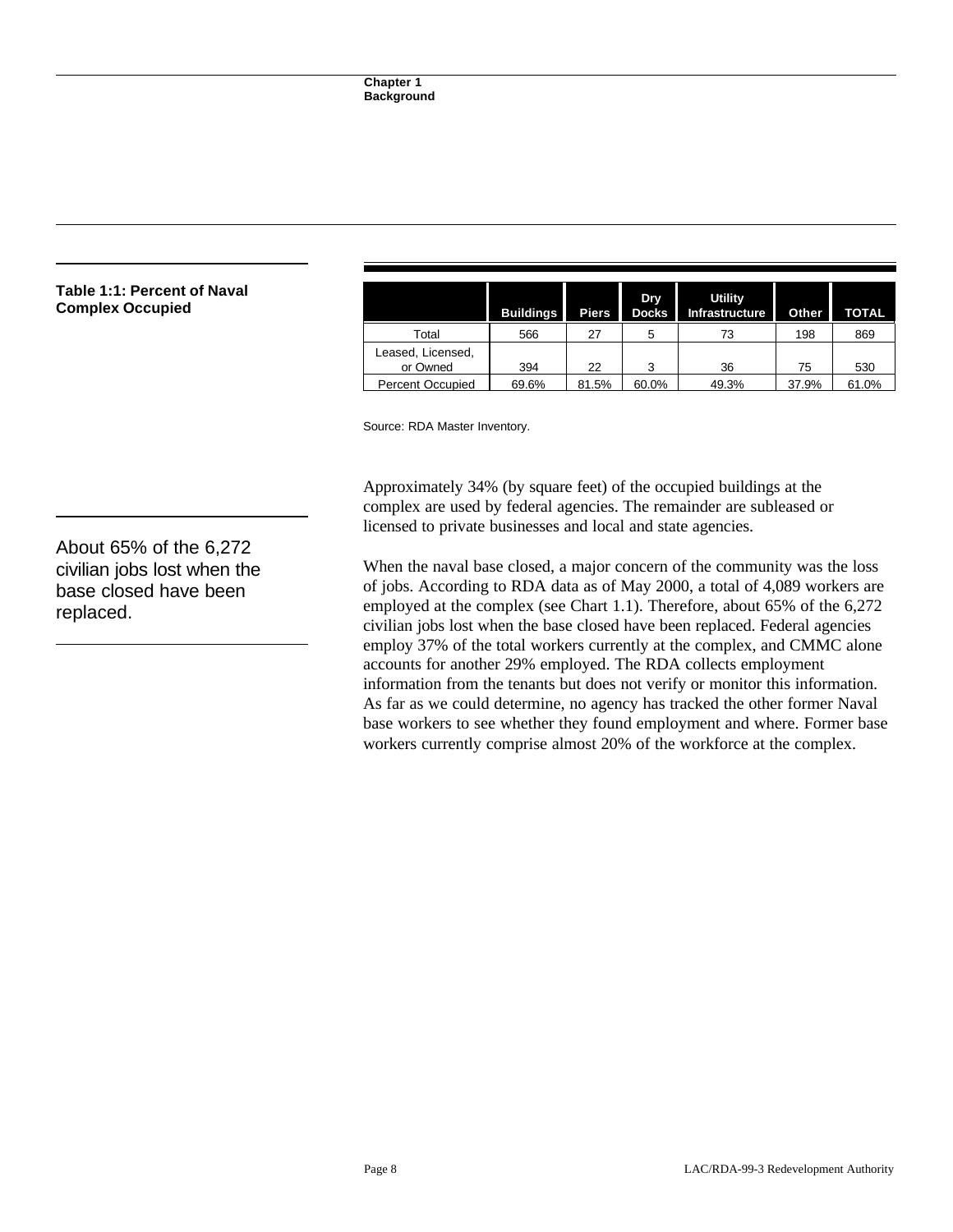**Table 1:1: Percent of Naval Complex Occupied**

| | Buildings | Piers | Dry Docks | Utility Infrastructure | Other | TOTAL |
|---|---|---|---|---|---|---|
| Total | 566 | 27 | 5 | 73 | 198 | 869 |
| Leased, Licensed, or Owned | 394 | 22 | 3 | 36 | 75 | 530 |
| Percent Occupied | 69.6% | 81.5% | 60.0% | 49.3% | 37.9% | 61.0% |

Source: RDA Master Inventory.

Approximately 34% (by square feet) of the occupied buildings at the complex are used by federal agencies. The remainder are subleased or licensed to private businesses and local and state agencies.

About 65% of the 6,272 civilian jobs lost when the base closed have been replaced.

When the naval base closed, a major concern of the community was the loss of jobs. According to RDA data as of May 2000, a total of 4,089 workers are employed at the complex (see Chart 1.1). Therefore, about 65% of the 6,272 civilian jobs lost when the base closed have been replaced. Federal agencies employ 37% of the total workers currently at the complex, and CMMC alone accounts for another 29% employed. The RDA collects employment information from the tenants but does not verify or monitor this information. As far as we could determine, no agency has tracked the other former Naval base workers to see whether they found employment and where. Former base workers currently comprise almost 20% of the workforce at the complex.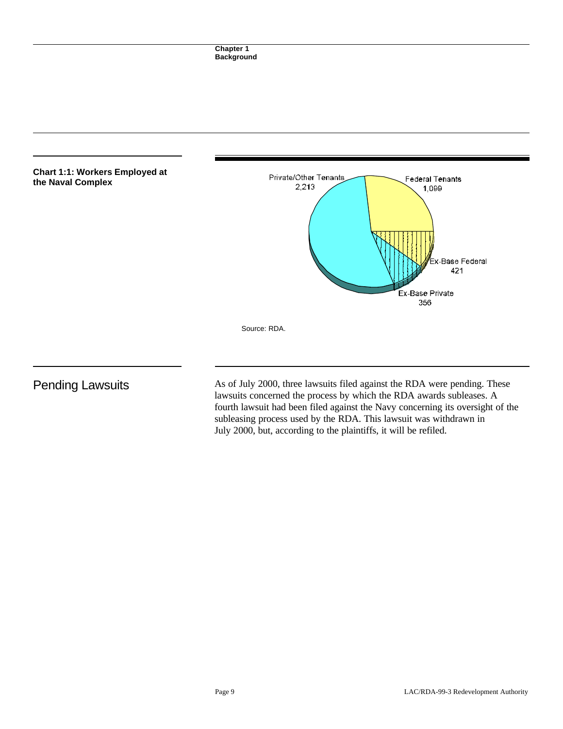**Chart 1:1: Workers Employed at the Naval Complex**

Private/Other Tenants 2,213

Federal Tenants 1,099

Ex-Base Federal 421

Ex-Base Private 356

Source: RDA.

## Pending Lawsuits

As of July 2000, three lawsuits filed against the RDA were pending. These lawsuits concerned the process by which the RDA awards subleases. A fourth lawsuit had been filed against the Navy concerning its oversight of the subleasing process used by the RDA. This lawsuit was withdrawn in July 2000, but, according to the plaintiffs, it will be refiled.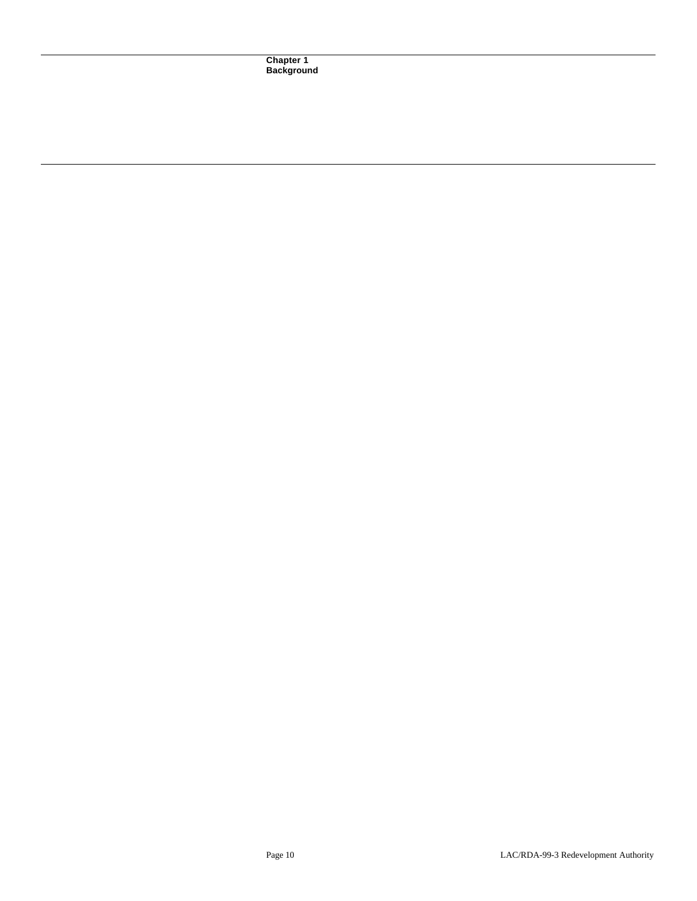**Chapter 1**
**Background**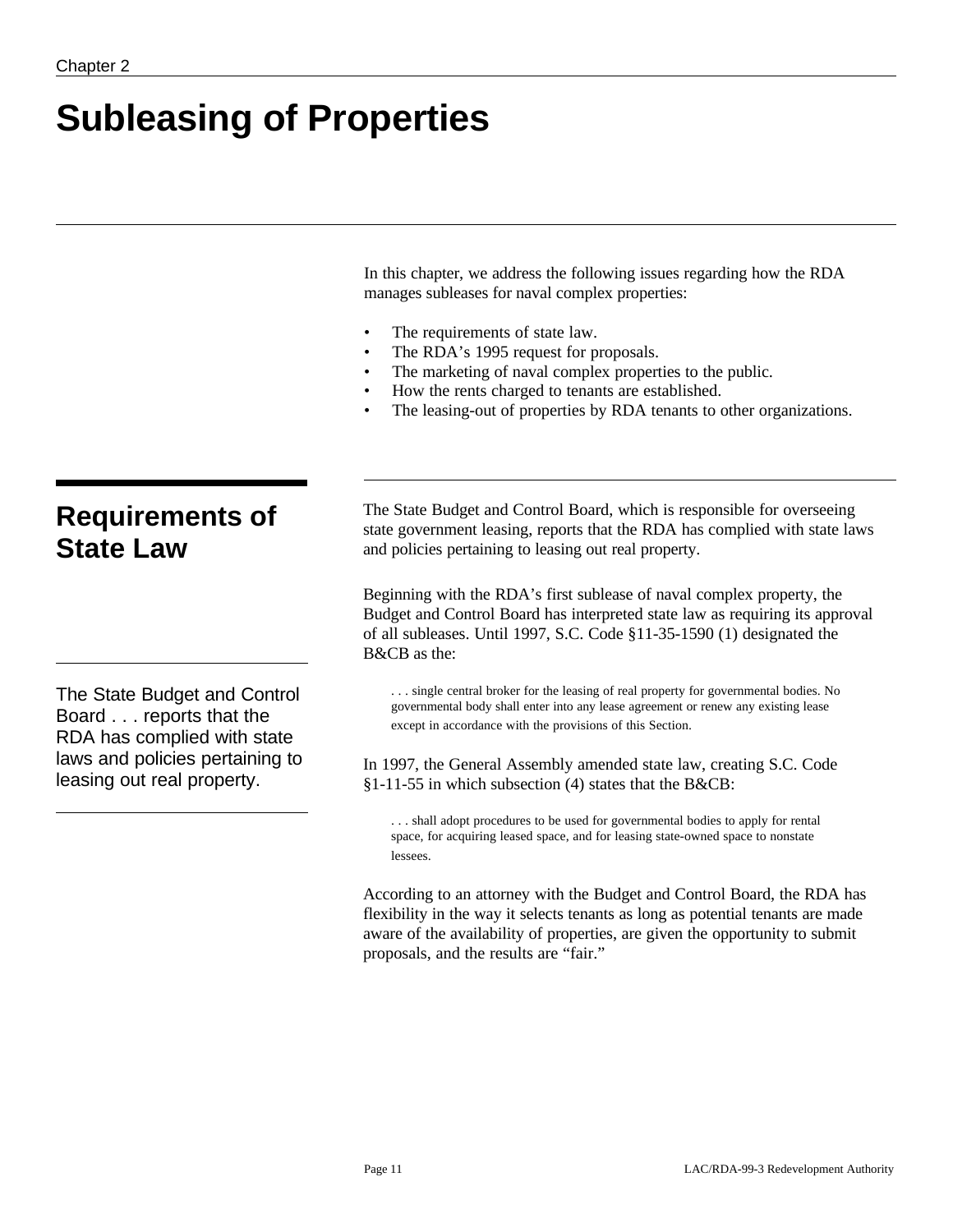Chapter 2

# Subleasing of Properties

In this chapter, we address the following issues regarding how the RDA manages subleases for naval complex properties:

- The requirements of state law.
- The RDA's 1995 request for proposals.
- The marketing of naval complex properties to the public.
- How the rents charged to tenants are established.
- The leasing-out of properties by RDA tenants to other organizations.

## Requirements of State Law

The State Budget and Control Board, which is responsible for overseeing state government leasing, reports that the RDA has complied with state laws and policies pertaining to leasing out real property.

> The State Budget and Control Board . . . reports that the RDA has complied with state laws and policies pertaining to leasing out real property.

Beginning with the RDA's first sublease of naval complex property, the Budget and Control Board has interpreted state law as requiring its approval of all subleases. Until 1997, S.C. Code §11-35-1590 (1) designated the B&CB as the:

> . . . single central broker for the leasing of real property for governmental bodies. No governmental body shall enter into any lease agreement or renew any existing lease except in accordance with the provisions of this Section.

In 1997, the General Assembly amended state law, creating S.C. Code §1-11-55 in which subsection (4) states that the B&CB:

> . . . shall adopt procedures to be used for governmental bodies to apply for rental space, for acquiring leased space, and for leasing state-owned space to nonstate lessees.

According to an attorney with the Budget and Control Board, the RDA has flexibility in the way it selects tenants as long as potential tenants are made aware of the availability of properties, are given the opportunity to submit proposals, and the results are "fair."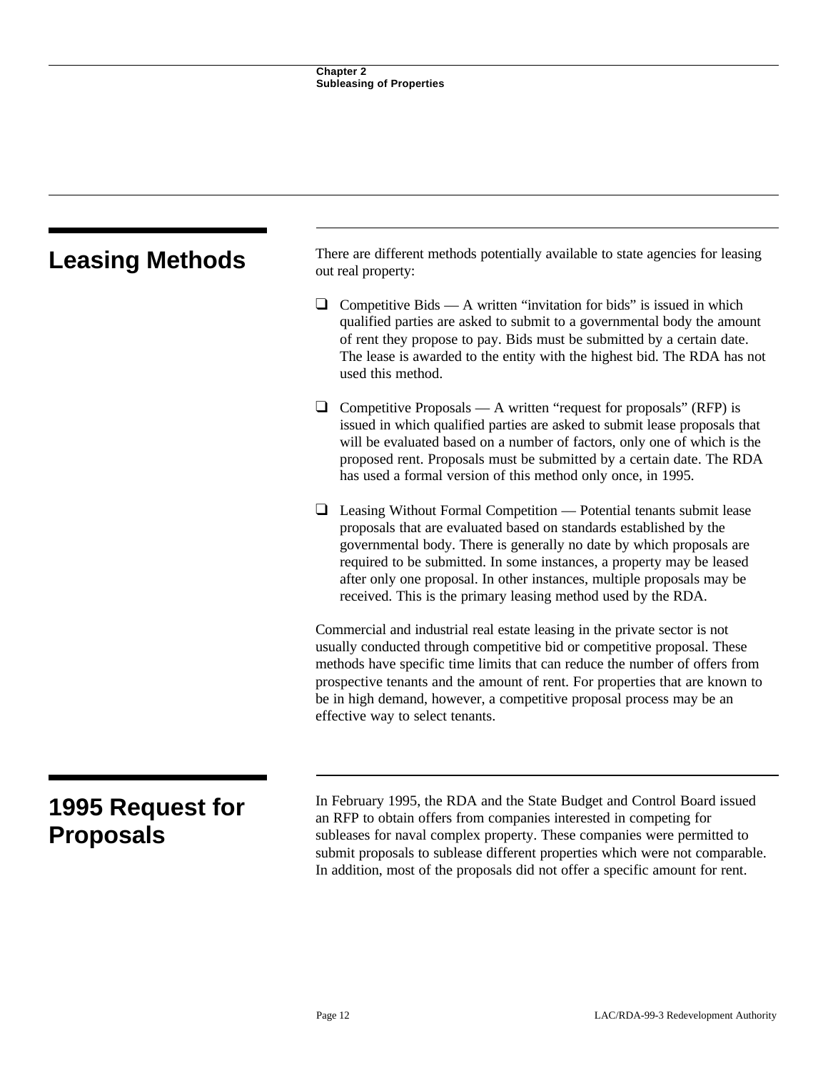## Leasing Methods

There are different methods potentially available to state agencies for leasing out real property:

- Competitive Bids — A written "invitation for bids" is issued in which qualified parties are asked to submit to a governmental body the amount of rent they propose to pay. Bids must be submitted by a certain date. The lease is awarded to the entity with the highest bid. The RDA has not used this method.

- Competitive Proposals — A written "request for proposals" (RFP) is issued in which qualified parties are asked to submit lease proposals that will be evaluated based on a number of factors, only one of which is the proposed rent. Proposals must be submitted by a certain date. The RDA has used a formal version of this method only once, in 1995.

- Leasing Without Formal Competition — Potential tenants submit lease proposals that are evaluated based on standards established by the governmental body. There is generally no date by which proposals are required to be submitted. In some instances, a property may be leased after only one proposal. In other instances, multiple proposals may be received. This is the primary leasing method used by the RDA.

Commercial and industrial real estate leasing in the private sector is not usually conducted through competitive bid or competitive proposal. These methods have specific time limits that can reduce the number of offers from prospective tenants and the amount of rent. For properties that are known to be in high demand, however, a competitive proposal process may be an effective way to select tenants.

## 1995 Request for Proposals

In February 1995, the RDA and the State Budget and Control Board issued an RFP to obtain offers from companies interested in competing for subleases for naval complex property. These companies were permitted to submit proposals to sublease different properties which were not comparable. In addition, most of the proposals did not offer a specific amount for rent.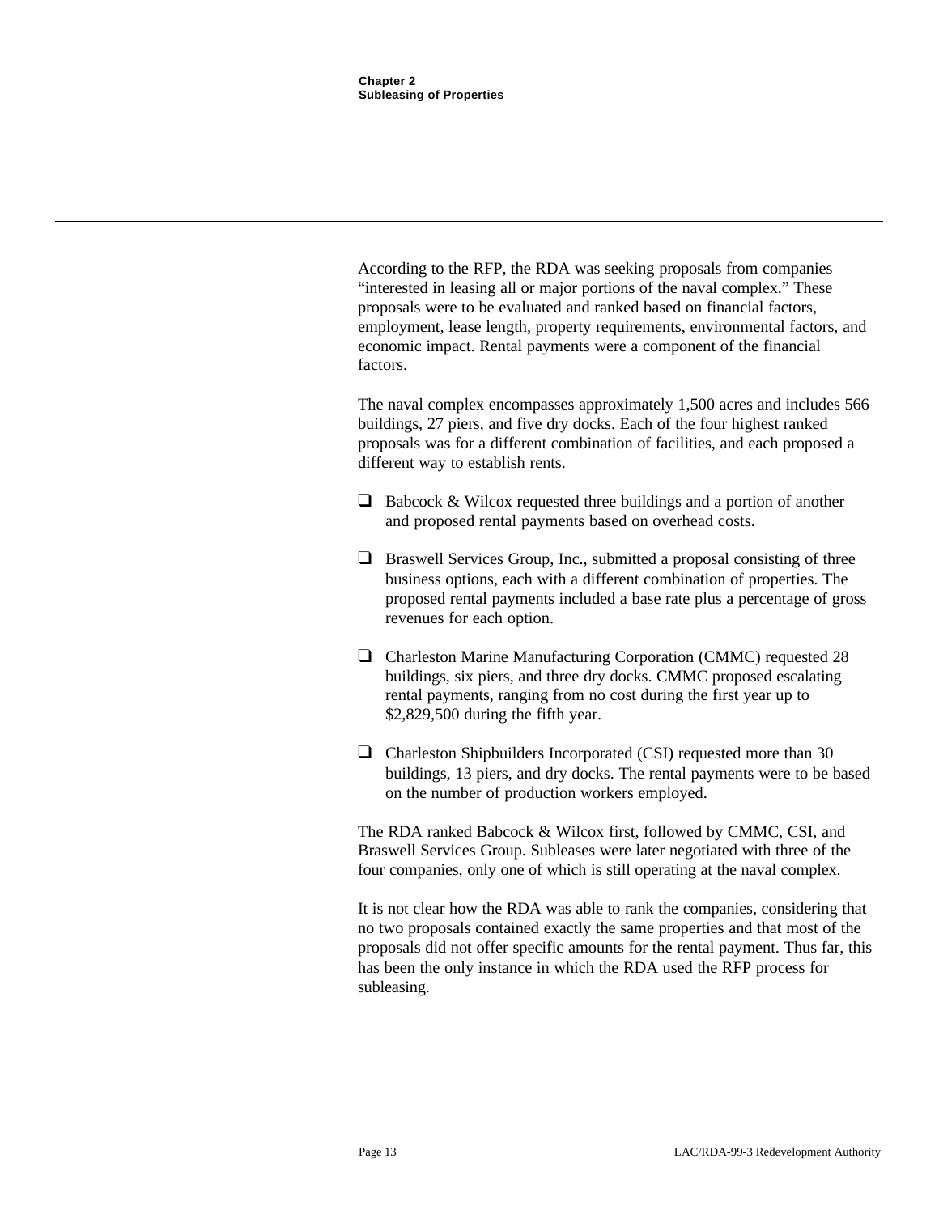According to the RFP, the RDA was seeking proposals from companies "interested in leasing all or major portions of the naval complex." These proposals were to be evaluated and ranked based on financial factors, employment, lease length, property requirements, environmental factors, and economic impact. Rental payments were a component of the financial factors.

The naval complex encompasses approximately 1,500 acres and includes 566 buildings, 27 piers, and five dry docks. Each of the four highest ranked proposals was for a different combination of facilities, and each proposed a different way to establish rents.

- Babcock & Wilcox requested three buildings and a portion of another and proposed rental payments based on overhead costs.
- Braswell Services Group, Inc., submitted a proposal consisting of three business options, each with a different combination of properties. The proposed rental payments included a base rate plus a percentage of gross revenues for each option.
- Charleston Marine Manufacturing Corporation (CMMC) requested 28 buildings, six piers, and three dry docks. CMMC proposed escalating rental payments, ranging from no cost during the first year up to $2,829,500 during the fifth year.
- Charleston Shipbuilders Incorporated (CSI) requested more than 30 buildings, 13 piers, and dry docks. The rental payments were to be based on the number of production workers employed.

The RDA ranked Babcock & Wilcox first, followed by CMMC, CSI, and Braswell Services Group. Subleases were later negotiated with three of the four companies, only one of which is still operating at the naval complex.

It is not clear how the RDA was able to rank the companies, considering that no two proposals contained exactly the same properties and that most of the proposals did not offer specific amounts for the rental payment. Thus far, this has been the only instance in which the RDA used the RFP process for subleasing.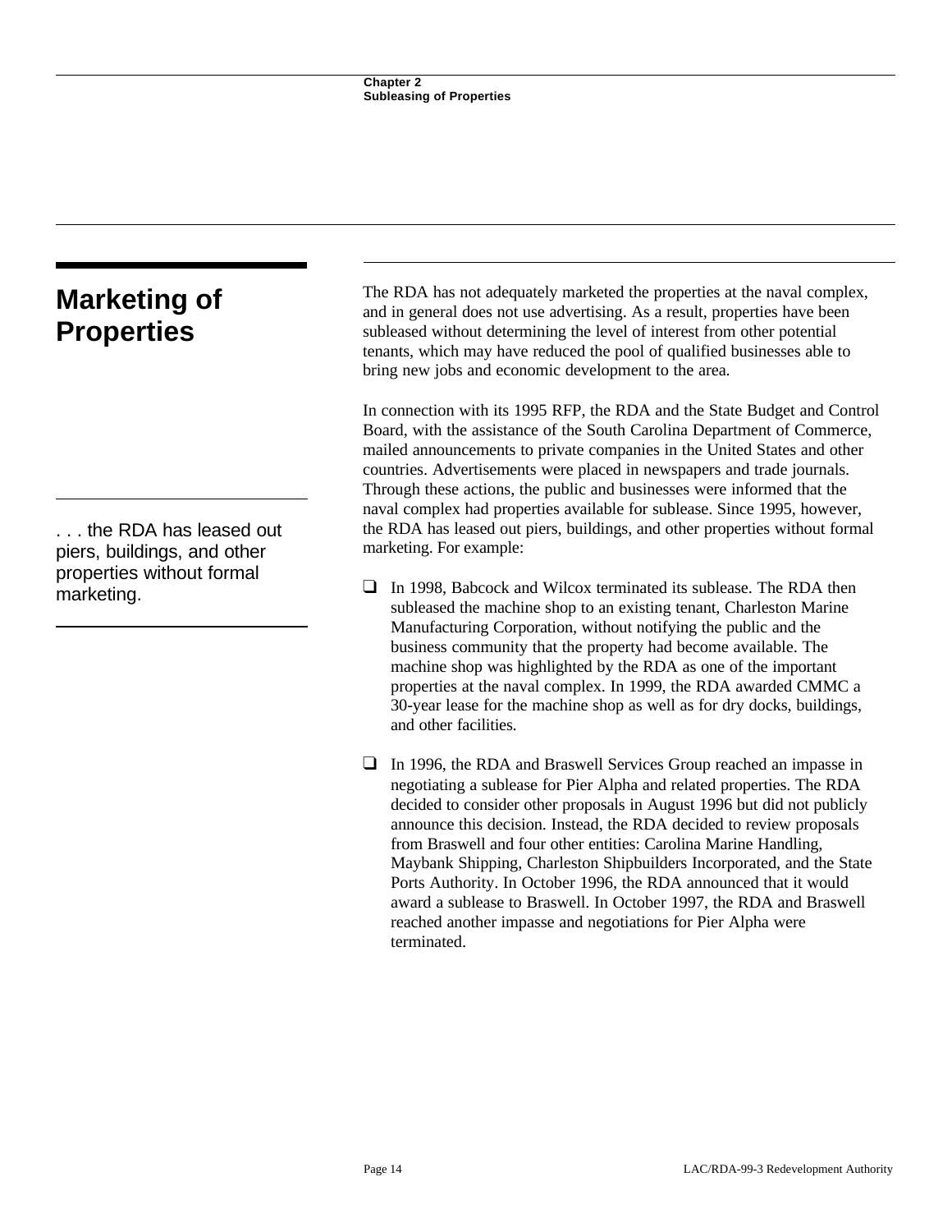## Marketing of Properties

The RDA has not adequately marketed the properties at the naval complex, and in general does not use advertising. As a result, properties have been subleased without determining the level of interest from other potential tenants, which may have reduced the pool of qualified businesses able to bring new jobs and economic development to the area.

In connection with its 1995 RFP, the RDA and the State Budget and Control Board, with the assistance of the South Carolina Department of Commerce, mailed announcements to private companies in the United States and other countries. Advertisements were placed in newspapers and trade journals. Through these actions, the public and businesses were informed that the naval complex had properties available for sublease. Since 1995, however, the RDA has leased out piers, buildings, and other properties without formal marketing. For example:

> . . . the RDA has leased out piers, buildings, and other properties without formal marketing.

- In 1998, Babcock and Wilcox terminated its sublease. The RDA then subleased the machine shop to an existing tenant, Charleston Marine Manufacturing Corporation, without notifying the public and the business community that the property had become available. The machine shop was highlighted by the RDA as one of the important properties at the naval complex. In 1999, the RDA awarded CMMC a 30-year lease for the machine shop as well as for dry docks, buildings, and other facilities.

- In 1996, the RDA and Braswell Services Group reached an impasse in negotiating a sublease for Pier Alpha and related properties. The RDA decided to consider other proposals in August 1996 but did not publicly announce this decision. Instead, the RDA decided to review proposals from Braswell and four other entities: Carolina Marine Handling, Maybank Shipping, Charleston Shipbuilders Incorporated, and the State Ports Authority. In October 1996, the RDA announced that it would award a sublease to Braswell. In October 1997, the RDA and Braswell reached another impasse and negotiations for Pier Alpha were terminated.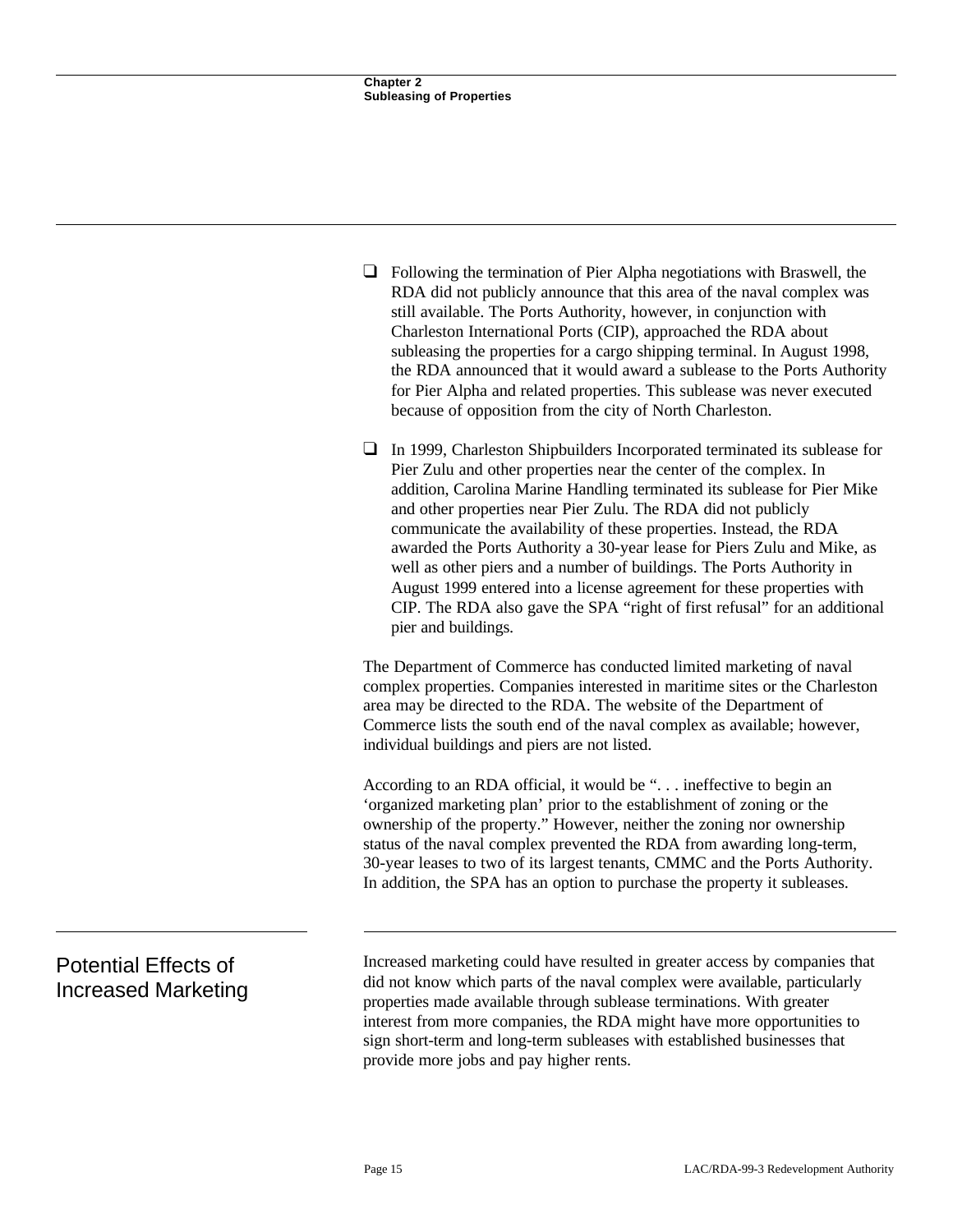- Following the termination of Pier Alpha negotiations with Braswell, the RDA did not publicly announce that this area of the naval complex was still available. The Ports Authority, however, in conjunction with Charleston International Ports (CIP), approached the RDA about subleasing the properties for a cargo shipping terminal. In August 1998, the RDA announced that it would award a sublease to the Ports Authority for Pier Alpha and related properties. This sublease was never executed because of opposition from the city of North Charleston.

- In 1999, Charleston Shipbuilders Incorporated terminated its sublease for Pier Zulu and other properties near the center of the complex. In addition, Carolina Marine Handling terminated its sublease for Pier Mike and other properties near Pier Zulu. The RDA did not publicly communicate the availability of these properties. Instead, the RDA awarded the Ports Authority a 30-year lease for Piers Zulu and Mike, as well as other piers and a number of buildings. The Ports Authority in August 1999 entered into a license agreement for these properties with CIP. The RDA also gave the SPA "right of first refusal" for an additional pier and buildings.

The Department of Commerce has conducted limited marketing of naval complex properties. Companies interested in maritime sites or the Charleston area may be directed to the RDA. The website of the Department of Commerce lists the south end of the naval complex as available; however, individual buildings and piers are not listed.

According to an RDA official, it would be ". . . ineffective to begin an 'organized marketing plan' prior to the establishment of zoning or the ownership of the property." However, neither the zoning nor ownership status of the naval complex prevented the RDA from awarding long-term, 30-year leases to two of its largest tenants, CMMC and the Ports Authority. In addition, the SPA has an option to purchase the property it subleases.

## Potential Effects of Increased Marketing

Increased marketing could have resulted in greater access by companies that did not know which parts of the naval complex were available, particularly properties made available through sublease terminations. With greater interest from more companies, the RDA might have more opportunities to sign short-term and long-term subleases with established businesses that provide more jobs and pay higher rents.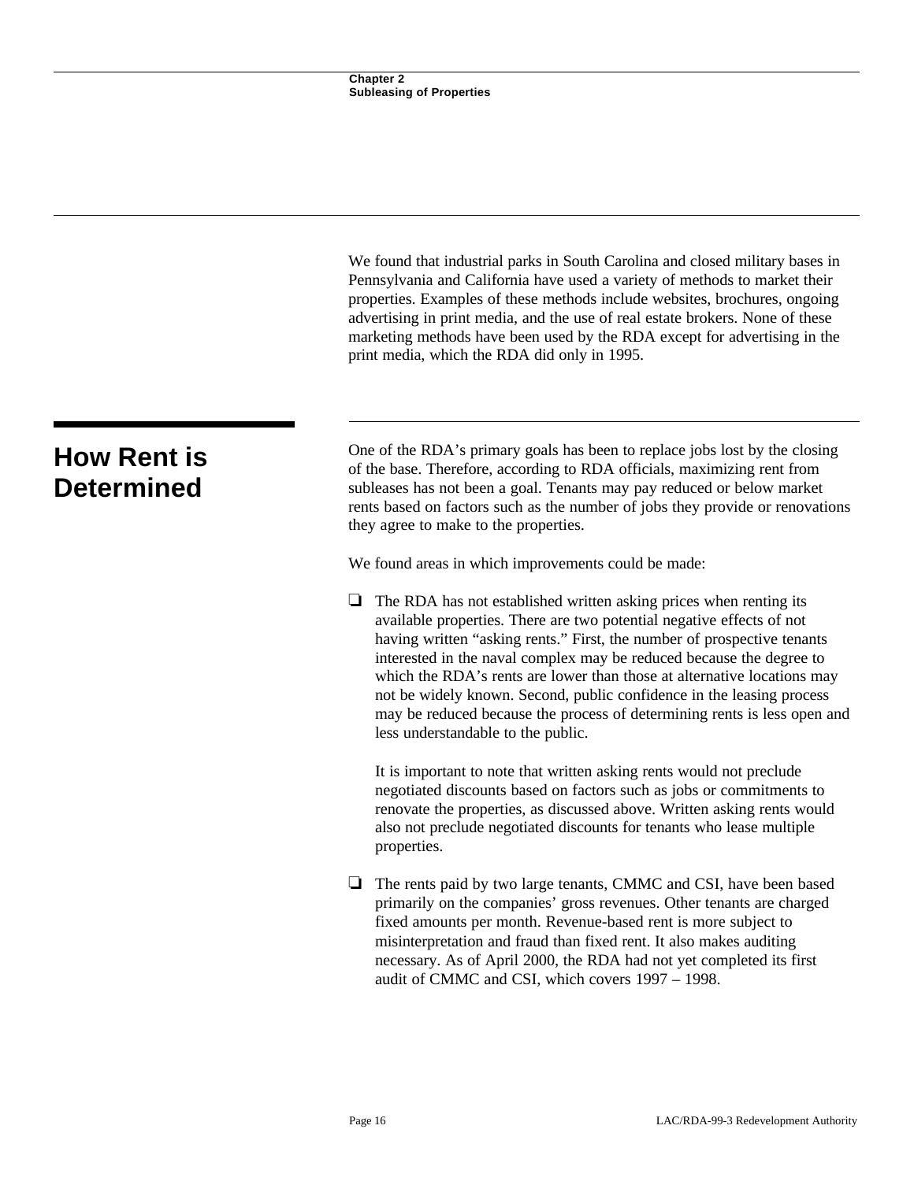We found that industrial parks in South Carolina and closed military bases in Pennsylvania and California have used a variety of methods to market their properties. Examples of these methods include websites, brochures, ongoing advertising in print media, and the use of real estate brokers. None of these marketing methods have been used by the RDA except for advertising in the print media, which the RDA did only in 1995.

## How Rent is Determined

One of the RDA's primary goals has been to replace jobs lost by the closing of the base. Therefore, according to RDA officials, maximizing rent from subleases has not been a goal. Tenants may pay reduced or below market rents based on factors such as the number of jobs they provide or renovations they agree to make to the properties.

We found areas in which improvements could be made:

- The RDA has not established written asking prices when renting its available properties. There are two potential negative effects of not having written "asking rents." First, the number of prospective tenants interested in the naval complex may be reduced because the degree to which the RDA's rents are lower than those at alternative locations may not be widely known. Second, public confidence in the leasing process may be reduced because the process of determining rents is less open and less understandable to the public.

  It is important to note that written asking rents would not preclude negotiated discounts based on factors such as jobs or commitments to renovate the properties, as discussed above. Written asking rents would also not preclude negotiated discounts for tenants who lease multiple properties.

- The rents paid by two large tenants, CMMC and CSI, have been based primarily on the companies' gross revenues. Other tenants are charged fixed amounts per month. Revenue-based rent is more subject to misinterpretation and fraud than fixed rent. It also makes auditing necessary. As of April 2000, the RDA had not yet completed its first audit of CMMC and CSI, which covers 1997 – 1998.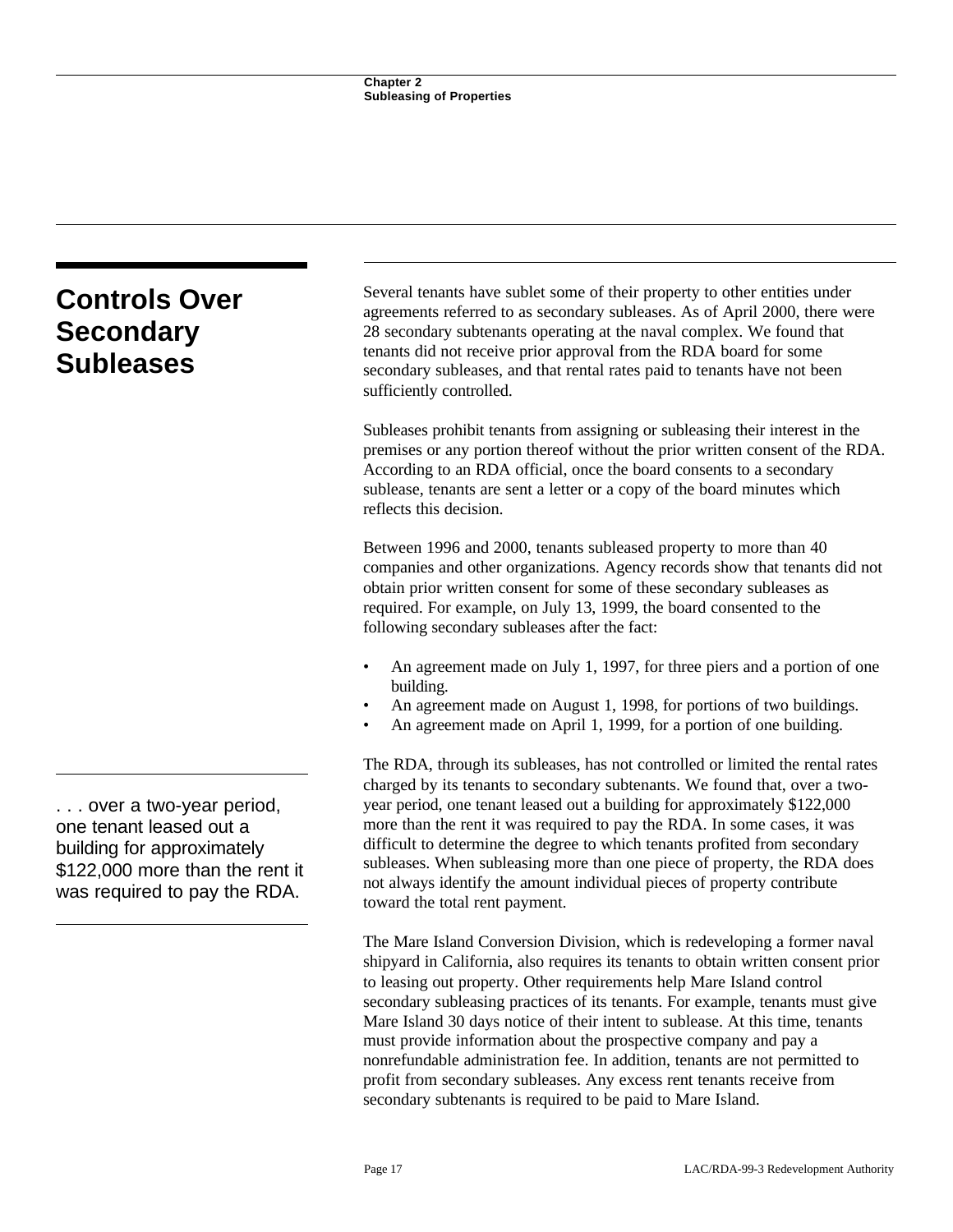## Controls Over Secondary Subleases

Several tenants have sublet some of their property to other entities under agreements referred to as secondary subleases. As of April 2000, there were 28 secondary subtenants operating at the naval complex. We found that tenants did not receive prior approval from the RDA board for some secondary subleases, and that rental rates paid to tenants have not been sufficiently controlled.

Subleases prohibit tenants from assigning or subleasing their interest in the premises or any portion thereof without the prior written consent of the RDA. According to an RDA official, once the board consents to a secondary sublease, tenants are sent a letter or a copy of the board minutes which reflects this decision.

Between 1996 and 2000, tenants subleased property to more than 40 companies and other organizations. Agency records show that tenants did not obtain prior written consent for some of these secondary subleases as required. For example, on July 13, 1999, the board consented to the following secondary subleases after the fact:

- An agreement made on July 1, 1997, for three piers and a portion of one building.
- An agreement made on August 1, 1998, for portions of two buildings.
- An agreement made on April 1, 1999, for a portion of one building.

> . . . over a two-year period, one tenant leased out a building for approximately $122,000 more than the rent it was required to pay the RDA.

The RDA, through its subleases, has not controlled or limited the rental rates charged by its tenants to secondary subtenants. We found that, over a two-year period, one tenant leased out a building for approximately $122,000 more than the rent it was required to pay the RDA. In some cases, it was difficult to determine the degree to which tenants profited from secondary subleases. When subleasing more than one piece of property, the RDA does not always identify the amount individual pieces of property contribute toward the total rent payment.

The Mare Island Conversion Division, which is redeveloping a former naval shipyard in California, also requires its tenants to obtain written consent prior to leasing out property. Other requirements help Mare Island control secondary subleasing practices of its tenants. For example, tenants must give Mare Island 30 days notice of their intent to sublease. At this time, tenants must provide information about the prospective company and pay a nonrefundable administration fee. In addition, tenants are not permitted to profit from secondary subleases. Any excess rent tenants receive from secondary subtenants is required to be paid to Mare Island.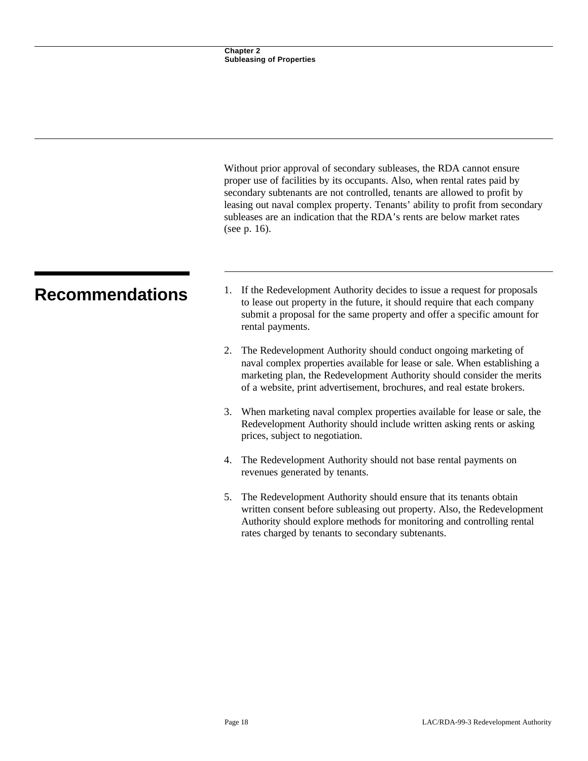Without prior approval of secondary subleases, the RDA cannot ensure proper use of facilities by its occupants. Also, when rental rates paid by secondary subtenants are not controlled, tenants are allowed to profit by leasing out naval complex property. Tenants' ability to profit from secondary subleases are an indication that the RDA's rents are below market rates (see p. 16).

## Recommendations

1. If the Redevelopment Authority decides to issue a request for proposals to lease out property in the future, it should require that each company submit a proposal for the same property and offer a specific amount for rental payments.

2. The Redevelopment Authority should conduct ongoing marketing of naval complex properties available for lease or sale. When establishing a marketing plan, the Redevelopment Authority should consider the merits of a website, print advertisement, brochures, and real estate brokers.

3. When marketing naval complex properties available for lease or sale, the Redevelopment Authority should include written asking rents or asking prices, subject to negotiation.

4. The Redevelopment Authority should not base rental payments on revenues generated by tenants.

5. The Redevelopment Authority should ensure that its tenants obtain written consent before subleasing out property. Also, the Redevelopment Authority should explore methods for monitoring and controlling rental rates charged by tenants to secondary subtenants.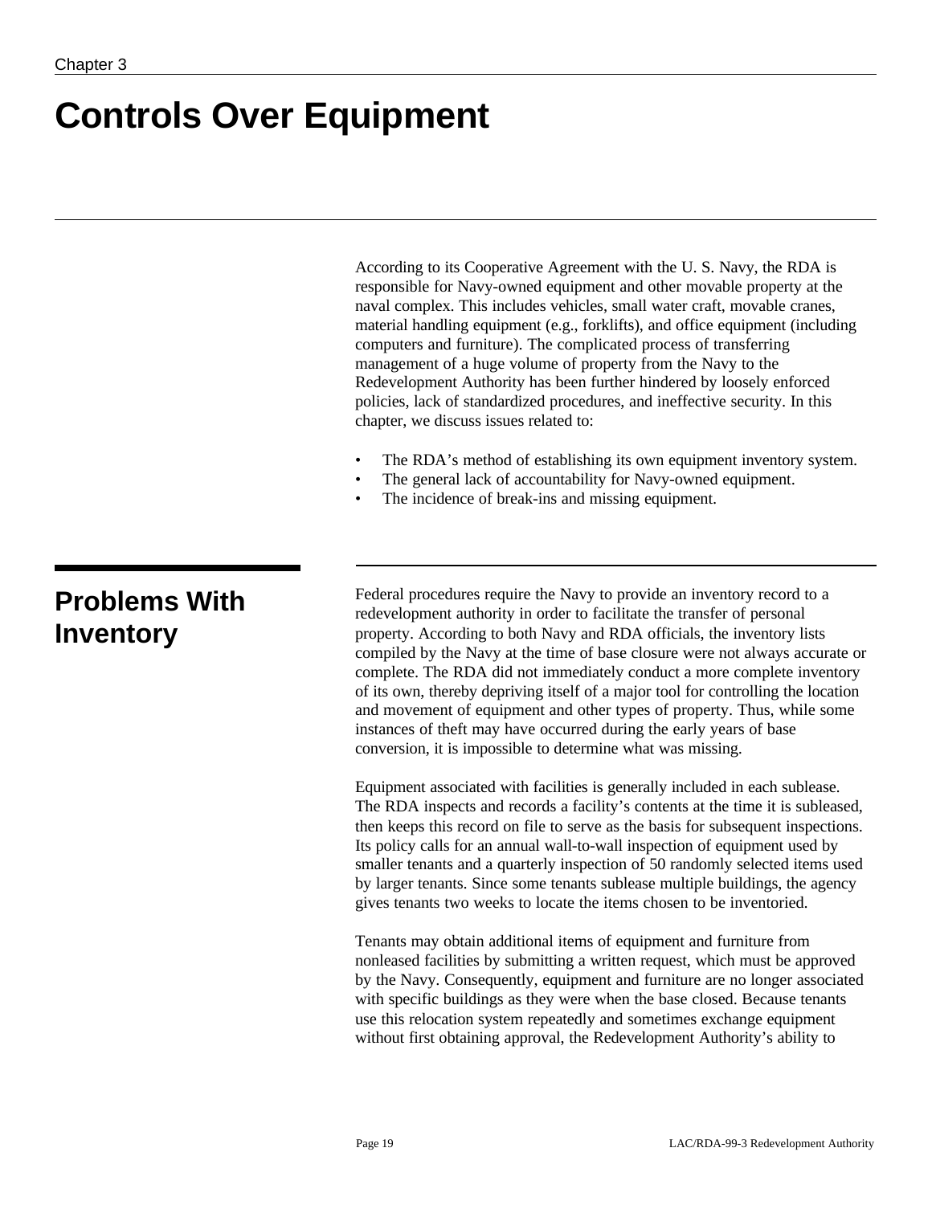# Controls Over Equipment

According to its Cooperative Agreement with the U. S. Navy, the RDA is responsible for Navy-owned equipment and other movable property at the naval complex. This includes vehicles, small water craft, movable cranes, material handling equipment (e.g., forklifts), and office equipment (including computers and furniture). The complicated process of transferring management of a huge volume of property from the Navy to the Redevelopment Authority has been further hindered by loosely enforced policies, lack of standardized procedures, and ineffective security. In this chapter, we discuss issues related to:

- The RDA's method of establishing its own equipment inventory system.
- The general lack of accountability for Navy-owned equipment.
- The incidence of break-ins and missing equipment.

## Problems With Inventory

Federal procedures require the Navy to provide an inventory record to a redevelopment authority in order to facilitate the transfer of personal property. According to both Navy and RDA officials, the inventory lists compiled by the Navy at the time of base closure were not always accurate or complete. The RDA did not immediately conduct a more complete inventory of its own, thereby depriving itself of a major tool for controlling the location and movement of equipment and other types of property. Thus, while some instances of theft may have occurred during the early years of base conversion, it is impossible to determine what was missing.

Equipment associated with facilities is generally included in each sublease. The RDA inspects and records a facility's contents at the time it is subleased, then keeps this record on file to serve as the basis for subsequent inspections. Its policy calls for an annual wall-to-wall inspection of equipment used by smaller tenants and a quarterly inspection of 50 randomly selected items used by larger tenants. Since some tenants sublease multiple buildings, the agency gives tenants two weeks to locate the items chosen to be inventoried.

Tenants may obtain additional items of equipment and furniture from nonleased facilities by submitting a written request, which must be approved by the Navy. Consequently, equipment and furniture are no longer associated with specific buildings as they were when the base closed. Because tenants use this relocation system repeatedly and sometimes exchange equipment without first obtaining approval, the Redevelopment Authority's ability to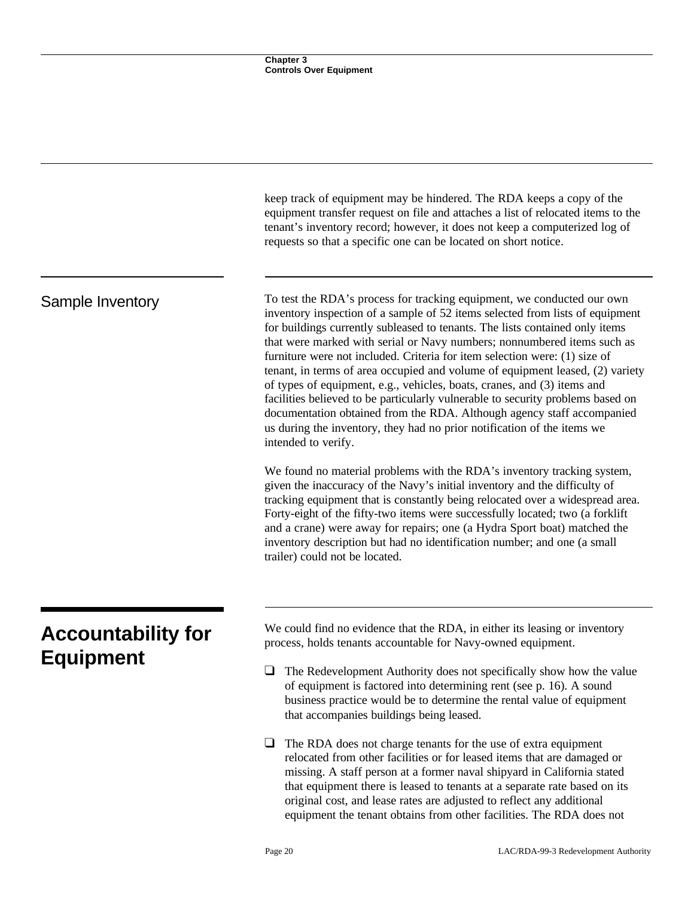keep track of equipment may be hindered. The RDA keeps a copy of the equipment transfer request on file and attaches a list of relocated items to the tenant's inventory record; however, it does not keep a computerized log of requests so that a specific one can be located on short notice.

### Sample Inventory

To test the RDA's process for tracking equipment, we conducted our own inventory inspection of a sample of 52 items selected from lists of equipment for buildings currently subleased to tenants. The lists contained only items that were marked with serial or Navy numbers; nonnumbered items such as furniture were not included. Criteria for item selection were: (1) size of tenant, in terms of area occupied and volume of equipment leased, (2) variety of types of equipment, e.g., vehicles, boats, cranes, and (3) items and facilities believed to be particularly vulnerable to security problems based on documentation obtained from the RDA. Although agency staff accompanied us during the inventory, they had no prior notification of the items we intended to verify.

We found no material problems with the RDA's inventory tracking system, given the inaccuracy of the Navy's initial inventory and the difficulty of tracking equipment that is constantly being relocated over a widespread area. Forty-eight of the fifty-two items were successfully located; two (a forklift and a crane) were away for repairs; one (a Hydra Sport boat) matched the inventory description but had no identification number; and one (a small trailer) could not be located.

## Accountability for Equipment

We could find no evidence that the RDA, in either its leasing or inventory process, holds tenants accountable for Navy-owned equipment.

- The Redevelopment Authority does not specifically show how the value of equipment is factored into determining rent (see p. 16). A sound business practice would be to determine the rental value of equipment that accompanies buildings being leased.

- The RDA does not charge tenants for the use of extra equipment relocated from other facilities or for leased items that are damaged or missing. A staff person at a former naval shipyard in California stated that equipment there is leased to tenants at a separate rate based on its original cost, and lease rates are adjusted to reflect any additional equipment the tenant obtains from other facilities. The RDA does not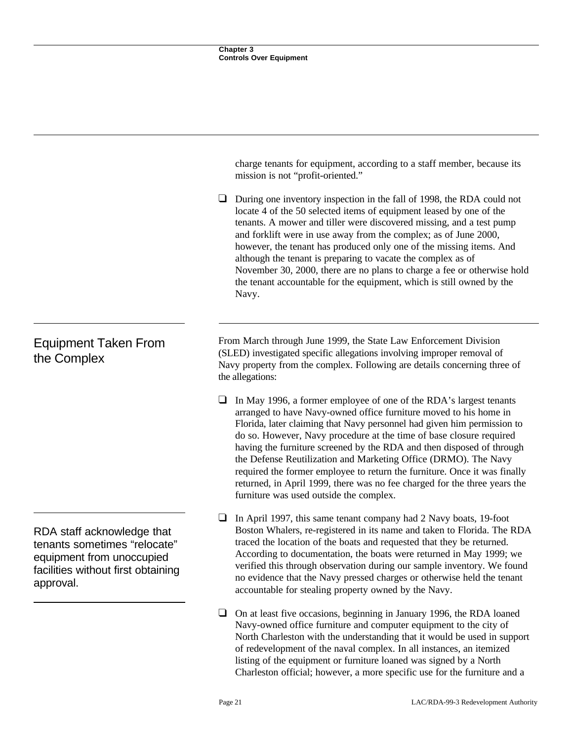charge tenants for equipment, according to a staff member, because its mission is not “profit-oriented.”

- During one inventory inspection in the fall of 1998, the RDA could not locate 4 of the 50 selected items of equipment leased by one of the tenants. A mower and tiller were discovered missing, and a test pump and forklift were in use away from the complex; as of June 2000, however, the tenant has produced only one of the missing items. And although the tenant is preparing to vacate the complex as of November 30, 2000, there are no plans to charge a fee or otherwise hold the tenant accountable for the equipment, which is still owned by the Navy.

## Equipment Taken From the Complex

From March through June 1999, the State Law Enforcement Division (SLED) investigated specific allegations involving improper removal of Navy property from the complex. Following are details concerning three of the allegations:

- In May 1996, a former employee of one of the RDA’s largest tenants arranged to have Navy-owned office furniture moved to his home in Florida, later claiming that Navy personnel had given him permission to do so. However, Navy procedure at the time of base closure required having the furniture screened by the RDA and then disposed of through the Defense Reutilization and Marketing Office (DRMO). The Navy required the former employee to return the furniture. Once it was finally returned, in April 1999, there was no fee charged for the three years the furniture was used outside the complex.

RDA staff acknowledge that tenants sometimes “relocate” equipment from unoccupied facilities without first obtaining approval.

- In April 1997, this same tenant company had 2 Navy boats, 19-foot Boston Whalers, re-registered in its name and taken to Florida. The RDA traced the location of the boats and requested that they be returned. According to documentation, the boats were returned in May 1999; we verified this through observation during our sample inventory. We found no evidence that the Navy pressed charges or otherwise held the tenant accountable for stealing property owned by the Navy.

- On at least five occasions, beginning in January 1996, the RDA loaned Navy-owned office furniture and computer equipment to the city of North Charleston with the understanding that it would be used in support of redevelopment of the naval complex. In all instances, an itemized listing of the equipment or furniture loaned was signed by a North Charleston official; however, a more specific use for the furniture and a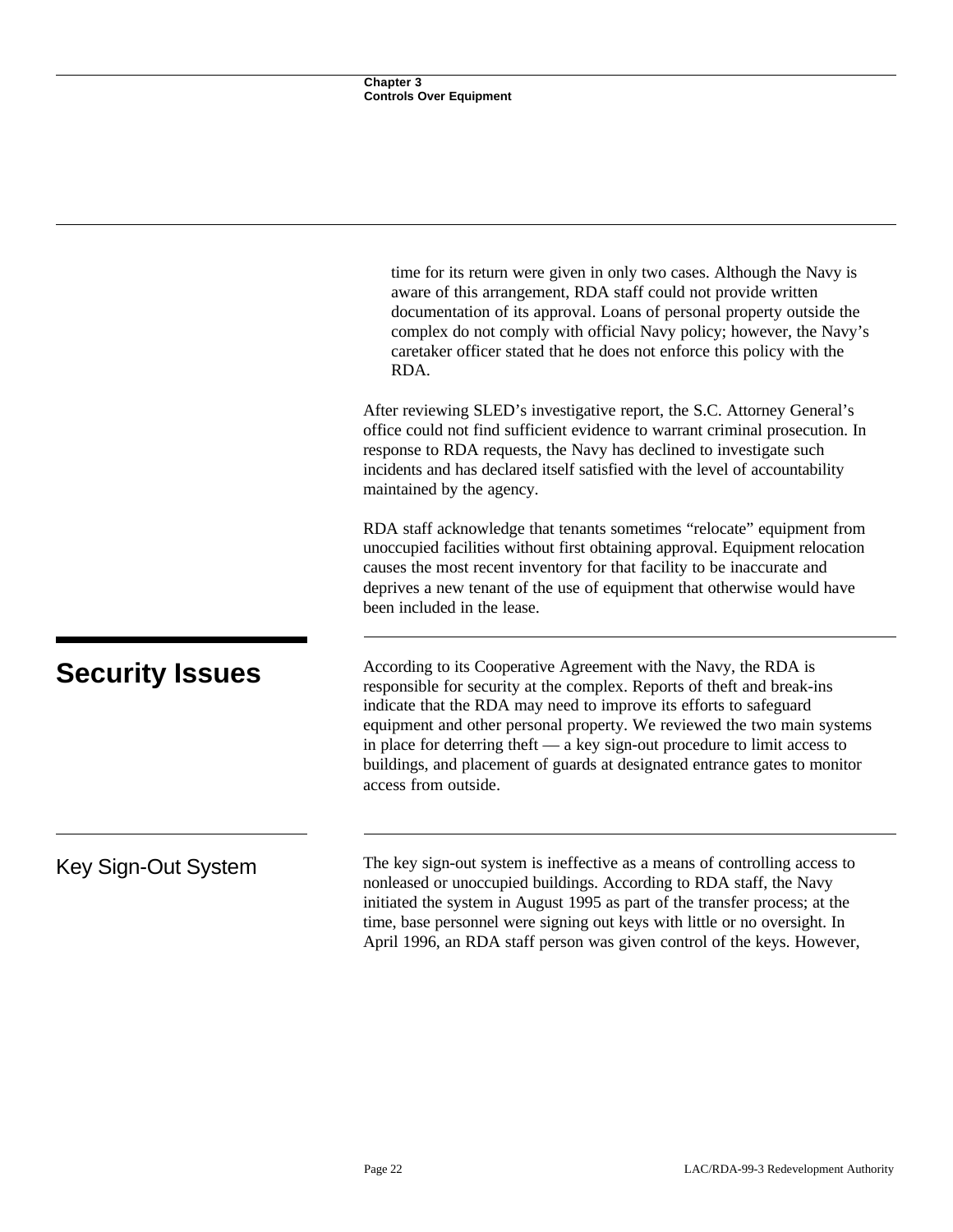time for its return were given in only two cases. Although the Navy is aware of this arrangement, RDA staff could not provide written documentation of its approval. Loans of personal property outside the complex do not comply with official Navy policy; however, the Navy's caretaker officer stated that he does not enforce this policy with the RDA.

After reviewing SLED's investigative report, the S.C. Attorney General's office could not find sufficient evidence to warrant criminal prosecution. In response to RDA requests, the Navy has declined to investigate such incidents and has declared itself satisfied with the level of accountability maintained by the agency.

RDA staff acknowledge that tenants sometimes "relocate" equipment from unoccupied facilities without first obtaining approval. Equipment relocation causes the most recent inventory for that facility to be inaccurate and deprives a new tenant of the use of equipment that otherwise would have been included in the lease.

## Security Issues

According to its Cooperative Agreement with the Navy, the RDA is responsible for security at the complex. Reports of theft and break-ins indicate that the RDA may need to improve its efforts to safeguard equipment and other personal property. We reviewed the two main systems in place for deterring theft — a key sign-out procedure to limit access to buildings, and placement of guards at designated entrance gates to monitor access from outside.

### Key Sign-Out System

The key sign-out system is ineffective as a means of controlling access to nonleased or unoccupied buildings. According to RDA staff, the Navy initiated the system in August 1995 as part of the transfer process; at the time, base personnel were signing out keys with little or no oversight. In April 1996, an RDA staff person was given control of the keys. However,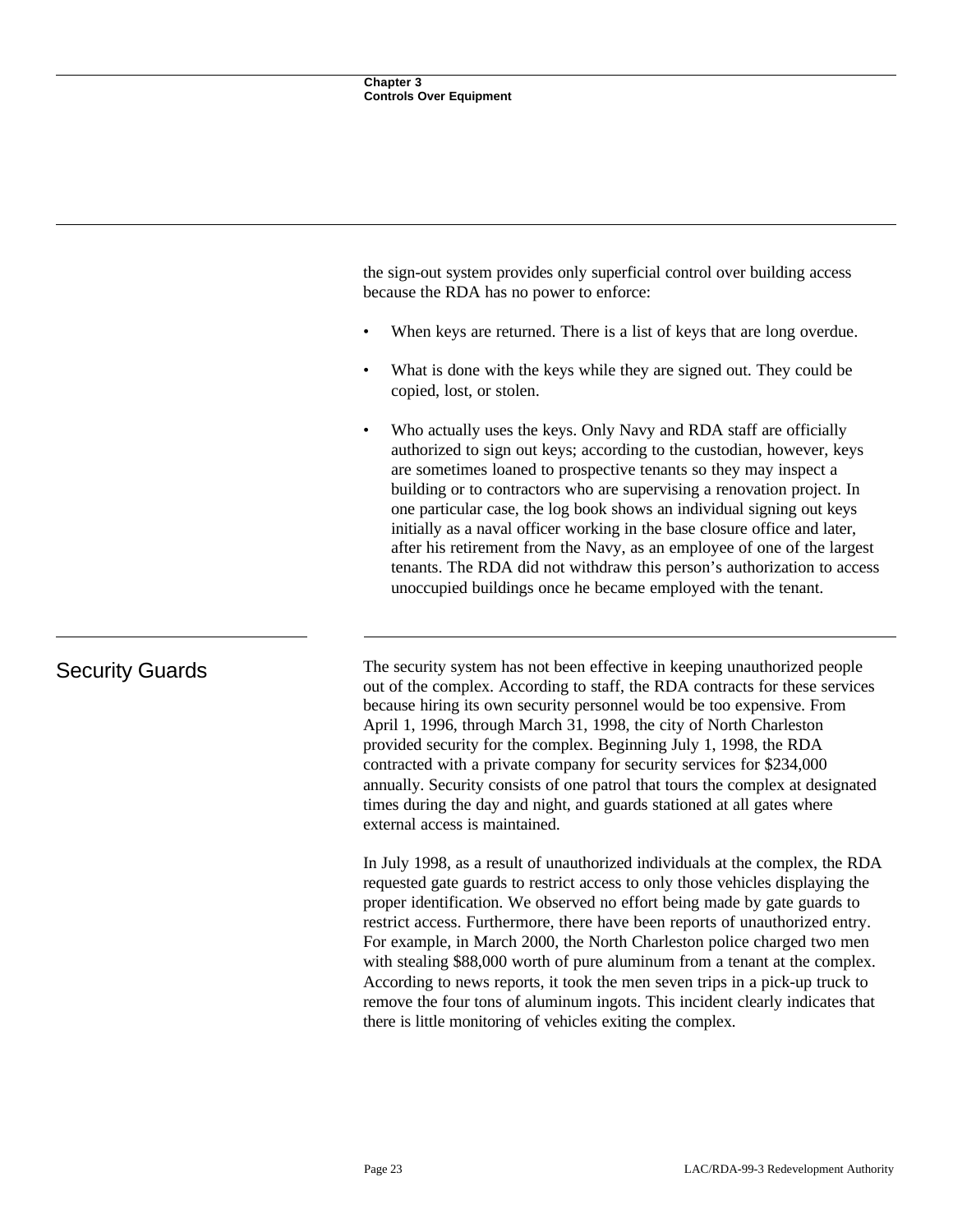the sign-out system provides only superficial control over building access because the RDA has no power to enforce:

- When keys are returned. There is a list of keys that are long overdue.
- What is done with the keys while they are signed out. They could be copied, lost, or stolen.
- Who actually uses the keys. Only Navy and RDA staff are officially authorized to sign out keys; according to the custodian, however, keys are sometimes loaned to prospective tenants so they may inspect a building or to contractors who are supervising a renovation project. In one particular case, the log book shows an individual signing out keys initially as a naval officer working in the base closure office and later, after his retirement from the Navy, as an employee of one of the largest tenants. The RDA did not withdraw this person's authorization to access unoccupied buildings once he became employed with the tenant.

## Security Guards

The security system has not been effective in keeping unauthorized people out of the complex. According to staff, the RDA contracts for these services because hiring its own security personnel would be too expensive. From April 1, 1996, through March 31, 1998, the city of North Charleston provided security for the complex. Beginning July 1, 1998, the RDA contracted with a private company for security services for $234,000 annually. Security consists of one patrol that tours the complex at designated times during the day and night, and guards stationed at all gates where external access is maintained.

In July 1998, as a result of unauthorized individuals at the complex, the RDA requested gate guards to restrict access to only those vehicles displaying the proper identification. We observed no effort being made by gate guards to restrict access. Furthermore, there have been reports of unauthorized entry. For example, in March 2000, the North Charleston police charged two men with stealing $88,000 worth of pure aluminum from a tenant at the complex. According to news reports, it took the men seven trips in a pick-up truck to remove the four tons of aluminum ingots. This incident clearly indicates that there is little monitoring of vehicles exiting the complex.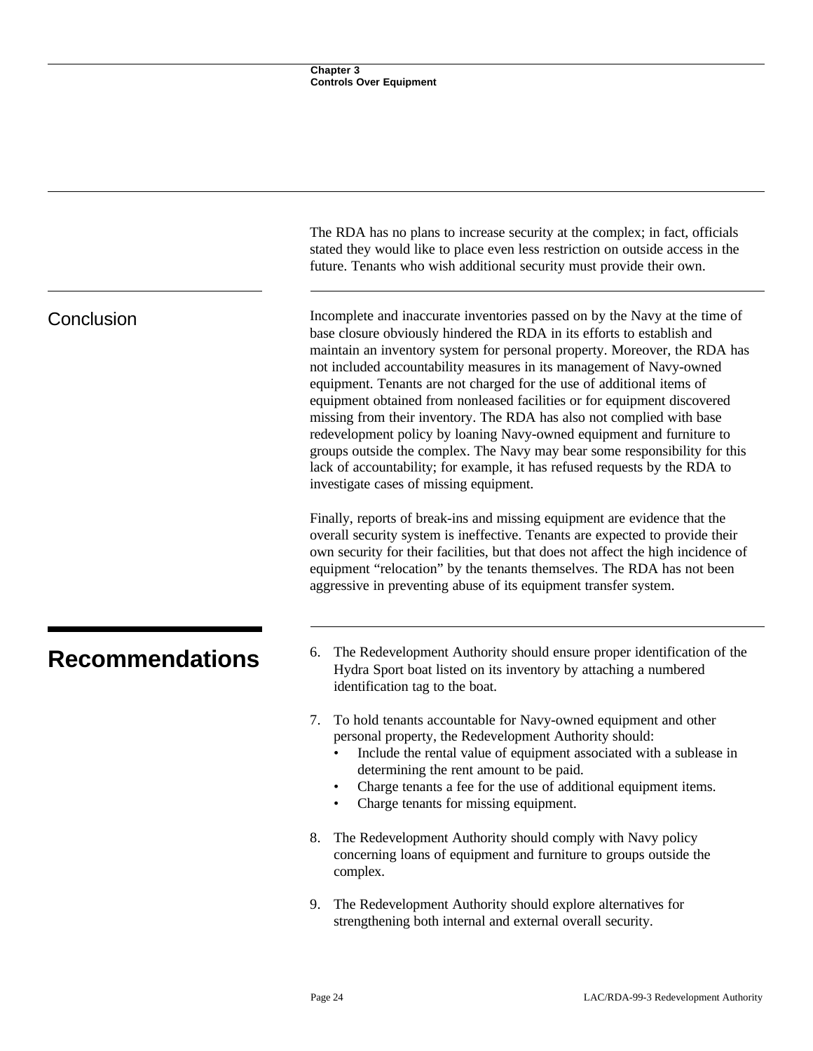The RDA has no plans to increase security at the complex; in fact, officials stated they would like to place even less restriction on outside access in the future. Tenants who wish additional security must provide their own.

## Conclusion

Incomplete and inaccurate inventories passed on by the Navy at the time of base closure obviously hindered the RDA in its efforts to establish and maintain an inventory system for personal property. Moreover, the RDA has not included accountability measures in its management of Navy-owned equipment. Tenants are not charged for the use of additional items of equipment obtained from nonleased facilities or for equipment discovered missing from their inventory. The RDA has also not complied with base redevelopment policy by loaning Navy-owned equipment and furniture to groups outside the complex. The Navy may bear some responsibility for this lack of accountability; for example, it has refused requests by the RDA to investigate cases of missing equipment.

Finally, reports of break-ins and missing equipment are evidence that the overall security system is ineffective. Tenants are expected to provide their own security for their facilities, but that does not affect the high incidence of equipment "relocation" by the tenants themselves. The RDA has not been aggressive in preventing abuse of its equipment transfer system.

# Recommendations

6. The Redevelopment Authority should ensure proper identification of the Hydra Sport boat listed on its inventory by attaching a numbered identification tag to the boat.

7. To hold tenants accountable for Navy-owned equipment and other personal property, the Redevelopment Authority should:
   - Include the rental value of equipment associated with a sublease in determining the rent amount to be paid.
   - Charge tenants a fee for the use of additional equipment items.
   - Charge tenants for missing equipment.

8. The Redevelopment Authority should comply with Navy policy concerning loans of equipment and furniture to groups outside the complex.

9. The Redevelopment Authority should explore alternatives for strengthening both internal and external overall security.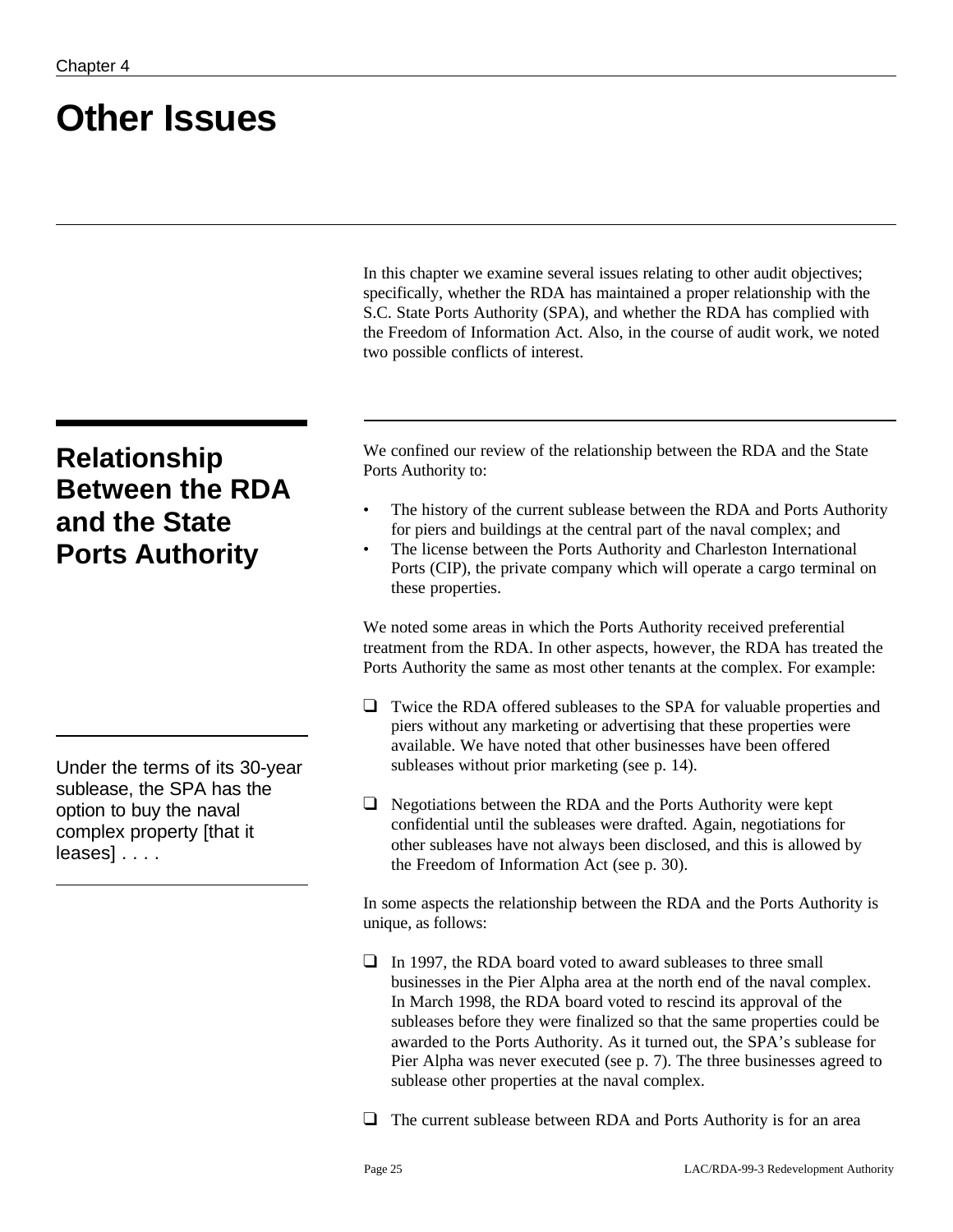# Other Issues

In this chapter we examine several issues relating to other audit objectives; specifically, whether the RDA has maintained a proper relationship with the S.C. State Ports Authority (SPA), and whether the RDA has complied with the Freedom of Information Act. Also, in the course of audit work, we noted two possible conflicts of interest.

## Relationship Between the RDA and the State Ports Authority

We confined our review of the relationship between the RDA and the State Ports Authority to:

- The history of the current sublease between the RDA and Ports Authority for piers and buildings at the central part of the naval complex; and
- The license between the Ports Authority and Charleston International Ports (CIP), the private company which will operate a cargo terminal on these properties.

We noted some areas in which the Ports Authority received preferential treatment from the RDA. In other aspects, however, the RDA has treated the Ports Authority the same as most other tenants at the complex. For example:

> Under the terms of its 30-year sublease, the SPA has the option to buy the naval complex property [that it leases] . . . .

- Twice the RDA offered subleases to the SPA for valuable properties and piers without any marketing or advertising that these properties were available. We have noted that other businesses have been offered subleases without prior marketing (see p. 14).

- Negotiations between the RDA and the Ports Authority were kept confidential until the subleases were drafted. Again, negotiations for other subleases have not always been disclosed, and this is allowed by the Freedom of Information Act (see p. 30).

In some aspects the relationship between the RDA and the Ports Authority is unique, as follows:

- In 1997, the RDA board voted to award subleases to three small businesses in the Pier Alpha area at the north end of the naval complex. In March 1998, the RDA board voted to rescind its approval of the subleases before they were finalized so that the same properties could be awarded to the Ports Authority. As it turned out, the SPA's sublease for Pier Alpha was never executed (see p. 7). The three businesses agreed to sublease other properties at the naval complex.

- The current sublease between RDA and Ports Authority is for an area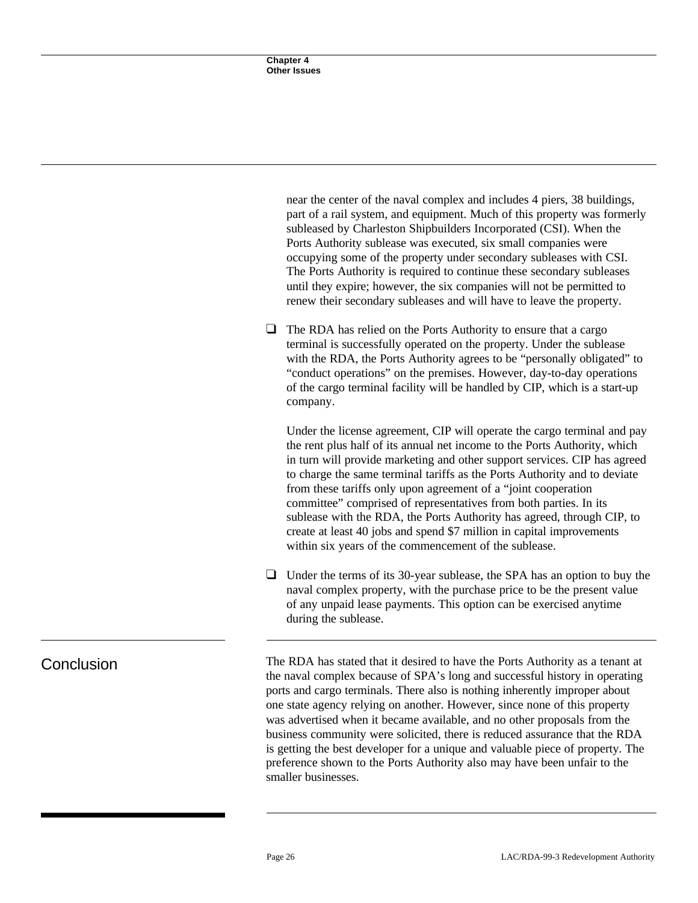near the center of the naval complex and includes 4 piers, 38 buildings, part of a rail system, and equipment. Much of this property was formerly subleased by Charleston Shipbuilders Incorporated (CSI). When the Ports Authority sublease was executed, six small companies were occupying some of the property under secondary subleases with CSI. The Ports Authority is required to continue these secondary subleases until they expire; however, the six companies will not be permitted to renew their secondary subleases and will have to leave the property.

- The RDA has relied on the Ports Authority to ensure that a cargo terminal is successfully operated on the property. Under the sublease with the RDA, the Ports Authority agrees to be “personally obligated” to “conduct operations” on the premises. However, day-to-day operations of the cargo terminal facility will be handled by CIP, which is a start-up company.

  Under the license agreement, CIP will operate the cargo terminal and pay the rent plus half of its annual net income to the Ports Authority, which in turn will provide marketing and other support services. CIP has agreed to charge the same terminal tariffs as the Ports Authority and to deviate from these tariffs only upon agreement of a “joint cooperation committee” comprised of representatives from both parties. In its sublease with the RDA, the Ports Authority has agreed, through CIP, to create at least 40 jobs and spend $7 million in capital improvements within six years of the commencement of the sublease.

- Under the terms of its 30-year sublease, the SPA has an option to buy the naval complex property, with the purchase price to be the present value of any unpaid lease payments. This option can be exercised anytime during the sublease.

## Conclusion

The RDA has stated that it desired to have the Ports Authority as a tenant at the naval complex because of SPA’s long and successful history in operating ports and cargo terminals. There also is nothing inherently improper about one state agency relying on another. However, since none of this property was advertised when it became available, and no other proposals from the business community were solicited, there is reduced assurance that the RDA is getting the best developer for a unique and valuable piece of property. The preference shown to the Ports Authority also may have been unfair to the smaller businesses.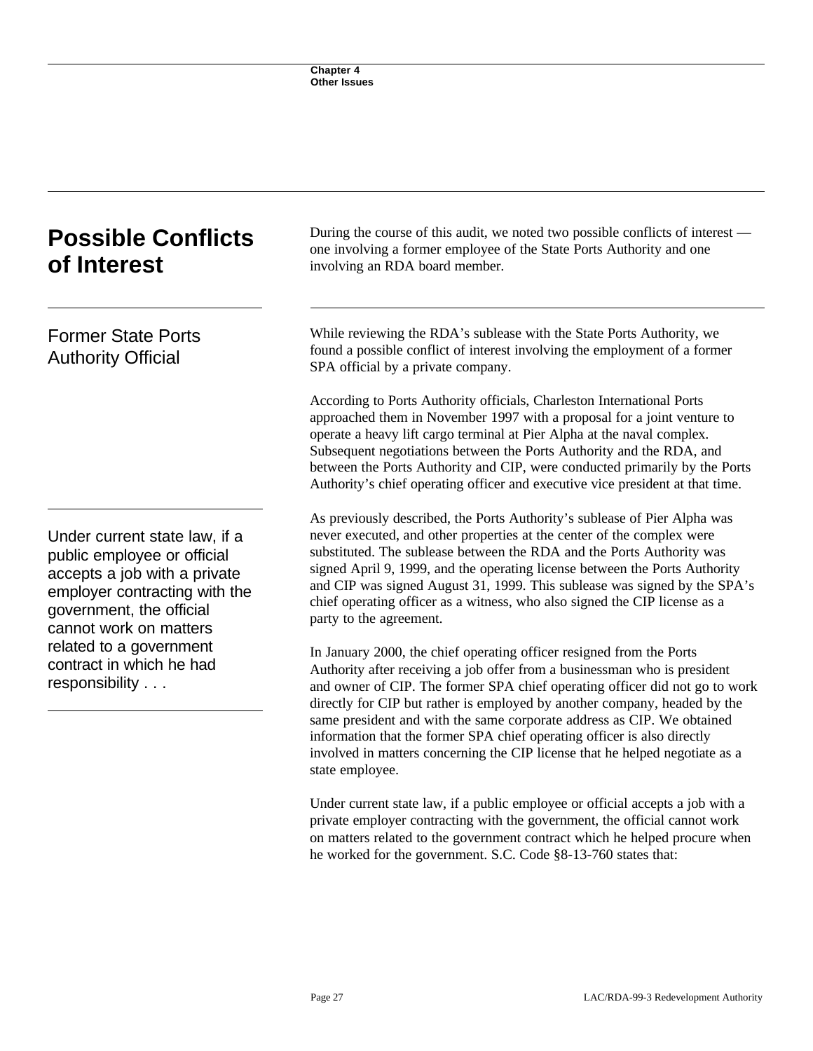## Possible Conflicts of Interest

During the course of this audit, we noted two possible conflicts of interest — one involving a former employee of the State Ports Authority and one involving an RDA board member.

### Former State Ports Authority Official

While reviewing the RDA's sublease with the State Ports Authority, we found a possible conflict of interest involving the employment of a former SPA official by a private company.

According to Ports Authority officials, Charleston International Ports approached them in November 1997 with a proposal for a joint venture to operate a heavy lift cargo terminal at Pier Alpha at the naval complex. Subsequent negotiations between the Ports Authority and the RDA, and between the Ports Authority and CIP, were conducted primarily by the Ports Authority's chief operating officer and executive vice president at that time.

> Under current state law, if a public employee or official accepts a job with a private employer contracting with the government, the official cannot work on matters related to a government contract in which he had responsibility . . .

As previously described, the Ports Authority's sublease of Pier Alpha was never executed, and other properties at the center of the complex were substituted. The sublease between the RDA and the Ports Authority was signed April 9, 1999, and the operating license between the Ports Authority and CIP was signed August 31, 1999. This sublease was signed by the SPA's chief operating officer as a witness, who also signed the CIP license as a party to the agreement.

In January 2000, the chief operating officer resigned from the Ports Authority after receiving a job offer from a businessman who is president and owner of CIP. The former SPA chief operating officer did not go to work directly for CIP but rather is employed by another company, headed by the same president and with the same corporate address as CIP. We obtained information that the former SPA chief operating officer is also directly involved in matters concerning the CIP license that he helped negotiate as a state employee.

Under current state law, if a public employee or official accepts a job with a private employer contracting with the government, the official cannot work on matters related to the government contract which he helped procure when he worked for the government. S.C. Code §8-13-760 states that: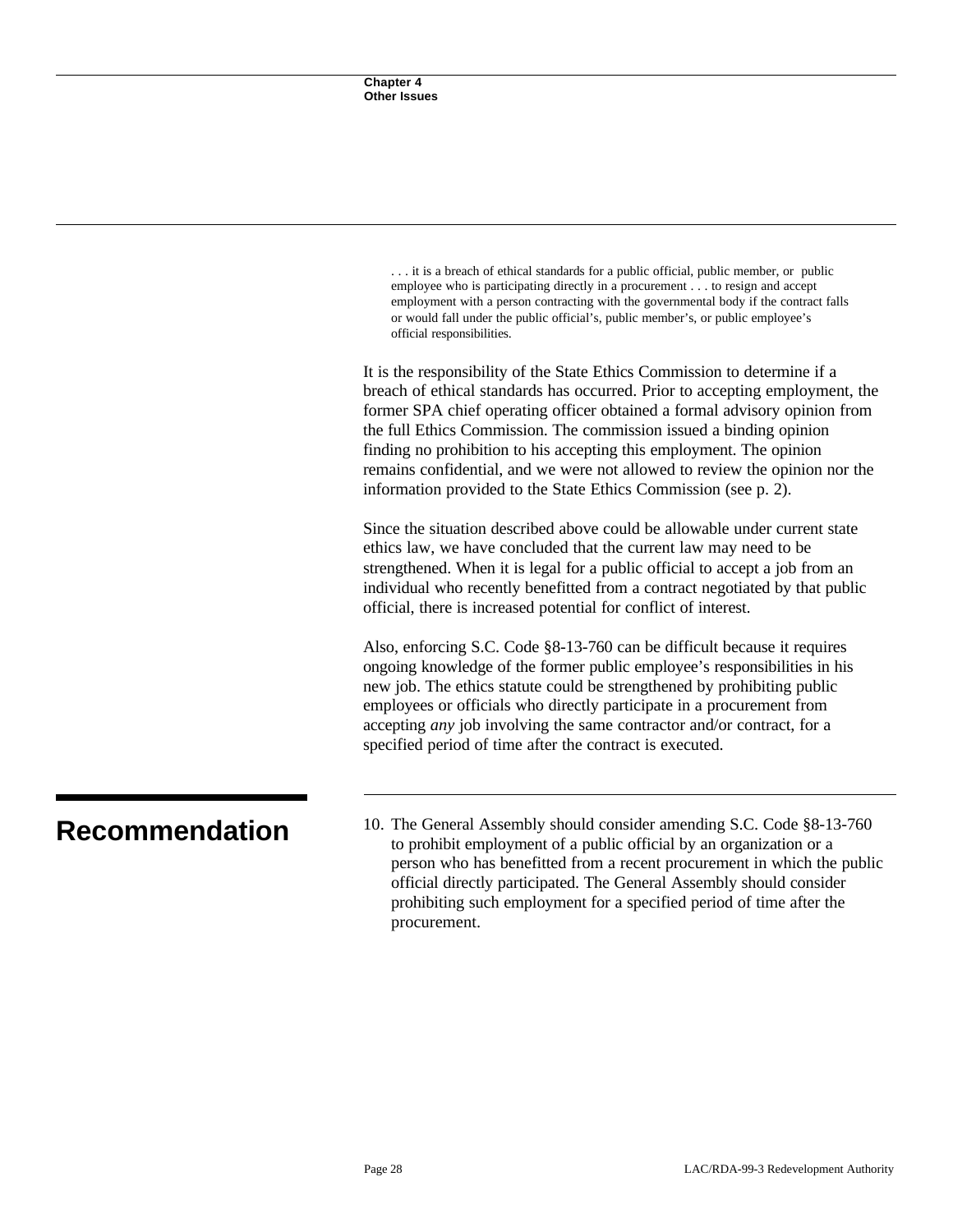> . . . it is a breach of ethical standards for a public official, public member, or public employee who is participating directly in a procurement . . . to resign and accept employment with a person contracting with the governmental body if the contract falls or would fall under the public official's, public member's, or public employee's official responsibilities.

It is the responsibility of the State Ethics Commission to determine if a breach of ethical standards has occurred. Prior to accepting employment, the former SPA chief operating officer obtained a formal advisory opinion from the full Ethics Commission. The commission issued a binding opinion finding no prohibition to his accepting this employment. The opinion remains confidential, and we were not allowed to review the opinion nor the information provided to the State Ethics Commission (see p. 2).

Since the situation described above could be allowable under current state ethics law, we have concluded that the current law may need to be strengthened. When it is legal for a public official to accept a job from an individual who recently benefitted from a contract negotiated by that public official, there is increased potential for conflict of interest.

Also, enforcing S.C. Code §8-13-760 can be difficult because it requires ongoing knowledge of the former public employee's responsibilities in his new job. The ethics statute could be strengthened by prohibiting public employees or officials who directly participate in a procurement from accepting *any* job involving the same contractor and/or contract, for a specified period of time after the contract is executed.

## Recommendation

10. The General Assembly should consider amending S.C. Code §8-13-760 to prohibit employment of a public official by an organization or a person who has benefitted from a recent procurement in which the public official directly participated. The General Assembly should consider prohibiting such employment for a specified period of time after the procurement.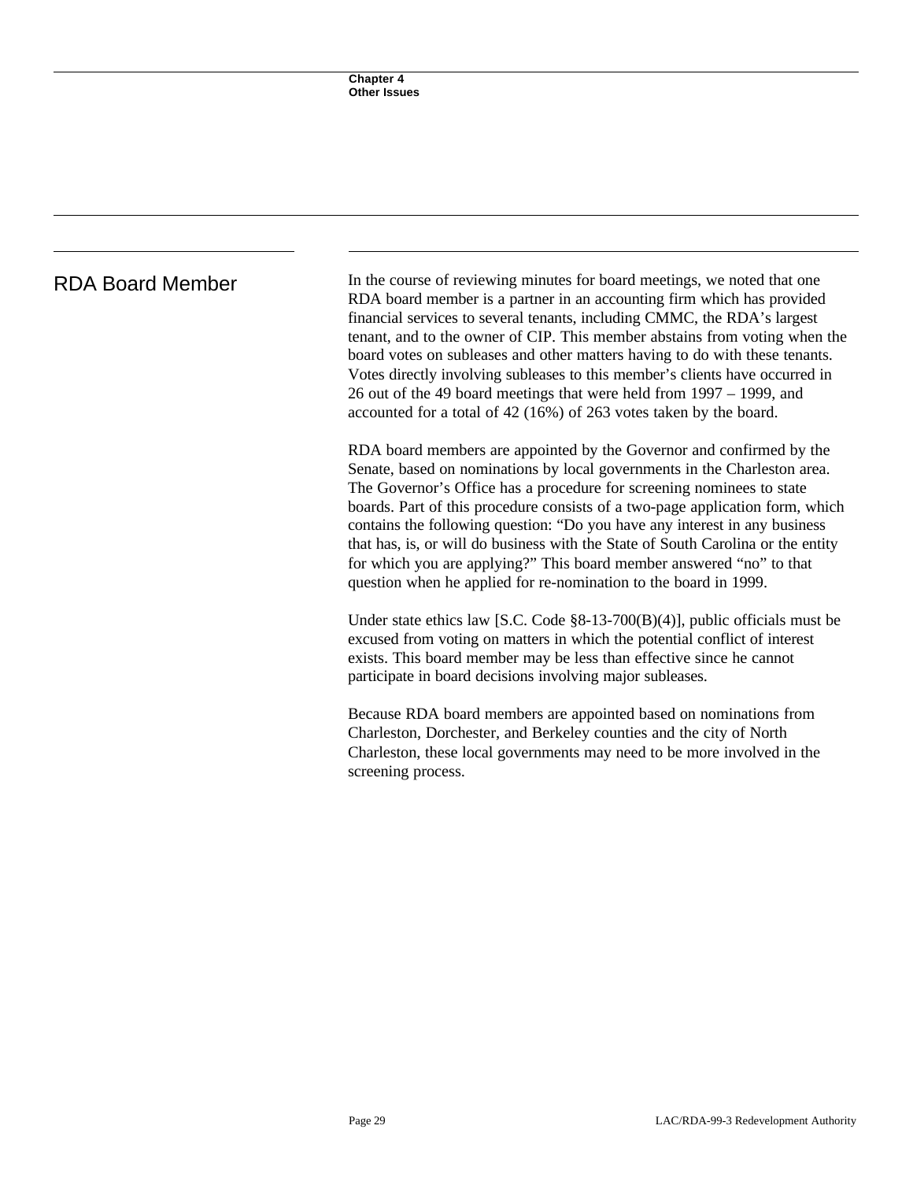## RDA Board Member

In the course of reviewing minutes for board meetings, we noted that one RDA board member is a partner in an accounting firm which has provided financial services to several tenants, including CMMC, the RDA's largest tenant, and to the owner of CIP. This member abstains from voting when the board votes on subleases and other matters having to do with these tenants. Votes directly involving subleases to this member's clients have occurred in 26 out of the 49 board meetings that were held from 1997 – 1999, and accounted for a total of 42 (16%) of 263 votes taken by the board.

RDA board members are appointed by the Governor and confirmed by the Senate, based on nominations by local governments in the Charleston area. The Governor's Office has a procedure for screening nominees to state boards. Part of this procedure consists of a two-page application form, which contains the following question: "Do you have any interest in any business that has, is, or will do business with the State of South Carolina or the entity for which you are applying?" This board member answered "no" to that question when he applied for re-nomination to the board in 1999.

Under state ethics law [S.C. Code §8-13-700(B)(4)], public officials must be excused from voting on matters in which the potential conflict of interest exists. This board member may be less than effective since he cannot participate in board decisions involving major subleases.

Because RDA board members are appointed based on nominations from Charleston, Dorchester, and Berkeley counties and the city of North Charleston, these local governments may need to be more involved in the screening process.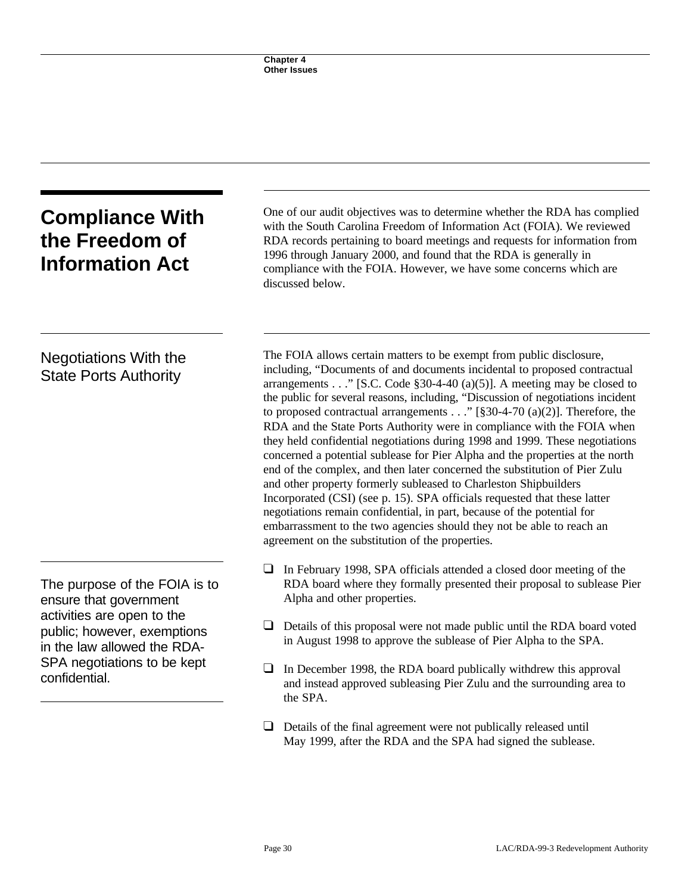## Compliance With the Freedom of Information Act

One of our audit objectives was to determine whether the RDA has complied with the South Carolina Freedom of Information Act (FOIA). We reviewed RDA records pertaining to board meetings and requests for information from 1996 through January 2000, and found that the RDA is generally in compliance with the FOIA. However, we have some concerns which are discussed below.

### Negotiations With the State Ports Authority

The FOIA allows certain matters to be exempt from public disclosure, including, "Documents of and documents incidental to proposed contractual arrangements . . ." [S.C. Code §30-4-40 (a)(5)]. A meeting may be closed to the public for several reasons, including, "Discussion of negotiations incident to proposed contractual arrangements . . ." [§30-4-70 (a)(2)]. Therefore, the RDA and the State Ports Authority were in compliance with the FOIA when they held confidential negotiations during 1998 and 1999. These negotiations concerned a potential sublease for Pier Alpha and the properties at the north end of the complex, and then later concerned the substitution of Pier Zulu and other property formerly subleased to Charleston Shipbuilders Incorporated (CSI) (see p. 15). SPA officials requested that these latter negotiations remain confidential, in part, because of the potential for embarrassment to the two agencies should they not be able to reach an agreement on the substitution of the properties.

The purpose of the FOIA is to ensure that government activities are open to the public; however, exemptions in the law allowed the RDA-SPA negotiations to be kept confidential.

- In February 1998, SPA officials attended a closed door meeting of the RDA board where they formally presented their proposal to sublease Pier Alpha and other properties.
- Details of this proposal were not made public until the RDA board voted in August 1998 to approve the sublease of Pier Alpha to the SPA.
- In December 1998, the RDA board publically withdrew this approval and instead approved subleasing Pier Zulu and the surrounding area to the SPA.
- Details of the final agreement were not publically released until May 1999, after the RDA and the SPA had signed the sublease.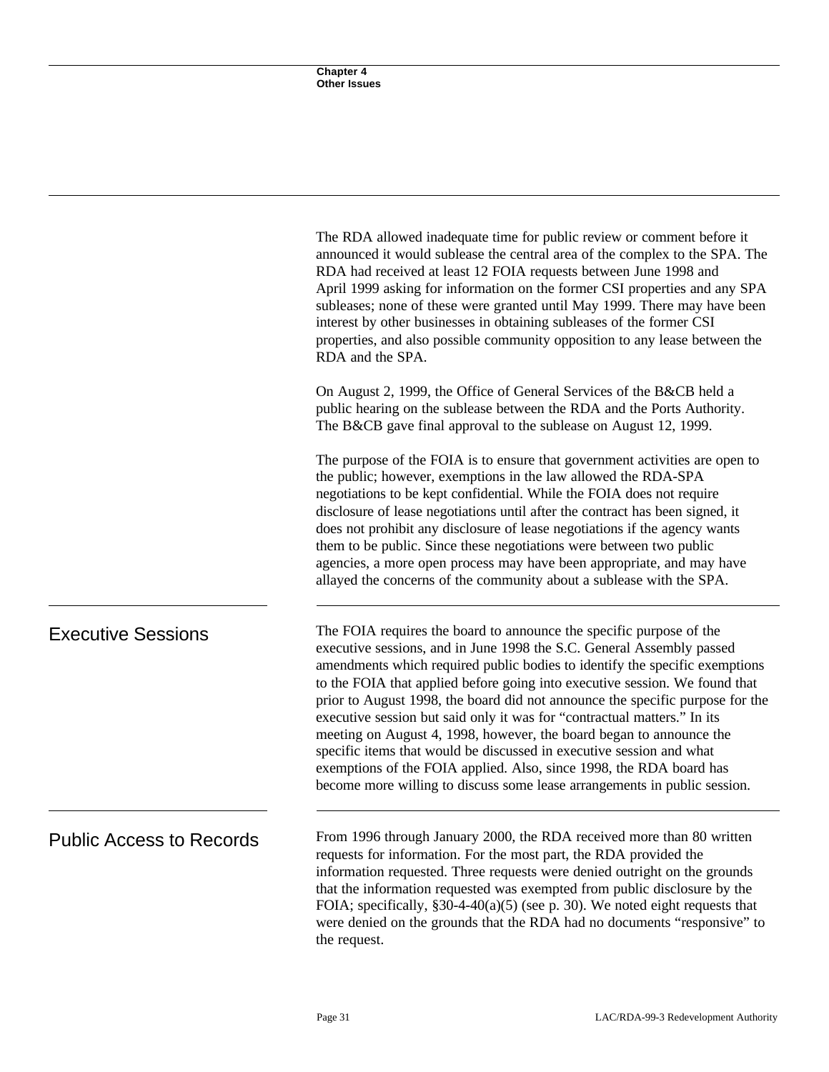The RDA allowed inadequate time for public review or comment before it announced it would sublease the central area of the complex to the SPA. The RDA had received at least 12 FOIA requests between June 1998 and April 1999 asking for information on the former CSI properties and any SPA subleases; none of these were granted until May 1999. There may have been interest by other businesses in obtaining subleases of the former CSI properties, and also possible community opposition to any lease between the RDA and the SPA.

On August 2, 1999, the Office of General Services of the B&CB held a public hearing on the sublease between the RDA and the Ports Authority. The B&CB gave final approval to the sublease on August 12, 1999.

The purpose of the FOIA is to ensure that government activities are open to the public; however, exemptions in the law allowed the RDA-SPA negotiations to be kept confidential. While the FOIA does not require disclosure of lease negotiations until after the contract has been signed, it does not prohibit any disclosure of lease negotiations if the agency wants them to be public. Since these negotiations were between two public agencies, a more open process may have been appropriate, and may have allayed the concerns of the community about a sublease with the SPA.

## Executive Sessions

The FOIA requires the board to announce the specific purpose of the executive sessions, and in June 1998 the S.C. General Assembly passed amendments which required public bodies to identify the specific exemptions to the FOIA that applied before going into executive session. We found that prior to August 1998, the board did not announce the specific purpose for the executive session but said only it was for "contractual matters." In its meeting on August 4, 1998, however, the board began to announce the specific items that would be discussed in executive session and what exemptions of the FOIA applied. Also, since 1998, the RDA board has become more willing to discuss some lease arrangements in public session.

## Public Access to Records

From 1996 through January 2000, the RDA received more than 80 written requests for information. For the most part, the RDA provided the information requested. Three requests were denied outright on the grounds that the information requested was exempted from public disclosure by the FOIA; specifically, §30-4-40(a)(5) (see p. 30). We noted eight requests that were denied on the grounds that the RDA had no documents "responsive" to the request.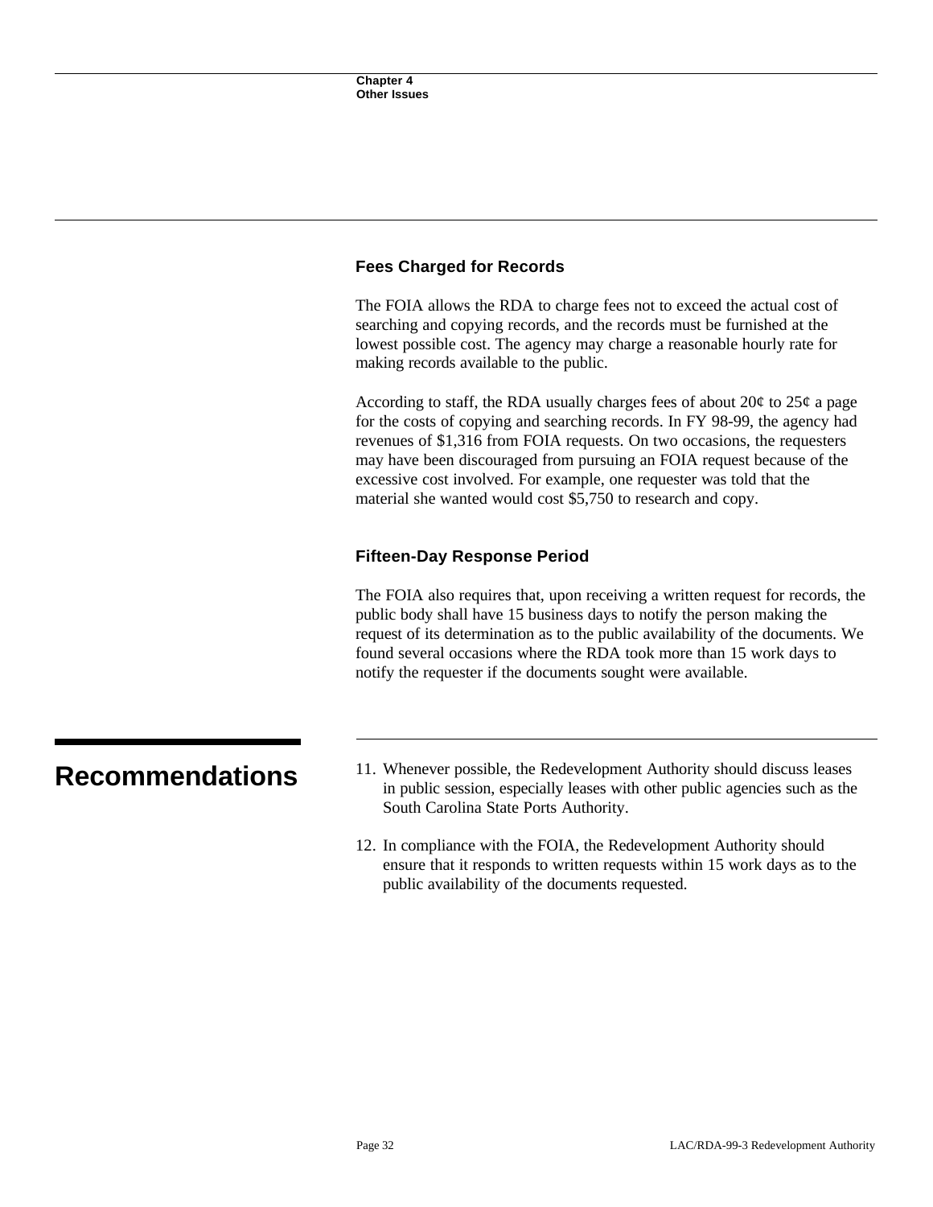### Fees Charged for Records

The FOIA allows the RDA to charge fees not to exceed the actual cost of searching and copying records, and the records must be furnished at the lowest possible cost. The agency may charge a reasonable hourly rate for making records available to the public.

According to staff, the RDA usually charges fees of about 20¢ to 25¢ a page for the costs of copying and searching records. In FY 98-99, the agency had revenues of $1,316 from FOIA requests. On two occasions, the requesters may have been discouraged from pursuing an FOIA request because of the excessive cost involved. For example, one requester was told that the material she wanted would cost $5,750 to research and copy.

### Fifteen-Day Response Period

The FOIA also requires that, upon receiving a written request for records, the public body shall have 15 business days to notify the person making the request of its determination as to the public availability of the documents. We found several occasions where the RDA took more than 15 work days to notify the requester if the documents sought were available.

## Recommendations

11. Whenever possible, the Redevelopment Authority should discuss leases in public session, especially leases with other public agencies such as the South Carolina State Ports Authority.

12. In compliance with the FOIA, the Redevelopment Authority should ensure that it responds to written requests within 15 work days as to the public availability of the documents requested.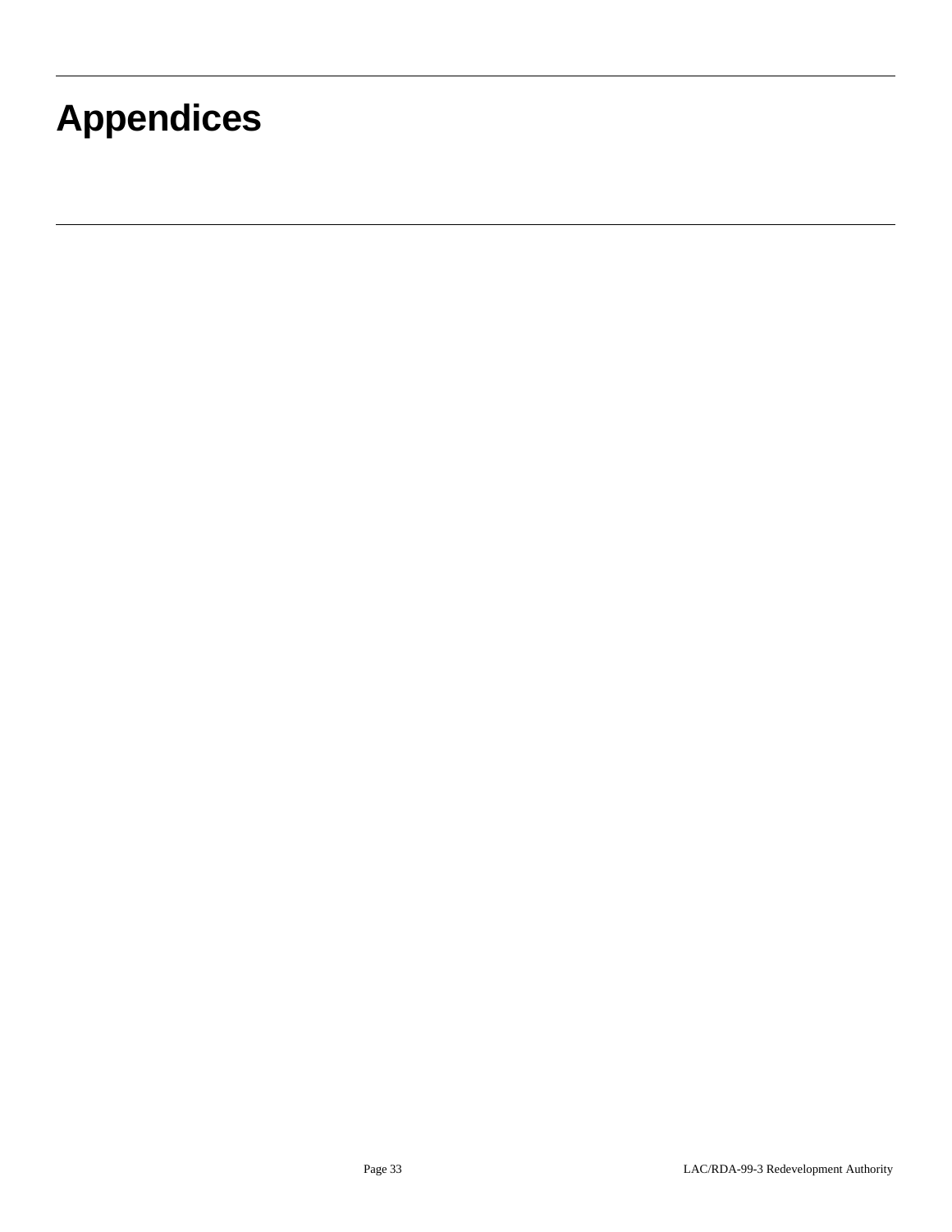# Appendices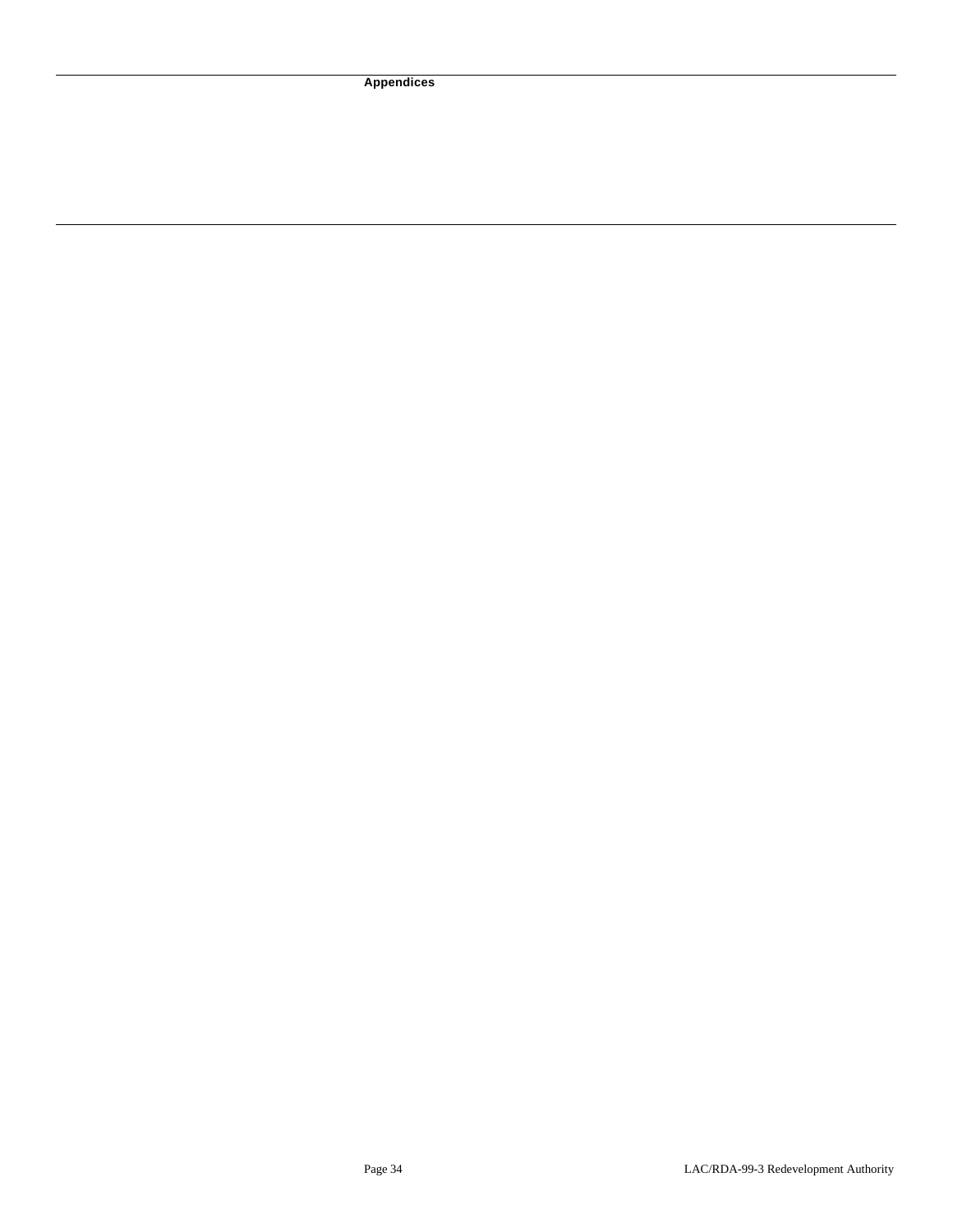# Appendices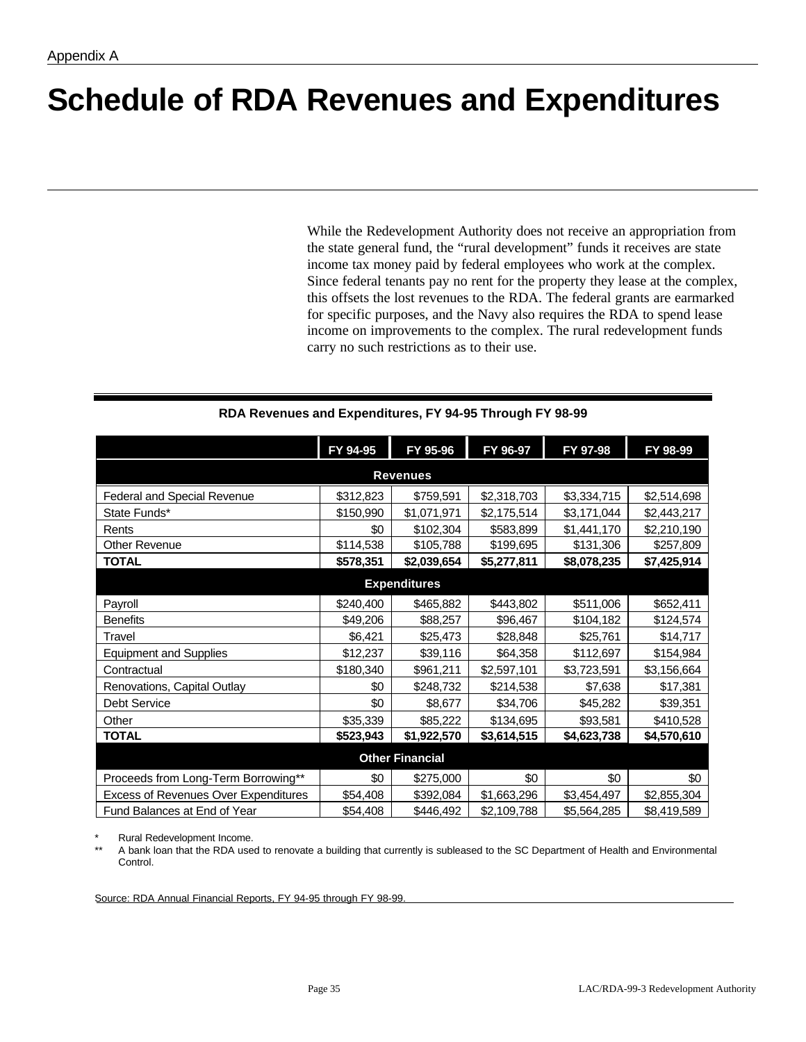Appendix A

# Schedule of RDA Revenues and Expenditures

While the Redevelopment Authority does not receive an appropriation from the state general fund, the "rural development" funds it receives are state income tax money paid by federal employees who work at the complex. Since federal tenants pay no rent for the property they lease at the complex, this offsets the lost revenues to the RDA. The federal grants are earmarked for specific purposes, and the Navy also requires the RDA to spend lease income on improvements to the complex. The rural redevelopment funds carry no such restrictions as to their use.

**RDA Revenues and Expenditures, FY 94-95 Through FY 98-99**

| | FY 94-95 | FY 95-96 | FY 96-97 | FY 97-98 | FY 98-99 |
|---|---|---|---|---|---|
| **Revenues** | | | | | |
| Federal and Special Revenue | $312,823 | $759,591 | $2,318,703 | $3,334,715 | $2,514,698 |
| State Funds* | $150,990 | $1,071,971 | $2,175,514 | $3,171,044 | $2,443,217 |
| Rents | $0 | $102,304 | $583,899 | $1,441,170 | $2,210,190 |
| Other Revenue | $114,538 | $105,788 | $199,695 | $131,306 | $257,809 |
| **TOTAL** | **$578,351** | **$2,039,654** | **$5,277,811** | **$8,078,235** | **$7,425,914** |
| **Expenditures** | | | | | |
| Payroll | $240,400 | $465,882 | $443,802 | $511,006 | $652,411 |
| Benefits | $49,206 | $88,257 | $96,467 | $104,182 | $124,574 |
| Travel | $6,421 | $25,473 | $28,848 | $25,761 | $14,717 |
| Equipment and Supplies | $12,237 | $39,116 | $64,358 | $112,697 | $154,984 |
| Contractual | $180,340 | $961,211 | $2,597,101 | $3,723,591 | $3,156,664 |
| Renovations, Capital Outlay | $0 | $248,732 | $214,538 | $7,638 | $17,381 |
| Debt Service | $0 | $8,677 | $34,706 | $45,282 | $39,351 |
| Other | $35,339 | $85,222 | $134,695 | $93,581 | $410,528 |
| **TOTAL** | **$523,943** | **$1,922,570** | **$3,614,515** | **$4,623,738** | **$4,570,610** |
| **Other Financial** | | | | | |
| Proceeds from Long-Term Borrowing** | $0 | $275,000 | $0 | $0 | $0 |
| Excess of Revenues Over Expenditures | $54,408 | $392,084 | $1,663,296 | $3,454,497 | $2,855,304 |
| Fund Balances at End of Year | $54,408 | $446,492 | $2,109,788 | $5,564,285 | $8,419,589 |

\* Rural Redevelopment Income.

\*\* A bank loan that the RDA used to renovate a building that currently is subleased to the SC Department of Health and Environmental Control.

Source: RDA Annual Financial Reports, FY 94-95 through FY 98-99.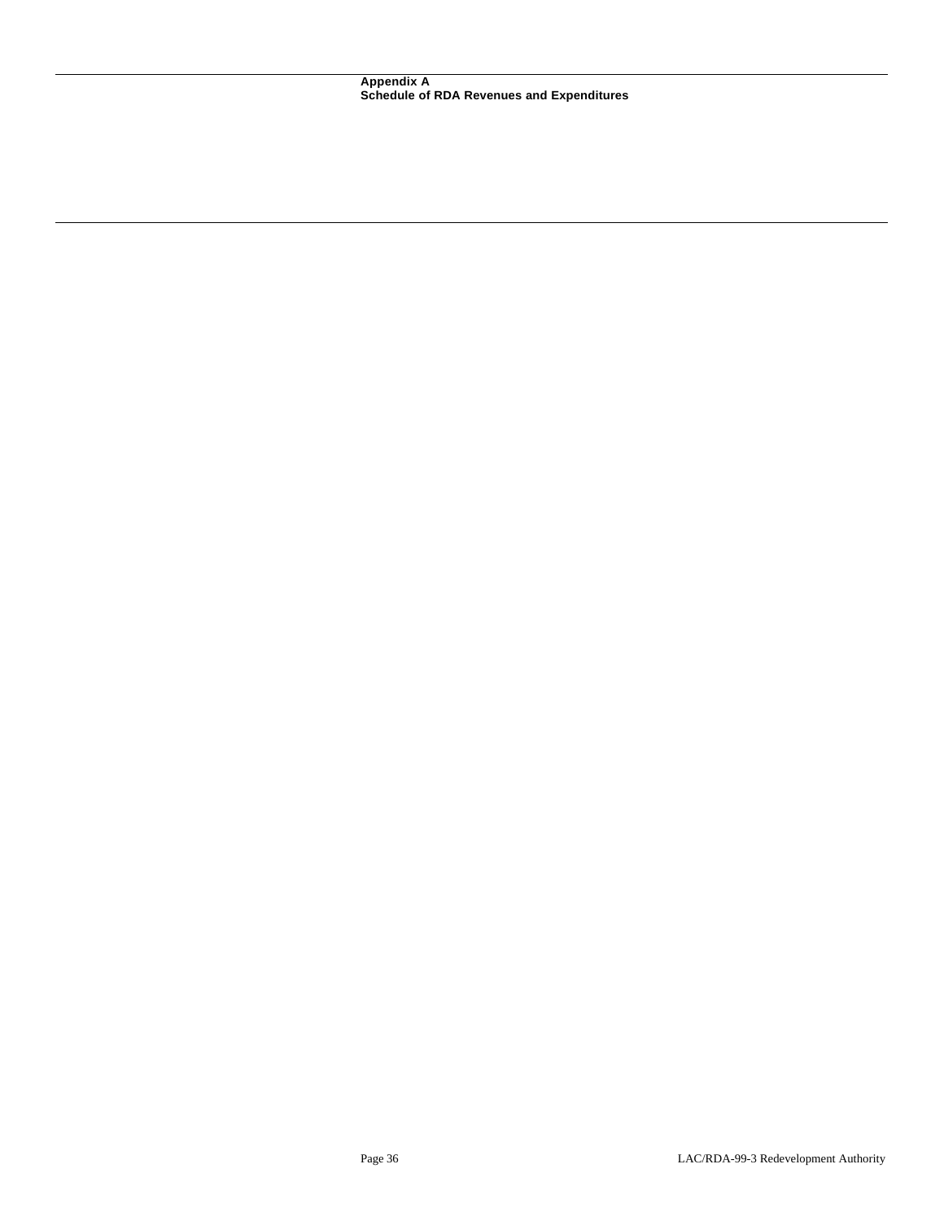# Appendix A
## Schedule of RDA Revenues and Expenditures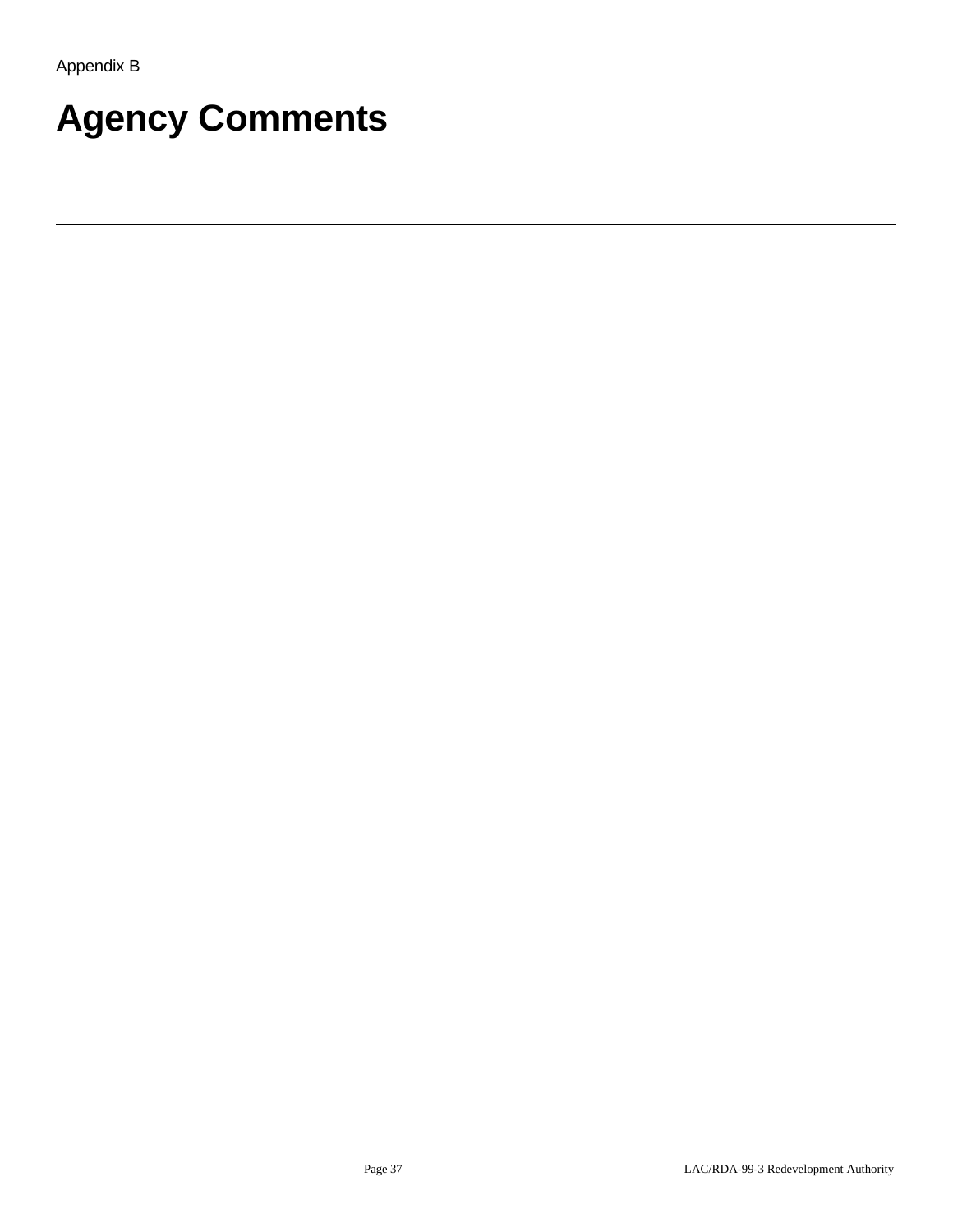Appendix B

# Agency Comments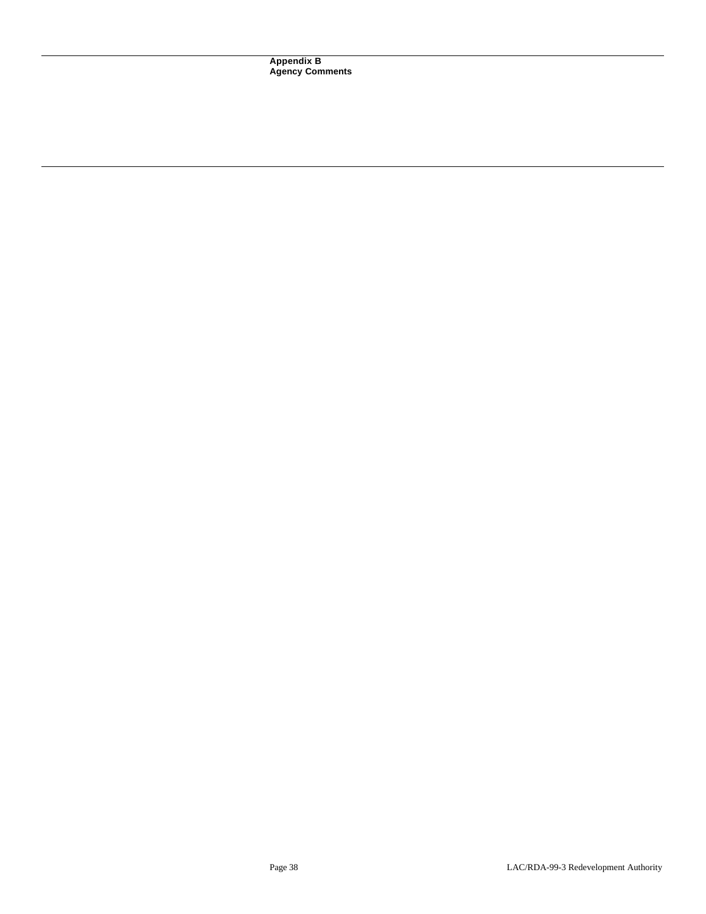**Appendix B**
**Agency Comments**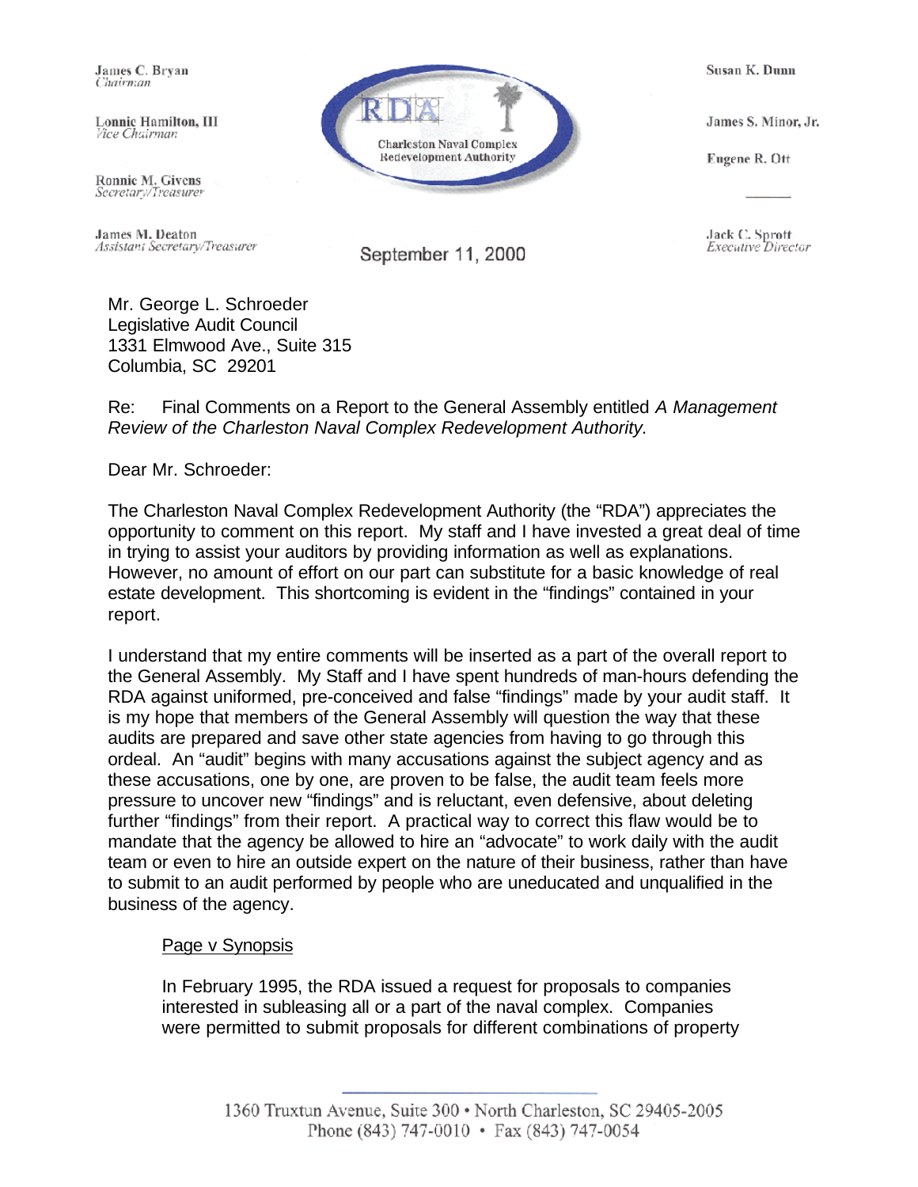James C. Bryan
*Chairman*

Lonnie Hamilton, III
*Vice Chairman*

Ronnie M. Givens
*Secretary/Treasurer*

James M. Deaton
*Assistant Secretary/Treasurer*

RDA
Charleston Naval Complex
Redevelopment Authority

Susan K. Dunn

James S. Minor, Jr.

Eugene R. Ott

Jack C. Sprott
*Executive Director*

September 11, 2000

Mr. George L. Schroeder
Legislative Audit Council
1331 Elmwood Ave., Suite 315
Columbia, SC 29201

Re: Final Comments on a Report to the General Assembly entitled *A Management Review of the Charleston Naval Complex Redevelopment Authority.*

Dear Mr. Schroeder:

The Charleston Naval Complex Redevelopment Authority (the "RDA") appreciates the opportunity to comment on this report. My staff and I have invested a great deal of time in trying to assist your auditors by providing information as well as explanations. However, no amount of effort on our part can substitute for a basic knowledge of real estate development. This shortcoming is evident in the "findings" contained in your report.

I understand that my entire comments will be inserted as a part of the overall report to the General Assembly. My Staff and I have spent hundreds of man-hours defending the RDA against uniformed, pre-conceived and false "findings" made by your audit staff. It is my hope that members of the General Assembly will question the way that these audits are prepared and save other state agencies from having to go through this ordeal. An "audit" begins with many accusations against the subject agency and as these accusations, one by one, are proven to be false, the audit team feels more pressure to uncover new "findings" and is reluctant, even defensive, about deleting further "findings" from their report. A practical way to correct this flaw would be to mandate that the agency be allowed to hire an "advocate" to work daily with the audit team or even to hire an outside expert on the nature of their business, rather than have to submit to an audit performed by people who are uneducated and unqualified in the business of the agency.

<u>Page v Synopsis</u>

In February 1995, the RDA issued a request for proposals to companies interested in subleasing all or a part of the naval complex. Companies were permitted to submit proposals for different combinations of property

1360 Truxtun Avenue, Suite 300 • North Charleston, SC 29405-2005
Phone (843) 747-0010 • Fax (843) 747-0054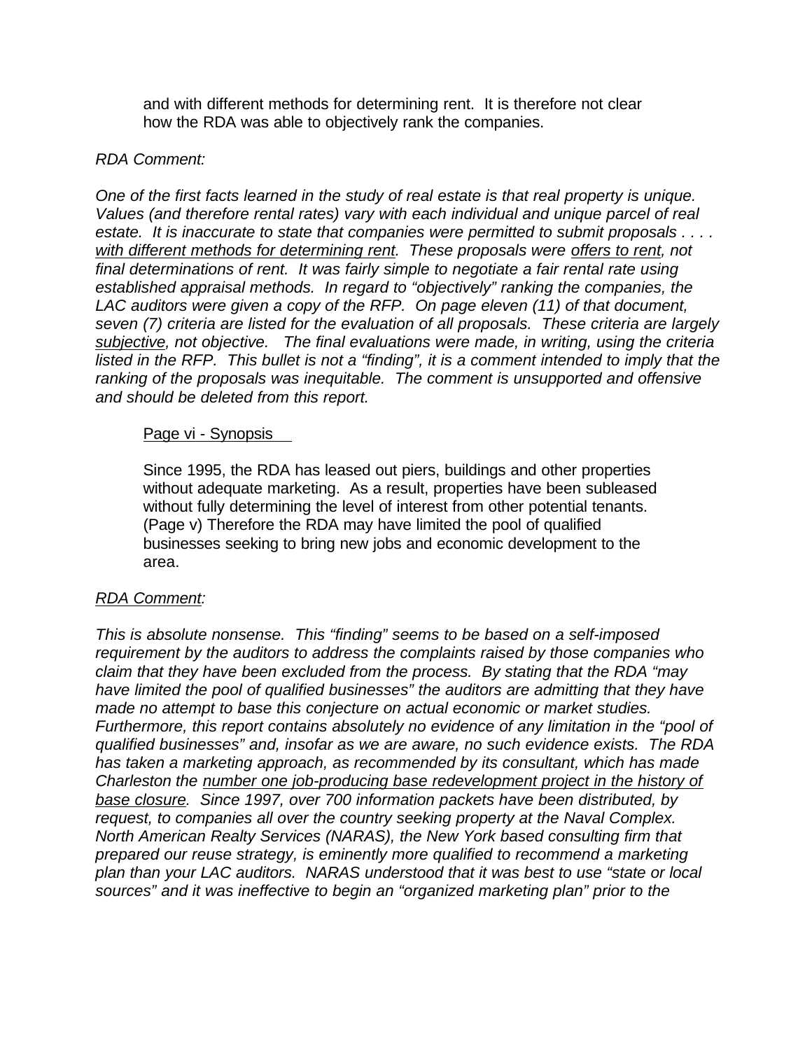and with different methods for determining rent. It is therefore not clear how the RDA was able to objectively rank the companies.

*RDA Comment:*

*One of the first facts learned in the study of real estate is that real property is unique. Values (and therefore rental rates) vary with each individual and unique parcel of real estate. It is inaccurate to state that companies were permitted to submit proposals . . . . <u>with different methods for determining rent</u>. These proposals were <u>offers to rent</u>, not final determinations of rent. It was fairly simple to negotiate a fair rental rate using established appraisal methods. In regard to "objectively" ranking the companies, the LAC auditors were given a copy of the RFP. On page eleven (11) of that document, seven (7) criteria are listed for the evaluation of all proposals. These criteria are largely <u>subjective</u>, not objective. The final evaluations were made, in writing, using the criteria listed in the RFP. This bullet is not a "finding", it is a comment intended to imply that the ranking of the proposals was inequitable. The comment is unsupported and offensive and should be deleted from this report.*

<u>Page vi - Synopsis</u>

Since 1995, the RDA has leased out piers, buildings and other properties without adequate marketing. As a result, properties have been subleased without fully determining the level of interest from other potential tenants. (Page v) Therefore the RDA may have limited the pool of qualified businesses seeking to bring new jobs and economic development to the area.

*<u>RDA Comment</u>:*

*This is absolute nonsense. This "finding" seems to be based on a self-imposed requirement by the auditors to address the complaints raised by those companies who claim that they have been excluded from the process. By stating that the RDA "may have limited the pool of qualified businesses" the auditors are admitting that they have made no attempt to base this conjecture on actual economic or market studies. Furthermore, this report contains absolutely no evidence of any limitation in the "pool of qualified businesses" and, insofar as we are aware, no such evidence exists. The RDA has taken a marketing approach, as recommended by its consultant, which has made Charleston the <u>number one job-producing base redevelopment project in the history of base closure</u>. Since 1997, over 700 information packets have been distributed, by request, to companies all over the country seeking property at the Naval Complex. North American Realty Services (NARAS), the New York based consulting firm that prepared our reuse strategy, is eminently more qualified to recommend a marketing plan than your LAC auditors. NARAS understood that it was best to use "state or local sources" and it was ineffective to begin an "organized marketing plan" prior to the*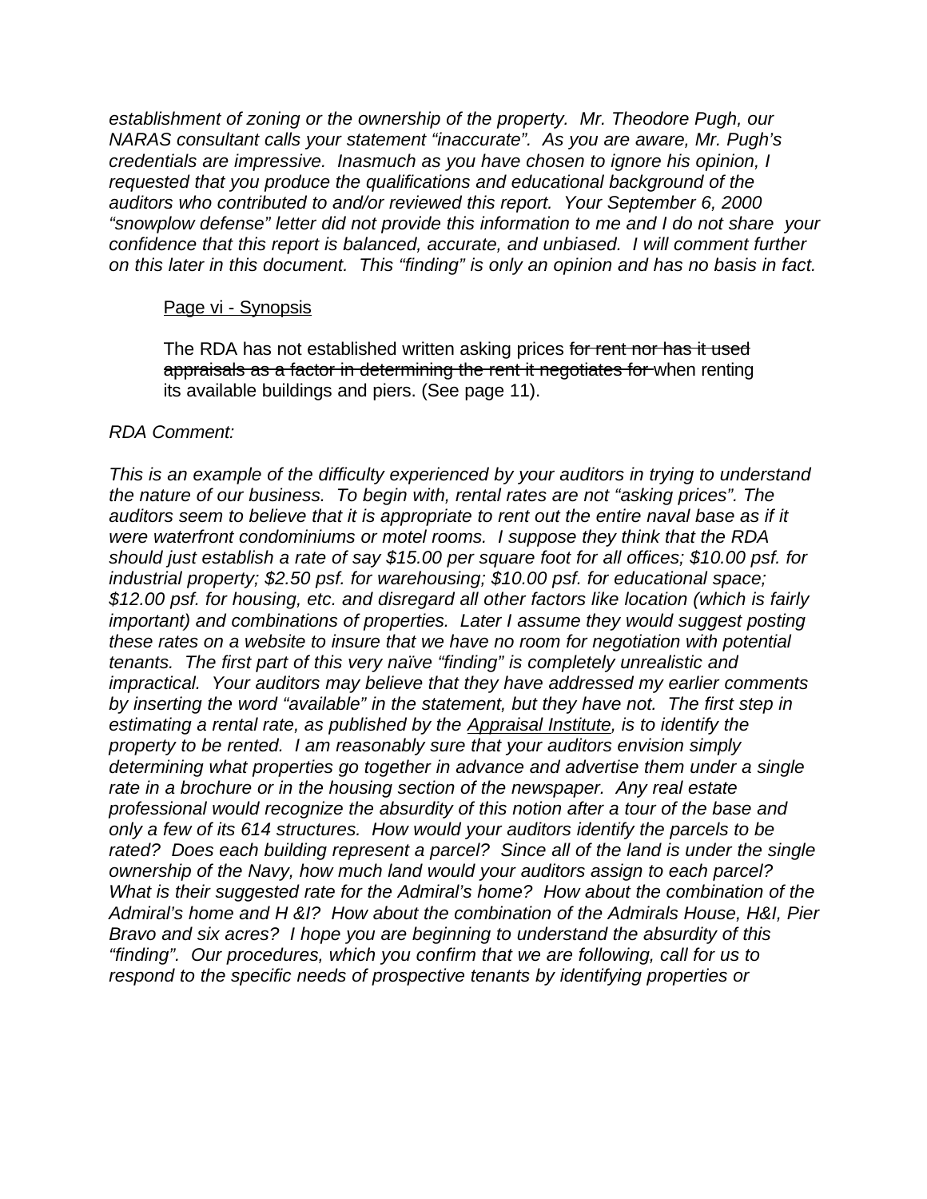*establishment of zoning or the ownership of the property. Mr. Theodore Pugh, our NARAS consultant calls your statement "inaccurate". As you are aware, Mr. Pugh's credentials are impressive. Inasmuch as you have chosen to ignore his opinion, I requested that you produce the qualifications and educational background of the auditors who contributed to and/or reviewed this report. Your September 6, 2000 "snowplow defense" letter did not provide this information to me and I do not share your confidence that this report is balanced, accurate, and unbiased. I will comment further on this later in this document. This "finding" is only an opinion and has no basis in fact.*

<u>Page vi - Synopsis</u>

The RDA has not established written asking prices ~~for rent nor has it used appraisals as a factor in determining the rent it negotiates for~~ when renting its available buildings and piers. (See page 11).

*RDA Comment:*

*This is an example of the difficulty experienced by your auditors in trying to understand the nature of our business. To begin with, rental rates are not "asking prices". The auditors seem to believe that it is appropriate to rent out the entire naval base as if it were waterfront condominiums or motel rooms. I suppose they think that the RDA should just establish a rate of say $15.00 per square foot for all offices; $10.00 psf. for industrial property; $2.50 psf. for warehousing; $10.00 psf. for educational space; $12.00 psf. for housing, etc. and disregard all other factors like location (which is fairly important) and combinations of properties. Later I assume they would suggest posting these rates on a website to insure that we have no room for negotiation with potential tenants. The first part of this very naïve "finding" is completely unrealistic and impractical. Your auditors may believe that they have addressed my earlier comments by inserting the word "available" in the statement, but they have not. The first step in estimating a rental rate, as published by the <u>Appraisal Institute</u>, is to identify the property to be rented. I am reasonably sure that your auditors envision simply determining what properties go together in advance and advertise them under a single rate in a brochure or in the housing section of the newspaper. Any real estate professional would recognize the absurdity of this notion after a tour of the base and only a few of its 614 structures. How would your auditors identify the parcels to be rated? Does each building represent a parcel? Since all of the land is under the single ownership of the Navy, how much land would your auditors assign to each parcel? What is their suggested rate for the Admiral's home? How about the combination of the Admiral's home and H &I? How about the combination of the Admirals House, H&I, Pier Bravo and six acres? I hope you are beginning to understand the absurdity of this "finding". Our procedures, which you confirm that we are following, call for us to respond to the specific needs of prospective tenants by identifying properties or*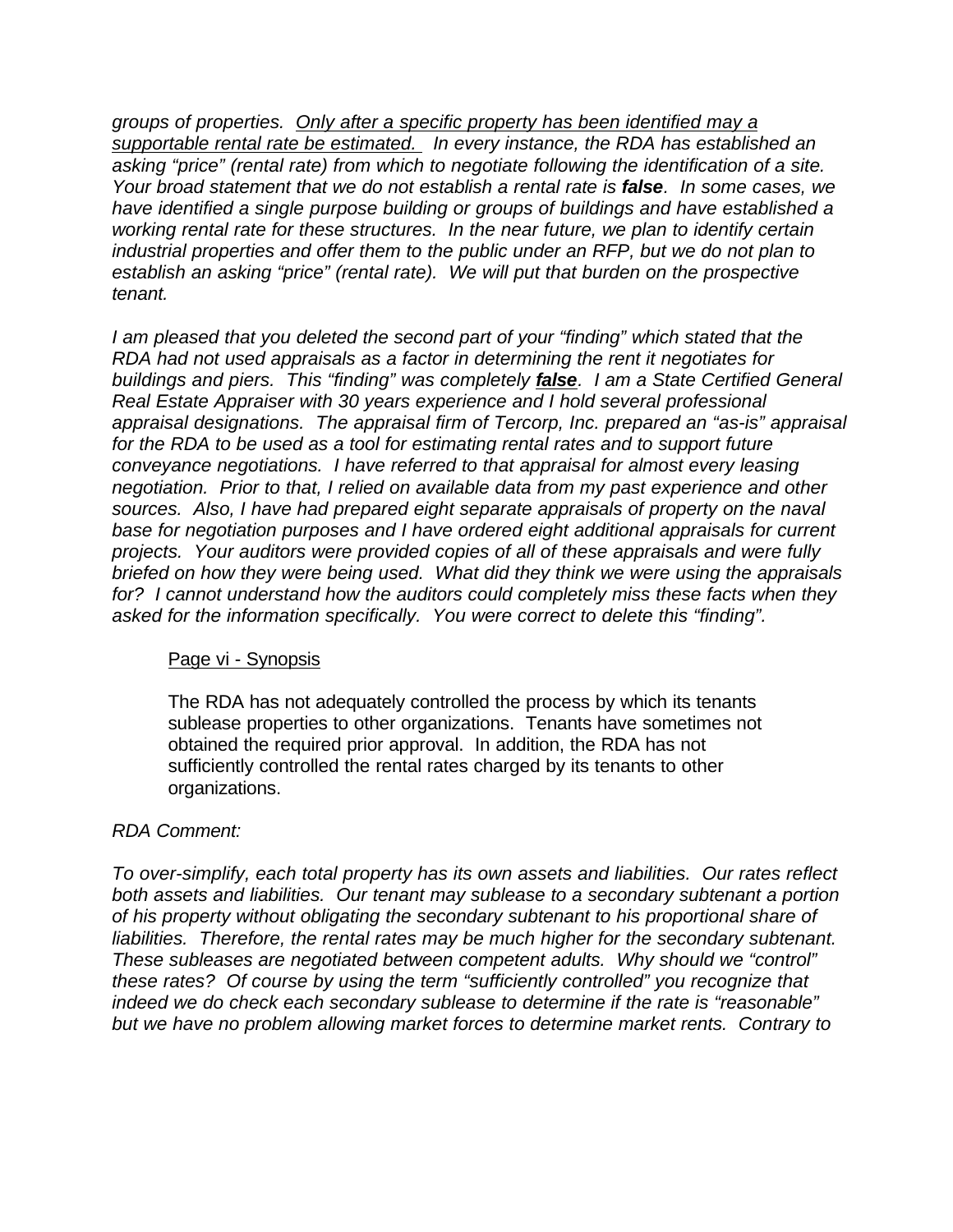*groups of properties. <u>Only after a specific property has been identified may a supportable rental rate be estimated.</u> In every instance, the RDA has established an asking "price" (rental rate) from which to negotiate following the identification of a site. Your broad statement that we do not establish a rental rate is **false**. In some cases, we have identified a single purpose building or groups of buildings and have established a working rental rate for these structures. In the near future, we plan to identify certain industrial properties and offer them to the public under an RFP, but we do not plan to establish an asking "price" (rental rate). We will put that burden on the prospective tenant.*

*I am pleased that you deleted the second part of your "finding" which stated that the RDA had not used appraisals as a factor in determining the rent it negotiates for buildings and piers. This "finding" was completely <u>**false**</u>. I am a State Certified General Real Estate Appraiser with 30 years experience and I hold several professional appraisal designations. The appraisal firm of Tercorp, Inc. prepared an "as-is" appraisal for the RDA to be used as a tool for estimating rental rates and to support future conveyance negotiations. I have referred to that appraisal for almost every leasing negotiation. Prior to that, I relied on available data from my past experience and other sources. Also, I have had prepared eight separate appraisals of property on the naval base for negotiation purposes and I have ordered eight additional appraisals for current projects. Your auditors were provided copies of all of these appraisals and were fully briefed on how they were being used. What did they think we were using the appraisals for? I cannot understand how the auditors could completely miss these facts when they asked for the information specifically. You were correct to delete this "finding".*

<u>Page vi - Synopsis</u>

The RDA has not adequately controlled the process by which its tenants sublease properties to other organizations. Tenants have sometimes not obtained the required prior approval. In addition, the RDA has not sufficiently controlled the rental rates charged by its tenants to other organizations.

*RDA Comment:*

*To over-simplify, each total property has its own assets and liabilities. Our rates reflect both assets and liabilities. Our tenant may sublease to a secondary subtenant a portion of his property without obligating the secondary subtenant to his proportional share of liabilities. Therefore, the rental rates may be much higher for the secondary subtenant. These subleases are negotiated between competent adults. Why should we "control" these rates? Of course by using the term "sufficiently controlled" you recognize that indeed we do check each secondary sublease to determine if the rate is "reasonable" but we have no problem allowing market forces to determine market rents. Contrary to*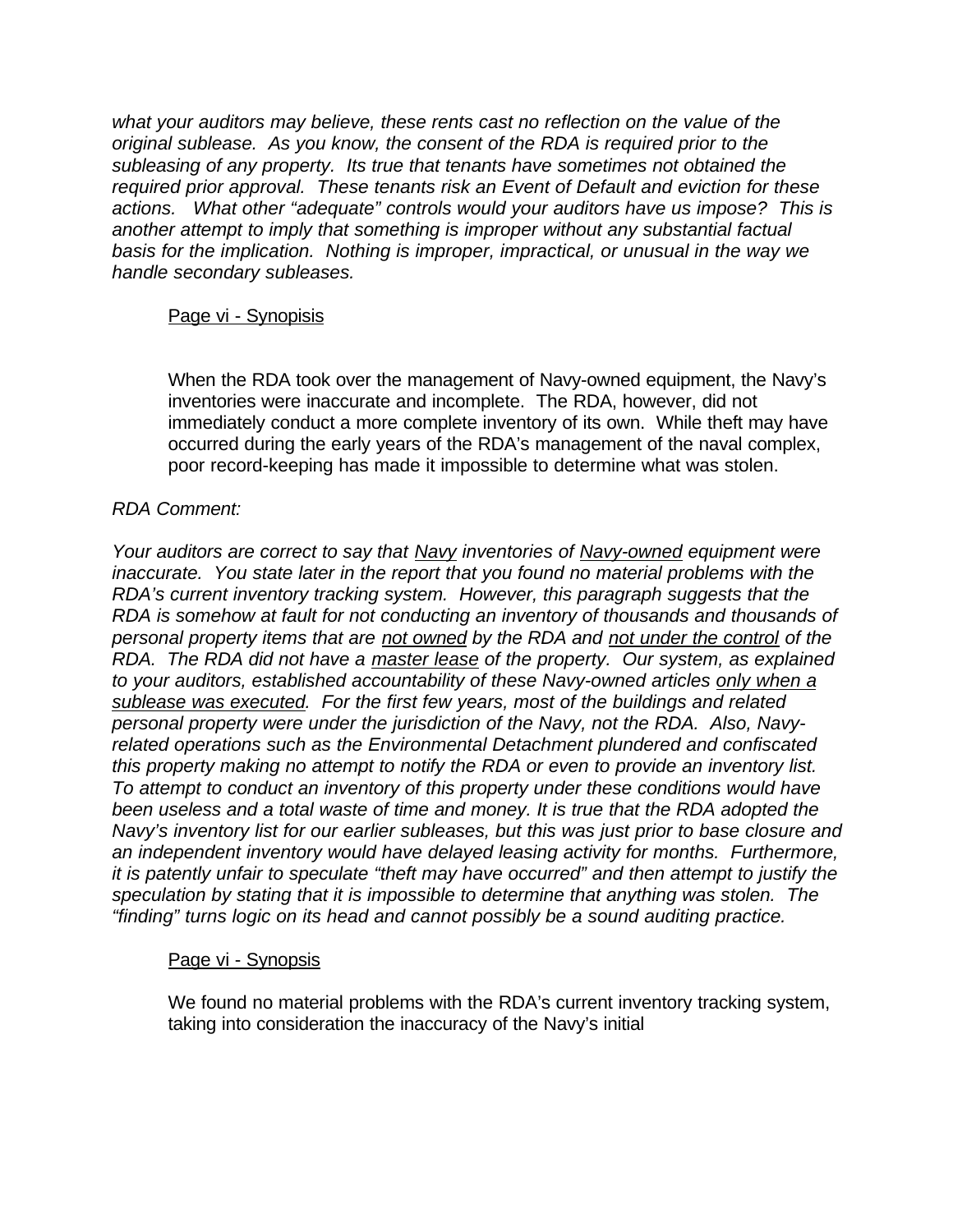*what your auditors may believe, these rents cast no reflection on the value of the original sublease. As you know, the consent of the RDA is required prior to the subleasing of any property. Its true that tenants have sometimes not obtained the required prior approval. These tenants risk an Event of Default and eviction for these actions. What other "adequate" controls would your auditors have us impose? This is another attempt to imply that something is improper without any substantial factual basis for the implication. Nothing is improper, impractical, or unusual in the way we handle secondary subleases.*

<u>Page vi - Synopisis</u>

When the RDA took over the management of Navy-owned equipment, the Navy's inventories were inaccurate and incomplete. The RDA, however, did not immediately conduct a more complete inventory of its own. While theft may have occurred during the early years of the RDA's management of the naval complex, poor record-keeping has made it impossible to determine what was stolen.

*RDA Comment:*

*Your auditors are correct to say that <u>Navy</u> inventories of <u>Navy-owned</u> equipment were inaccurate. You state later in the report that you found no material problems with the RDA's current inventory tracking system. However, this paragraph suggests that the RDA is somehow at fault for not conducting an inventory of thousands and thousands of personal property items that are <u>not owned</u> by the RDA and <u>not under the control</u> of the RDA. The RDA did not have a <u>master lease</u> of the property. Our system, as explained to your auditors, established accountability of these Navy-owned articles <u>only when a sublease was executed</u>. For the first few years, most of the buildings and related personal property were under the jurisdiction of the Navy, not the RDA. Also, Navy-related operations such as the Environmental Detachment plundered and confiscated this property making no attempt to notify the RDA or even to provide an inventory list. To attempt to conduct an inventory of this property under these conditions would have been useless and a total waste of time and money. It is true that the RDA adopted the Navy's inventory list for our earlier subleases, but this was just prior to base closure and an independent inventory would have delayed leasing activity for months. Furthermore, it is patently unfair to speculate "theft may have occurred" and then attempt to justify the speculation by stating that it is impossible to determine that anything was stolen. The "finding" turns logic on its head and cannot possibly be a sound auditing practice.*

<u>Page vi - Synopsis</u>

We found no material problems with the RDA's current inventory tracking system, taking into consideration the inaccuracy of the Navy's initial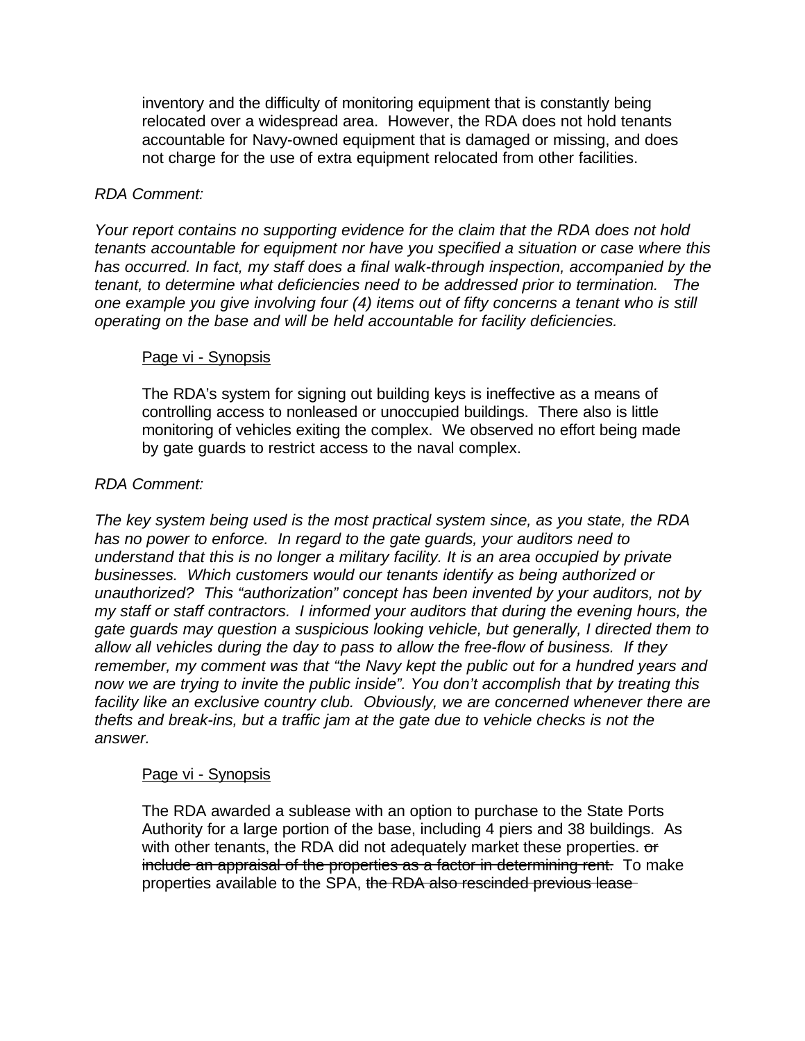inventory and the difficulty of monitoring equipment that is constantly being relocated over a widespread area. However, the RDA does not hold tenants accountable for Navy-owned equipment that is damaged or missing, and does not charge for the use of extra equipment relocated from other facilities.

*RDA Comment:*

*Your report contains no supporting evidence for the claim that the RDA does not hold tenants accountable for equipment nor have you specified a situation or case where this has occurred. In fact, my staff does a final walk-through inspection, accompanied by the tenant, to determine what deficiencies need to be addressed prior to termination. The one example you give involving four (4) items out of fifty concerns a tenant who is still operating on the base and will be held accountable for facility deficiencies.*

Page vi - Synopsis

The RDA's system for signing out building keys is ineffective as a means of controlling access to nonleased or unoccupied buildings. There also is little monitoring of vehicles exiting the complex. We observed no effort being made by gate guards to restrict access to the naval complex.

*RDA Comment:*

*The key system being used is the most practical system since, as you state, the RDA has no power to enforce. In regard to the gate guards, your auditors need to understand that this is no longer a military facility. It is an area occupied by private businesses. Which customers would our tenants identify as being authorized or unauthorized? This "authorization" concept has been invented by your auditors, not by my staff or staff contractors. I informed your auditors that during the evening hours, the gate guards may question a suspicious looking vehicle, but generally, I directed them to allow all vehicles during the day to pass to allow the free-flow of business. If they remember, my comment was that "the Navy kept the public out for a hundred years and now we are trying to invite the public inside". You don't accomplish that by treating this facility like an exclusive country club. Obviously, we are concerned whenever there are thefts and break-ins, but a traffic jam at the gate due to vehicle checks is not the answer.*

Page vi - Synopsis

The RDA awarded a sublease with an option to purchase to the State Ports Authority for a large portion of the base, including 4 piers and 38 buildings. As with other tenants, the RDA did not adequately market these properties. ~~or include an appraisal of the properties as a factor in determining rent.~~ To make properties available to the SPA, ~~the RDA also rescinded previous lease~~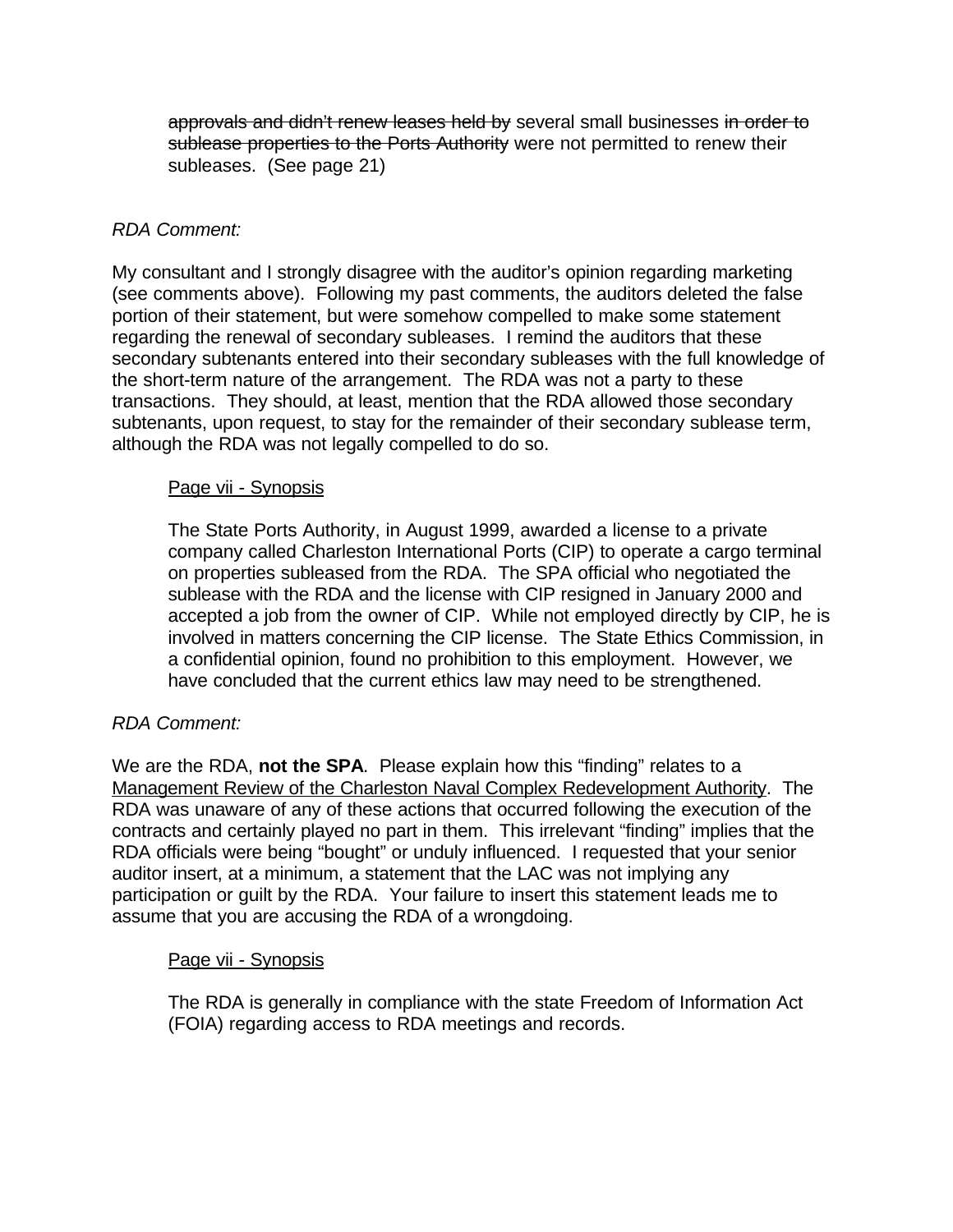~~approvals and didn't renew leases held by~~ several small businesses ~~in order to sublease properties to the Ports Authority~~ were not permitted to renew their subleases. (See page 21)

*RDA Comment:*

My consultant and I strongly disagree with the auditor's opinion regarding marketing (see comments above). Following my past comments, the auditors deleted the false portion of their statement, but were somehow compelled to make some statement regarding the renewal of secondary subleases. I remind the auditors that these secondary subtenants entered into their secondary subleases with the full knowledge of the short-term nature of the arrangement. The RDA was not a party to these transactions. They should, at least, mention that the RDA allowed those secondary subtenants, upon request, to stay for the remainder of their secondary sublease term, although the RDA was not legally compelled to do so.

<u>Page vii - Synopsis</u>

The State Ports Authority, in August 1999, awarded a license to a private company called Charleston International Ports (CIP) to operate a cargo terminal on properties subleased from the RDA. The SPA official who negotiated the sublease with the RDA and the license with CIP resigned in January 2000 and accepted a job from the owner of CIP. While not employed directly by CIP, he is involved in matters concerning the CIP license. The State Ethics Commission, in a confidential opinion, found no prohibition to this employment. However, we have concluded that the current ethics law may need to be strengthened.

*RDA Comment:*

We are the RDA, **not the SPA**. Please explain how this "finding" relates to a <u>Management Review of the Charleston Naval Complex Redevelopment Authority</u>. The RDA was unaware of any of these actions that occurred following the execution of the contracts and certainly played no part in them. This irrelevant "finding" implies that the RDA officials were being "bought" or unduly influenced. I requested that your senior auditor insert, at a minimum, a statement that the LAC was not implying any participation or guilt by the RDA. Your failure to insert this statement leads me to assume that you are accusing the RDA of a wrongdoing.

<u>Page vii - Synopsis</u>

The RDA is generally in compliance with the state Freedom of Information Act (FOIA) regarding access to RDA meetings and records.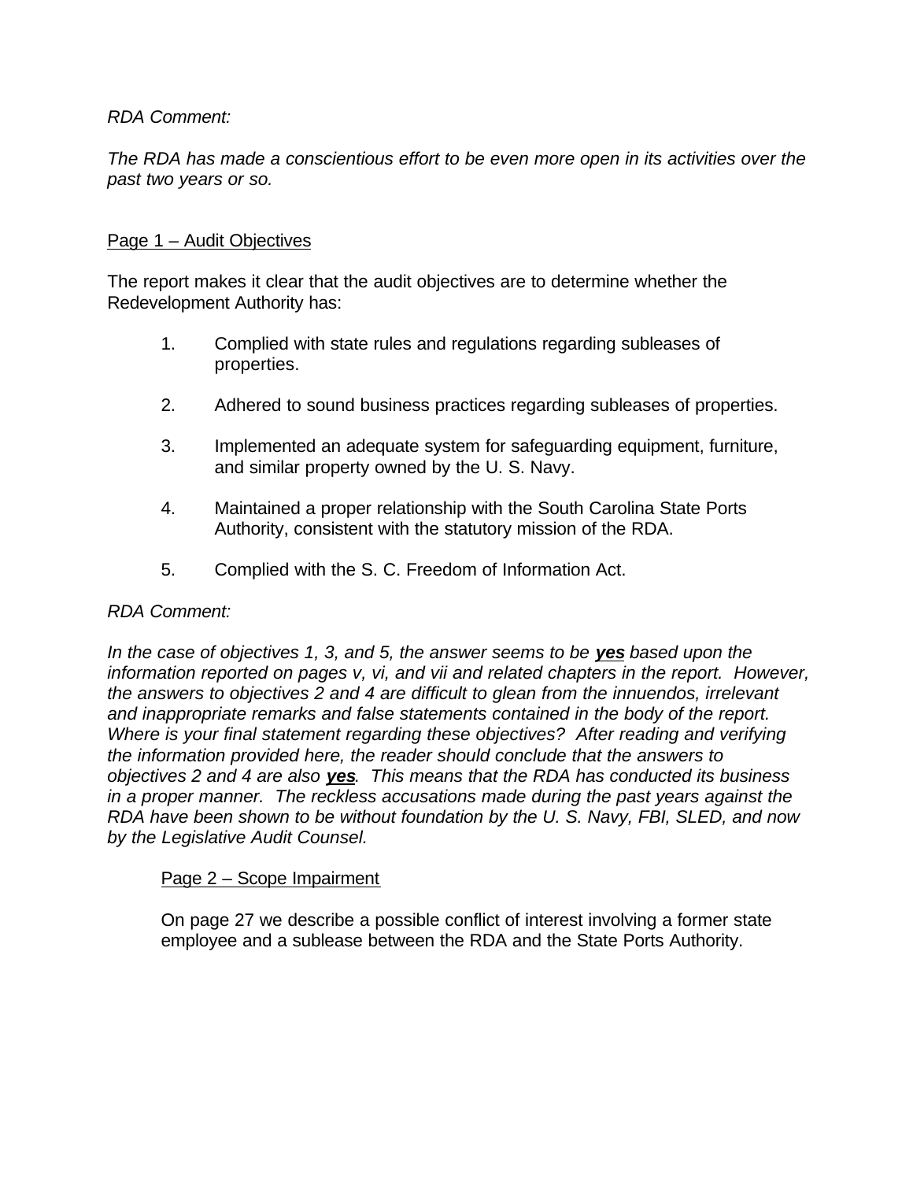*RDA Comment:*

*The RDA has made a conscientious effort to be even more open in its activities over the past two years or so.*

<u>Page 1 – Audit Objectives</u>

The report makes it clear that the audit objectives are to determine whether the Redevelopment Authority has:

1. Complied with state rules and regulations regarding subleases of properties.

2. Adhered to sound business practices regarding subleases of properties.

3. Implemented an adequate system for safeguarding equipment, furniture, and similar property owned by the U. S. Navy.

4. Maintained a proper relationship with the South Carolina State Ports Authority, consistent with the statutory mission of the RDA.

5. Complied with the S. C. Freedom of Information Act.

*RDA Comment:*

*In the case of objectives 1, 3, and 5, the answer seems to be **<u>yes</u>** based upon the information reported on pages v, vi, and vii and related chapters in the report. However, the answers to objectives 2 and 4 are difficult to glean from the innuendos, irrelevant and inappropriate remarks and false statements contained in the body of the report. Where is your final statement regarding these objectives? After reading and verifying the information provided here, the reader should conclude that the answers to objectives 2 and 4 are also **<u>yes</u>**. This means that the RDA has conducted its business in a proper manner. The reckless accusations made during the past years against the RDA have been shown to be without foundation by the U. S. Navy, FBI, SLED, and now by the Legislative Audit Counsel.*

<u>Page 2 – Scope Impairment</u>

On page 27 we describe a possible conflict of interest involving a former state employee and a sublease between the RDA and the State Ports Authority.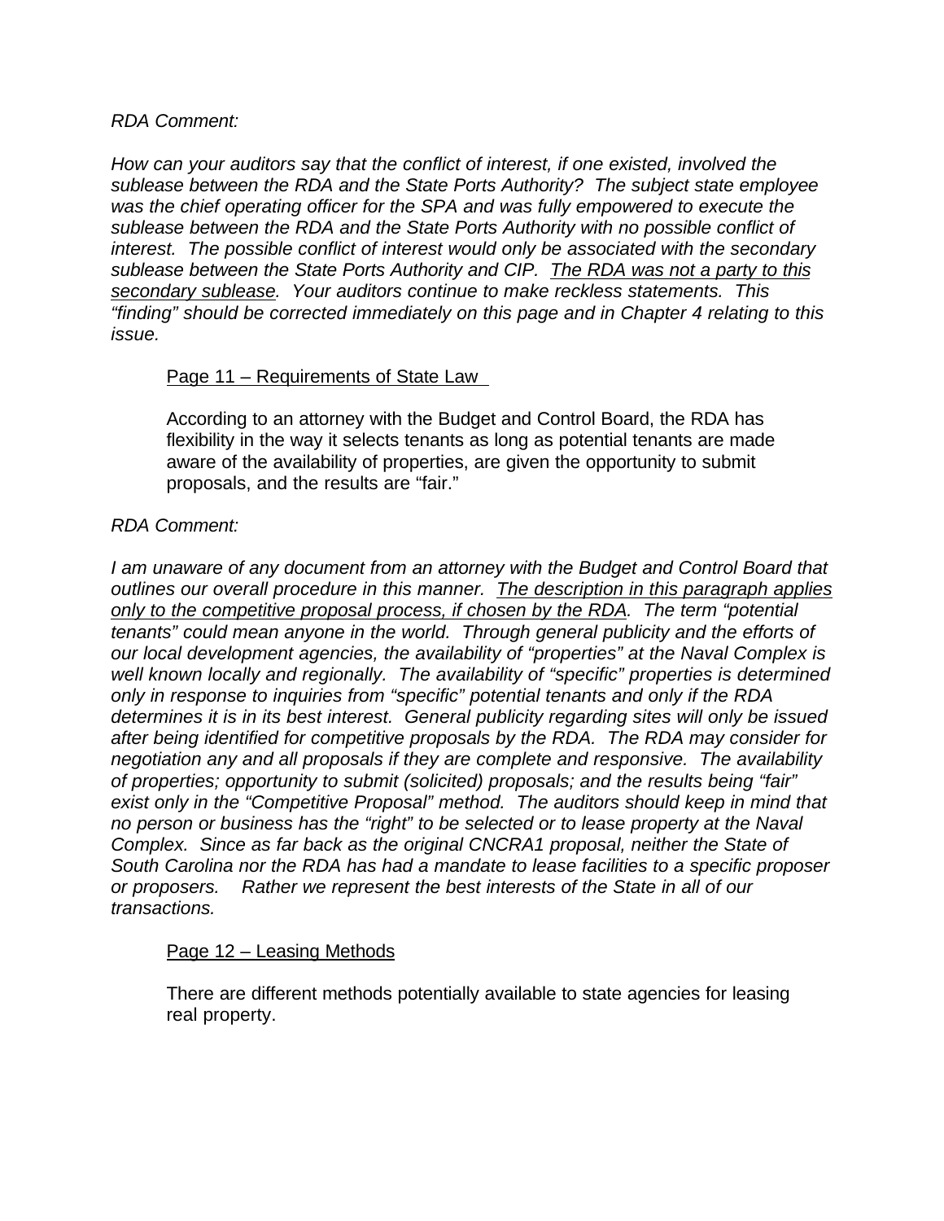*RDA Comment:*

*How can your auditors say that the conflict of interest, if one existed, involved the sublease between the RDA and the State Ports Authority? The subject state employee was the chief operating officer for the SPA and was fully empowered to execute the sublease between the RDA and the State Ports Authority with no possible conflict of interest. The possible conflict of interest would only be associated with the secondary sublease between the State Ports Authority and CIP. <u>The RDA was not a party to this secondary sublease</u>. Your auditors continue to make reckless statements. This "finding" should be corrected immediately on this page and in Chapter 4 relating to this issue.*

> <u>Page 11 – Requirements of State Law</u>
>
> According to an attorney with the Budget and Control Board, the RDA has flexibility in the way it selects tenants as long as potential tenants are made aware of the availability of properties, are given the opportunity to submit proposals, and the results are "fair."

*RDA Comment:*

*I am unaware of any document from an attorney with the Budget and Control Board that outlines our overall procedure in this manner. <u>The description in this paragraph applies only to the competitive proposal process, if chosen by the RDA</u>. The term "potential tenants" could mean anyone in the world. Through general publicity and the efforts of our local development agencies, the availability of "properties" at the Naval Complex is well known locally and regionally. The availability of "specific" properties is determined only in response to inquiries from "specific" potential tenants and only if the RDA determines it is in its best interest. General publicity regarding sites will only be issued after being identified for competitive proposals by the RDA. The RDA may consider for negotiation any and all proposals if they are complete and responsive. The availability of properties; opportunity to submit (solicited) proposals; and the results being "fair" exist only in the "Competitive Proposal" method. The auditors should keep in mind that no person or business has the "right" to be selected or to lease property at the Naval Complex. Since as far back as the original CNCRA1 proposal, neither the State of South Carolina nor the RDA has had a mandate to lease facilities to a specific proposer or proposers. Rather we represent the best interests of the State in all of our transactions.*

> <u>Page 12 – Leasing Methods</u>
>
> There are different methods potentially available to state agencies for leasing real property.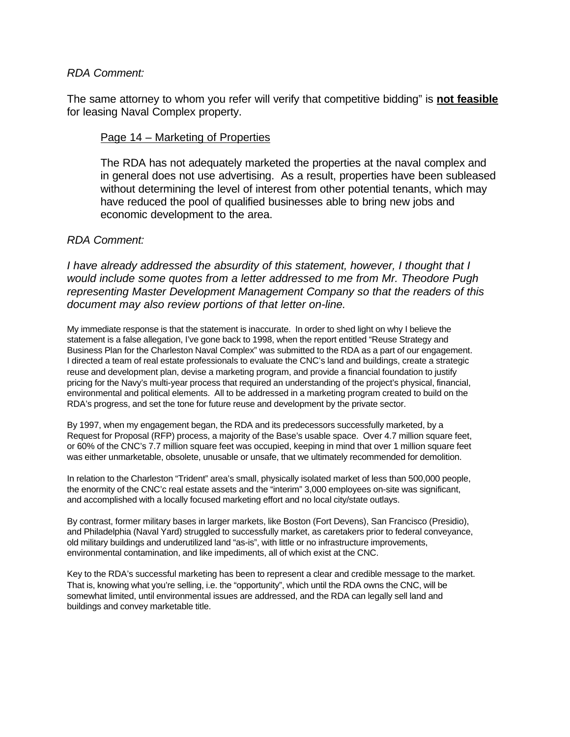*RDA Comment:*

The same attorney to whom you refer will verify that competitive bidding" is **not feasible** for leasing Naval Complex property.

> Page 14 – Marketing of Properties
>
> The RDA has not adequately marketed the properties at the naval complex and in general does not use advertising. As a result, properties have been subleased without determining the level of interest from other potential tenants, which may have reduced the pool of qualified businesses able to bring new jobs and economic development to the area.

*RDA Comment:*

*I have already addressed the absurdity of this statement, however, I thought that I would include some quotes from a letter addressed to me from Mr. Theodore Pugh representing Master Development Management Company so that the readers of this document may also review portions of that letter on-line.*

My immediate response is that the statement is inaccurate. In order to shed light on why I believe the statement is a false allegation, I've gone back to 1998, when the report entitled "Reuse Strategy and Business Plan for the Charleston Naval Complex" was submitted to the RDA as a part of our engagement. I directed a team of real estate professionals to evaluate the CNC's land and buildings, create a strategic reuse and development plan, devise a marketing program, and provide a financial foundation to justify pricing for the Navy's multi-year process that required an understanding of the project's physical, financial, environmental and political elements. All to be addressed in a marketing program created to build on the RDA's progress, and set the tone for future reuse and development by the private sector.

By 1997, when my engagement began, the RDA and its predecessors successfully marketed, by a Request for Proposal (RFP) process, a majority of the Base's usable space. Over 4.7 million square feet, or 60% of the CNC's 7.7 million square feet was occupied, keeping in mind that over 1 million square feet was either unmarketable, obsolete, unusable or unsafe, that we ultimately recommended for demolition.

In relation to the Charleston "Trident" area's small, physically isolated market of less than 500,000 people, the enormity of the CNC'c real estate assets and the "interim" 3,000 employees on-site was significant, and accomplished with a locally focused marketing effort and no local city/state outlays.

By contrast, former military bases in larger markets, like Boston (Fort Devens), San Francisco (Presidio), and Philadelphia (Naval Yard) struggled to successfully market, as caretakers prior to federal conveyance, old military buildings and underutilized land "as-is", with little or no infrastructure improvements, environmental contamination, and like impediments, all of which exist at the CNC.

Key to the RDA's successful marketing has been to represent a clear and credible message to the market. That is, knowing what you're selling, i.e. the "opportunity", which until the RDA owns the CNC, will be somewhat limited, until environmental issues are addressed, and the RDA can legally sell land and buildings and convey marketable title.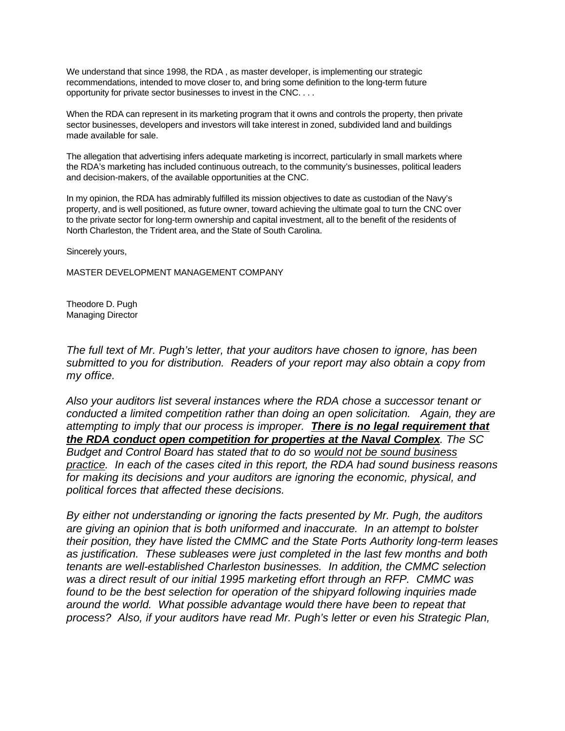We understand that since 1998, the RDA , as master developer, is implementing our strategic recommendations, intended to move closer to, and bring some definition to the long-term future opportunity for private sector businesses to invest in the CNC. . . .

When the RDA can represent in its marketing program that it owns and controls the property, then private sector businesses, developers and investors will take interest in zoned, subdivided land and buildings made available for sale.

The allegation that advertising infers adequate marketing is incorrect, particularly in small markets where the RDA's marketing has included continuous outreach, to the community's businesses, political leaders and decision-makers, of the available opportunities at the CNC.

In my opinion, the RDA has admirably fulfilled its mission objectives to date as custodian of the Navy's property, and is well positioned, as future owner, toward achieving the ultimate goal to turn the CNC over to the private sector for long-term ownership and capital investment, all to the benefit of the residents of North Charleston, the Trident area, and the State of South Carolina.

Sincerely yours,

MASTER DEVELOPMENT MANAGEMENT COMPANY

Theodore D. Pugh
Managing Director

*The full text of Mr. Pugh's letter, that your auditors have chosen to ignore, has been submitted to you for distribution. Readers of your report may also obtain a copy from my office.*

*Also your auditors list several instances where the RDA chose a successor tenant or conducted a limited competition rather than doing an open solicitation. Again, they are attempting to imply that our process is improper.* ***<u>There is no legal requirement that the RDA conduct open competition for properties at the Naval Complex</u>****. The SC Budget and Control Board has stated that to do so <u>would not be sound business practice</u>. In each of the cases cited in this report, the RDA had sound business reasons for making its decisions and your auditors are ignoring the economic, physical, and political forces that affected these decisions.*

*By either not understanding or ignoring the facts presented by Mr. Pugh, the auditors are giving an opinion that is both uniformed and inaccurate. In an attempt to bolster their position, they have listed the CMMC and the State Ports Authority long-term leases as justification. These subleases were just completed in the last few months and both tenants are well-established Charleston businesses. In addition, the CMMC selection was a direct result of our initial 1995 marketing effort through an RFP. CMMC was found to be the best selection for operation of the shipyard following inquiries made around the world. What possible advantage would there have been to repeat that process? Also, if your auditors have read Mr. Pugh's letter or even his Strategic Plan,*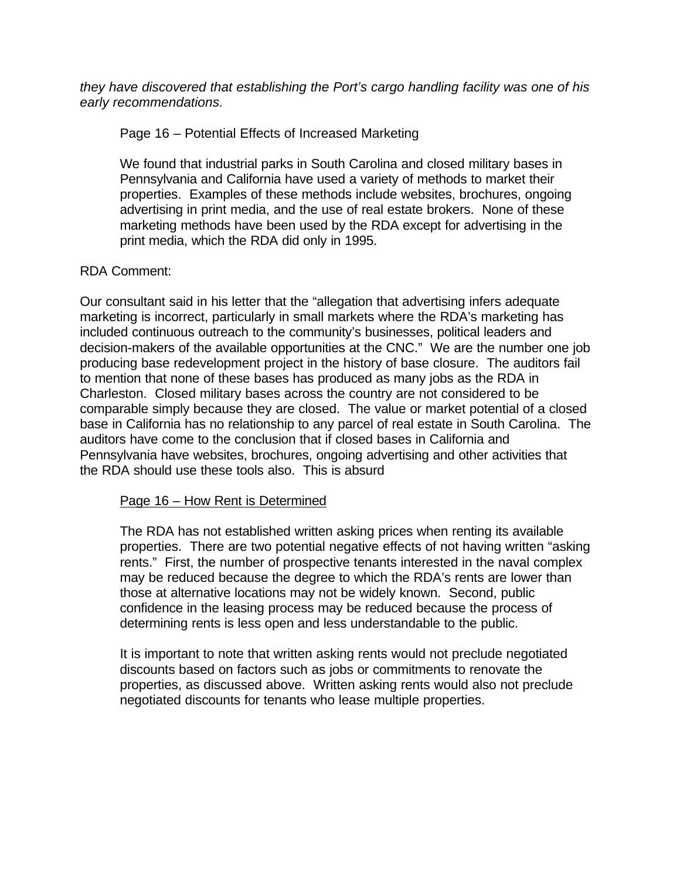*they have discovered that establishing the Port's cargo handling facility was one of his early recommendations.*

> Page 16 – Potential Effects of Increased Marketing
>
> We found that industrial parks in South Carolina and closed military bases in Pennsylvania and California have used a variety of methods to market their properties. Examples of these methods include websites, brochures, ongoing advertising in print media, and the use of real estate brokers. None of these marketing methods have been used by the RDA except for advertising in the print media, which the RDA did only in 1995.

RDA Comment:

Our consultant said in his letter that the "allegation that advertising infers adequate marketing is incorrect, particularly in small markets where the RDA's marketing has included continuous outreach to the community's businesses, political leaders and decision-makers of the available opportunities at the CNC." We are the number one job producing base redevelopment project in the history of base closure. The auditors fail to mention that none of these bases has produced as many jobs as the RDA in Charleston. Closed military bases across the country are not considered to be comparable simply because they are closed. The value or market potential of a closed base in California has no relationship to any parcel of real estate in South Carolina. The auditors have come to the conclusion that if closed bases in California and Pennsylvania have websites, brochures, ongoing advertising and other activities that the RDA should use these tools also. This is absurd

> <u>Page 16 – How Rent is Determined</u>
>
> The RDA has not established written asking prices when renting its available properties. There are two potential negative effects of not having written "asking rents." First, the number of prospective tenants interested in the naval complex may be reduced because the degree to which the RDA's rents are lower than those at alternative locations may not be widely known. Second, public confidence in the leasing process may be reduced because the process of determining rents is less open and less understandable to the public.
>
> It is important to note that written asking rents would not preclude negotiated discounts based on factors such as jobs or commitments to renovate the properties, as discussed above. Written asking rents would also not preclude negotiated discounts for tenants who lease multiple properties.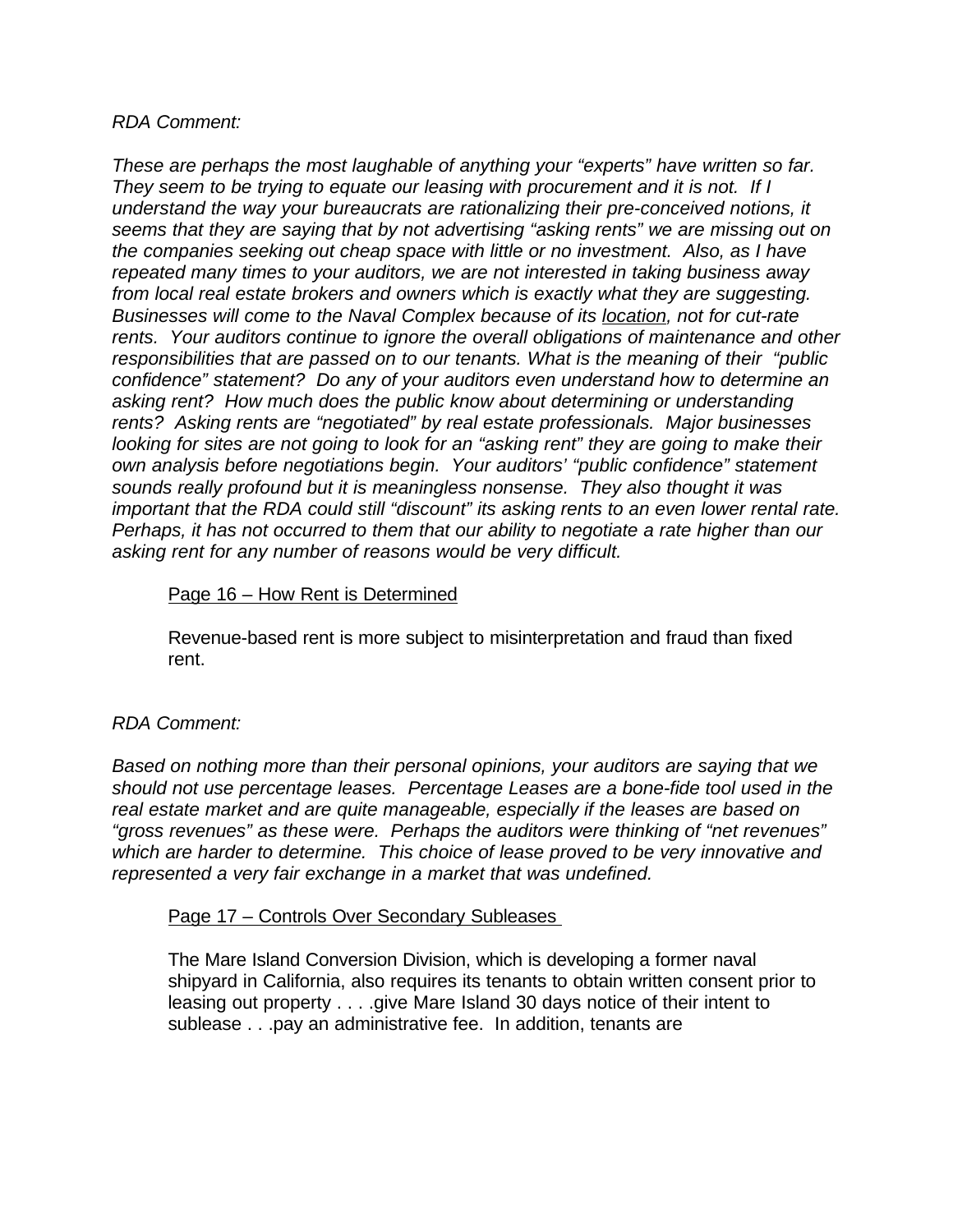*RDA Comment:*

*These are perhaps the most laughable of anything your "experts" have written so far. They seem to be trying to equate our leasing with procurement and it is not. If I understand the way your bureaucrats are rationalizing their pre-conceived notions, it seems that they are saying that by not advertising "asking rents" we are missing out on the companies seeking out cheap space with little or no investment. Also, as I have repeated many times to your auditors, we are not interested in taking business away from local real estate brokers and owners which is exactly what they are suggesting. Businesses will come to the Naval Complex because of its <u>location</u>, not for cut-rate rents. Your auditors continue to ignore the overall obligations of maintenance and other responsibilities that are passed on to our tenants. What is the meaning of their "public confidence" statement? Do any of your auditors even understand how to determine an asking rent? How much does the public know about determining or understanding rents? Asking rents are "negotiated" by real estate professionals. Major businesses looking for sites are not going to look for an "asking rent" they are going to make their own analysis before negotiations begin. Your auditors' "public confidence" statement sounds really profound but it is meaningless nonsense. They also thought it was important that the RDA could still "discount" its asking rents to an even lower rental rate. Perhaps, it has not occurred to them that our ability to negotiate a rate higher than our asking rent for any number of reasons would be very difficult.*

> <u>Page 16 – How Rent is Determined</u>
>
> Revenue-based rent is more subject to misinterpretation and fraud than fixed rent.

*RDA Comment:*

*Based on nothing more than their personal opinions, your auditors are saying that we should not use percentage leases. Percentage Leases are a bone-fide tool used in the real estate market and are quite manageable, especially if the leases are based on "gross revenues" as these were. Perhaps the auditors were thinking of "net revenues" which are harder to determine. This choice of lease proved to be very innovative and represented a very fair exchange in a market that was undefined.*

> <u>Page 17 – Controls Over Secondary Subleases</u>
>
> The Mare Island Conversion Division, which is developing a former naval shipyard in California, also requires its tenants to obtain written consent prior to leasing out property . . . .give Mare Island 30 days notice of their intent to sublease . . .pay an administrative fee. In addition, tenants are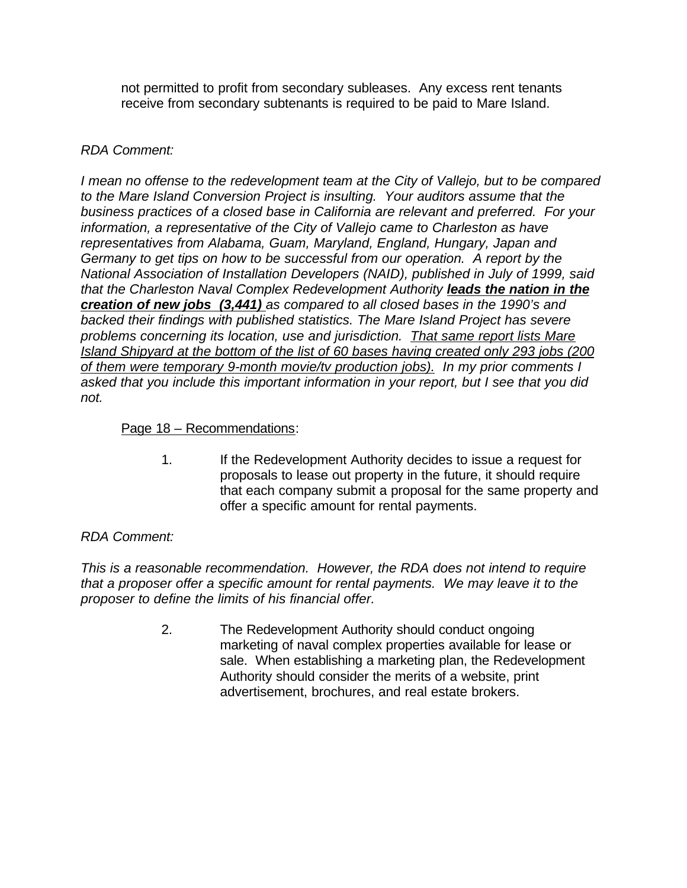not permitted to profit from secondary subleases. Any excess rent tenants receive from secondary subtenants is required to be paid to Mare Island.

*RDA Comment:*

*I mean no offense to the redevelopment team at the City of Vallejo, but to be compared to the Mare Island Conversion Project is insulting. Your auditors assume that the business practices of a closed base in California are relevant and preferred. For your information, a representative of the City of Vallejo came to Charleston as have representatives from Alabama, Guam, Maryland, England, Hungary, Japan and Germany to get tips on how to be successful from our operation. A report by the National Association of Installation Developers (NAID), published in July of 1999, said that the Charleston Naval Complex Redevelopment Authority* ***<u>leads the nation in the creation of new jobs (3,441)</u>*** *as compared to all closed bases in the 1990's and backed their findings with published statistics. The Mare Island Project has severe problems concerning its location, use and jurisdiction. <u>That same report lists Mare Island Shipyard at the bottom of the list of 60 bases having created only 293 jobs (200 of them were temporary 9-month movie/tv production jobs).</u> In my prior comments I asked that you include this important information in your report, but I see that you did not.*

<u>Page 18 – Recommendations</u>:

1. If the Redevelopment Authority decides to issue a request for proposals to lease out property in the future, it should require that each company submit a proposal for the same property and offer a specific amount for rental payments.

*RDA Comment:*

*This is a reasonable recommendation. However, the RDA does not intend to require that a proposer offer a specific amount for rental payments. We may leave it to the proposer to define the limits of his financial offer.*

2. The Redevelopment Authority should conduct ongoing marketing of naval complex properties available for lease or sale. When establishing a marketing plan, the Redevelopment Authority should consider the merits of a website, print advertisement, brochures, and real estate brokers.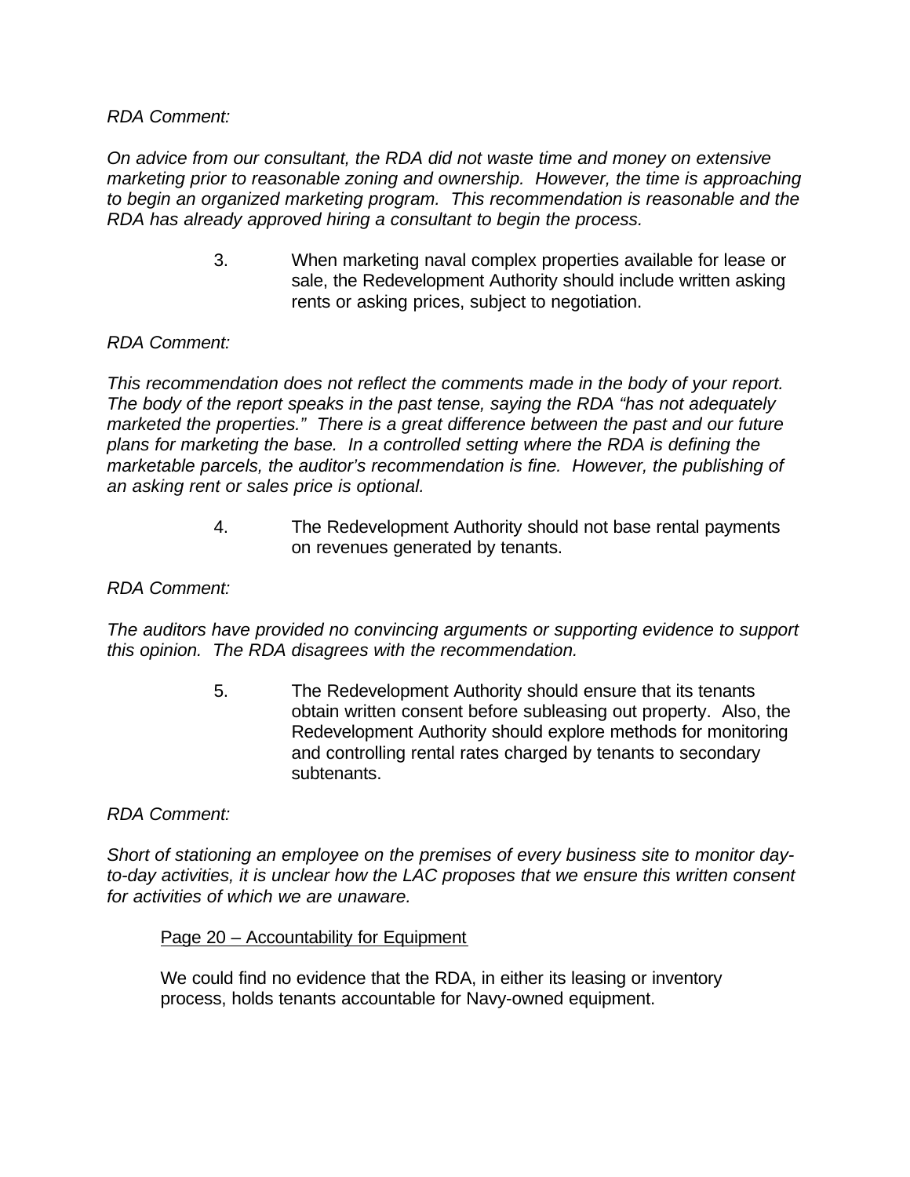*RDA Comment:*

*On advice from our consultant, the RDA did not waste time and money on extensive marketing prior to reasonable zoning and ownership. However, the time is approaching to begin an organized marketing program. This recommendation is reasonable and the RDA has already approved hiring a consultant to begin the process.*

3. When marketing naval complex properties available for lease or sale, the Redevelopment Authority should include written asking rents or asking prices, subject to negotiation.

*RDA Comment:*

*This recommendation does not reflect the comments made in the body of your report. The body of the report speaks in the past tense, saying the RDA "has not adequately marketed the properties." There is a great difference between the past and our future plans for marketing the base. In a controlled setting where the RDA is defining the marketable parcels, the auditor's recommendation is fine. However, the publishing of an asking rent or sales price is optional.*

4. The Redevelopment Authority should not base rental payments on revenues generated by tenants.

*RDA Comment:*

*The auditors have provided no convincing arguments or supporting evidence to support this opinion. The RDA disagrees with the recommendation.*

5. The Redevelopment Authority should ensure that its tenants obtain written consent before subleasing out property. Also, the Redevelopment Authority should explore methods for monitoring and controlling rental rates charged by tenants to secondary subtenants.

*RDA Comment:*

*Short of stationing an employee on the premises of every business site to monitor day-to-day activities, it is unclear how the LAC proposes that we ensure this written consent for activities of which we are unaware.*

<u>Page 20 – Accountability for Equipment</u>

We could find no evidence that the RDA, in either its leasing or inventory process, holds tenants accountable for Navy-owned equipment.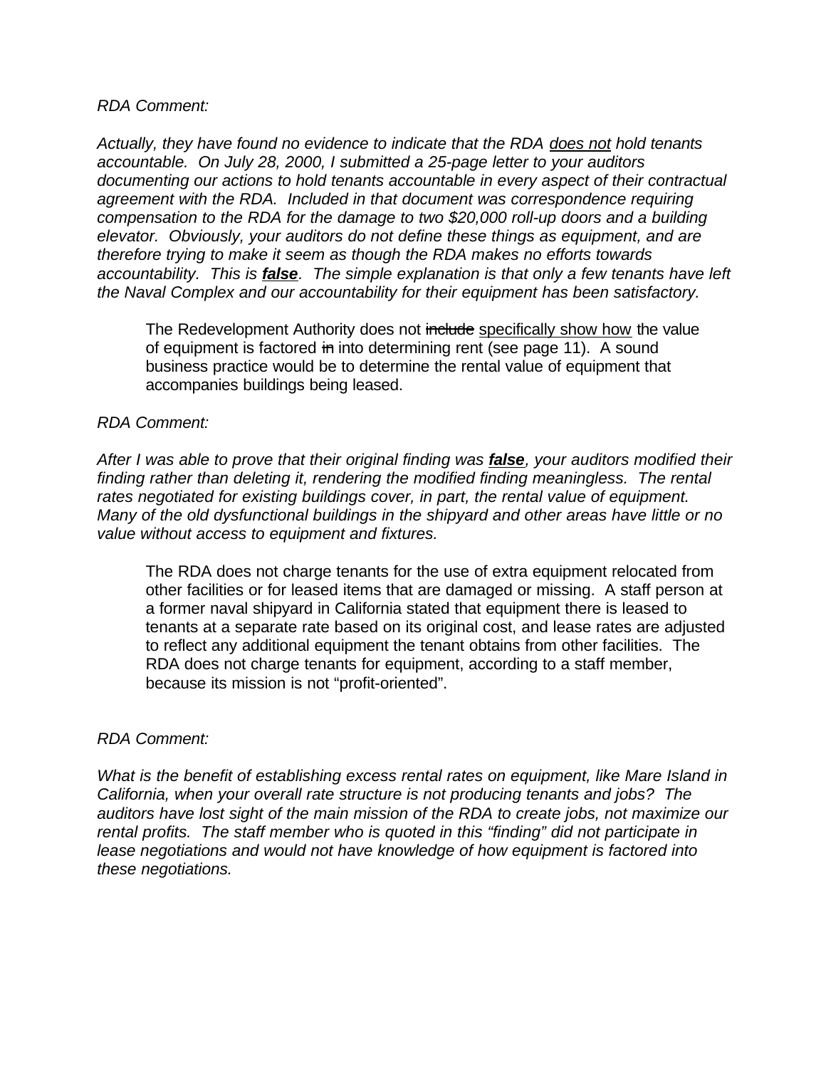*RDA Comment:*

*Actually, they have found no evidence to indicate that the RDA <u>does not</u> hold tenants accountable. On July 28, 2000, I submitted a 25-page letter to your auditors documenting our actions to hold tenants accountable in every aspect of their contractual agreement with the RDA. Included in that document was correspondence requiring compensation to the RDA for the damage to two $20,000 roll-up doors and a building elevator. Obviously, your auditors do not define these things as equipment, and are therefore trying to make it seem as though the RDA makes no efforts towards accountability. This is **<u>false</u>**. The simple explanation is that only a few tenants have left the Naval Complex and our accountability for their equipment has been satisfactory.*

> The Redevelopment Authority does not ~~include~~ <u>specifically show how</u> the value of equipment is factored ~~in~~ into determining rent (see page 11). A sound business practice would be to determine the rental value of equipment that accompanies buildings being leased.

*RDA Comment:*

*After I was able to prove that their original finding was **<u>false</u>**, your auditors modified their finding rather than deleting it, rendering the modified finding meaningless. The rental rates negotiated for existing buildings cover, in part, the rental value of equipment. Many of the old dysfunctional buildings in the shipyard and other areas have little or no value without access to equipment and fixtures.*

> The RDA does not charge tenants for the use of extra equipment relocated from other facilities or for leased items that are damaged or missing. A staff person at a former naval shipyard in California stated that equipment there is leased to tenants at a separate rate based on its original cost, and lease rates are adjusted to reflect any additional equipment the tenant obtains from other facilities. The RDA does not charge tenants for equipment, according to a staff member, because its mission is not "profit-oriented".

*RDA Comment:*

*What is the benefit of establishing excess rental rates on equipment, like Mare Island in California, when your overall rate structure is not producing tenants and jobs? The auditors have lost sight of the main mission of the RDA to create jobs, not maximize our rental profits. The staff member who is quoted in this "finding" did not participate in lease negotiations and would not have knowledge of how equipment is factored into these negotiations.*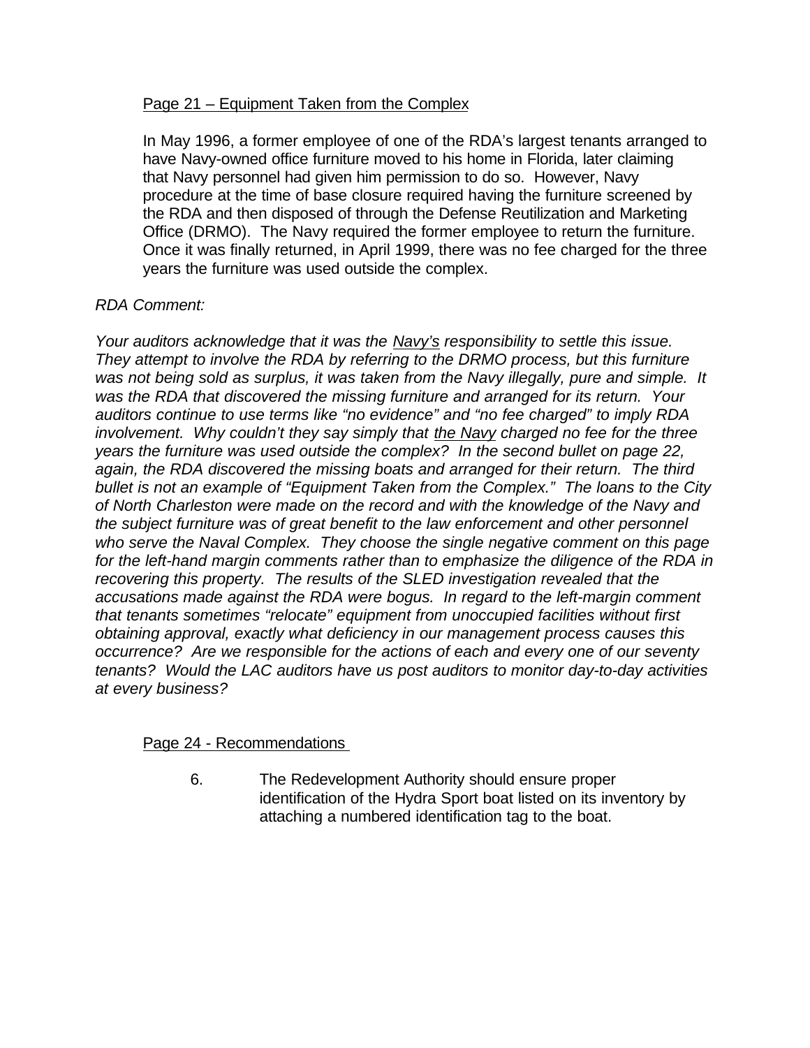Page 21 – Equipment Taken from the Complex

In May 1996, a former employee of one of the RDA's largest tenants arranged to have Navy-owned office furniture moved to his home in Florida, later claiming that Navy personnel had given him permission to do so. However, Navy procedure at the time of base closure required having the furniture screened by the RDA and then disposed of through the Defense Reutilization and Marketing Office (DRMO). The Navy required the former employee to return the furniture. Once it was finally returned, in April 1999, there was no fee charged for the three years the furniture was used outside the complex.

*RDA Comment:*

*Your auditors acknowledge that it was the Navy's responsibility to settle this issue. They attempt to involve the RDA by referring to the DRMO process, but this furniture was not being sold as surplus, it was taken from the Navy illegally, pure and simple. It was the RDA that discovered the missing furniture and arranged for its return. Your auditors continue to use terms like "no evidence" and "no fee charged" to imply RDA involvement. Why couldn't they say simply that the Navy charged no fee for the three years the furniture was used outside the complex? In the second bullet on page 22, again, the RDA discovered the missing boats and arranged for their return. The third bullet is not an example of "Equipment Taken from the Complex." The loans to the City of North Charleston were made on the record and with the knowledge of the Navy and the subject furniture was of great benefit to the law enforcement and other personnel who serve the Naval Complex. They choose the single negative comment on this page for the left-hand margin comments rather than to emphasize the diligence of the RDA in recovering this property. The results of the SLED investigation revealed that the accusations made against the RDA were bogus. In regard to the left-margin comment that tenants sometimes "relocate" equipment from unoccupied facilities without first obtaining approval, exactly what deficiency in our management process causes this occurrence? Are we responsible for the actions of each and every one of our seventy tenants? Would the LAC auditors have us post auditors to monitor day-to-day activities at every business?*

Page 24 - Recommendations

6. The Redevelopment Authority should ensure proper identification of the Hydra Sport boat listed on its inventory by attaching a numbered identification tag to the boat.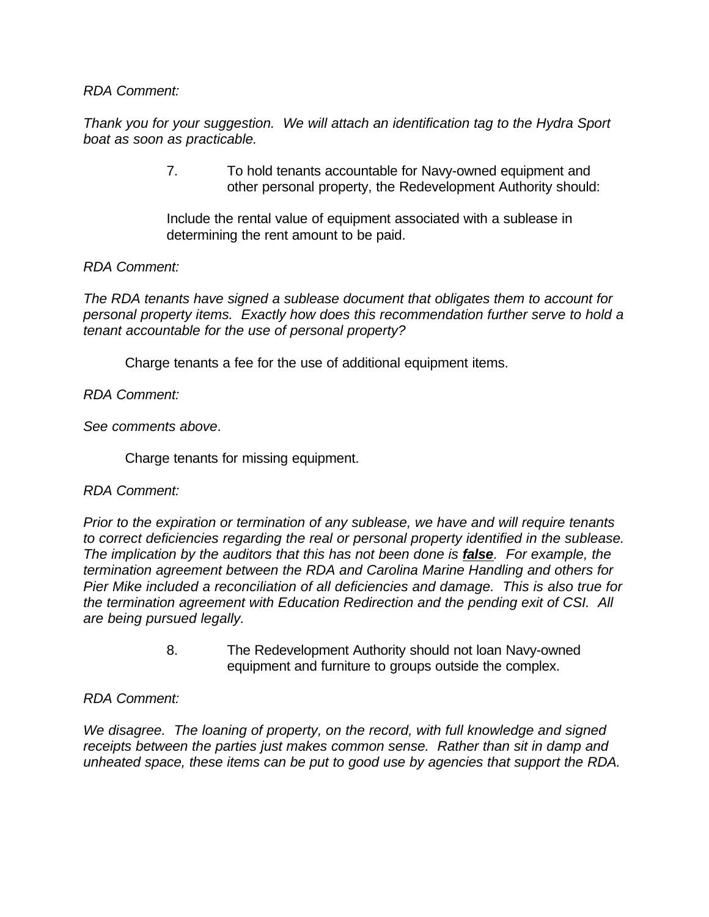*RDA Comment:*

*Thank you for your suggestion. We will attach an identification tag to the Hydra Sport boat as soon as practicable.*

7. To hold tenants accountable for Navy-owned equipment and other personal property, the Redevelopment Authority should:

   Include the rental value of equipment associated with a sublease in determining the rent amount to be paid.

*RDA Comment:*

*The RDA tenants have signed a sublease document that obligates them to account for personal property items. Exactly how does this recommendation further serve to hold a tenant accountable for the use of personal property?*

Charge tenants a fee for the use of additional equipment items.

*RDA Comment:*

*See comments above*.

Charge tenants for missing equipment.

*RDA Comment:*

*Prior to the expiration or termination of any sublease, we have and will require tenants to correct deficiencies regarding the real or personal property identified in the sublease. The implication by the auditors that this has not been done is **false**. For example, the termination agreement between the RDA and Carolina Marine Handling and others for Pier Mike included a reconciliation of all deficiencies and damage. This is also true for the termination agreement with Education Redirection and the pending exit of CSI. All are being pursued legally.*

8. The Redevelopment Authority should not loan Navy-owned equipment and furniture to groups outside the complex.

*RDA Comment:*

*We disagree. The loaning of property, on the record, with full knowledge and signed receipts between the parties just makes common sense. Rather than sit in damp and unheated space, these items can be put to good use by agencies that support the RDA.*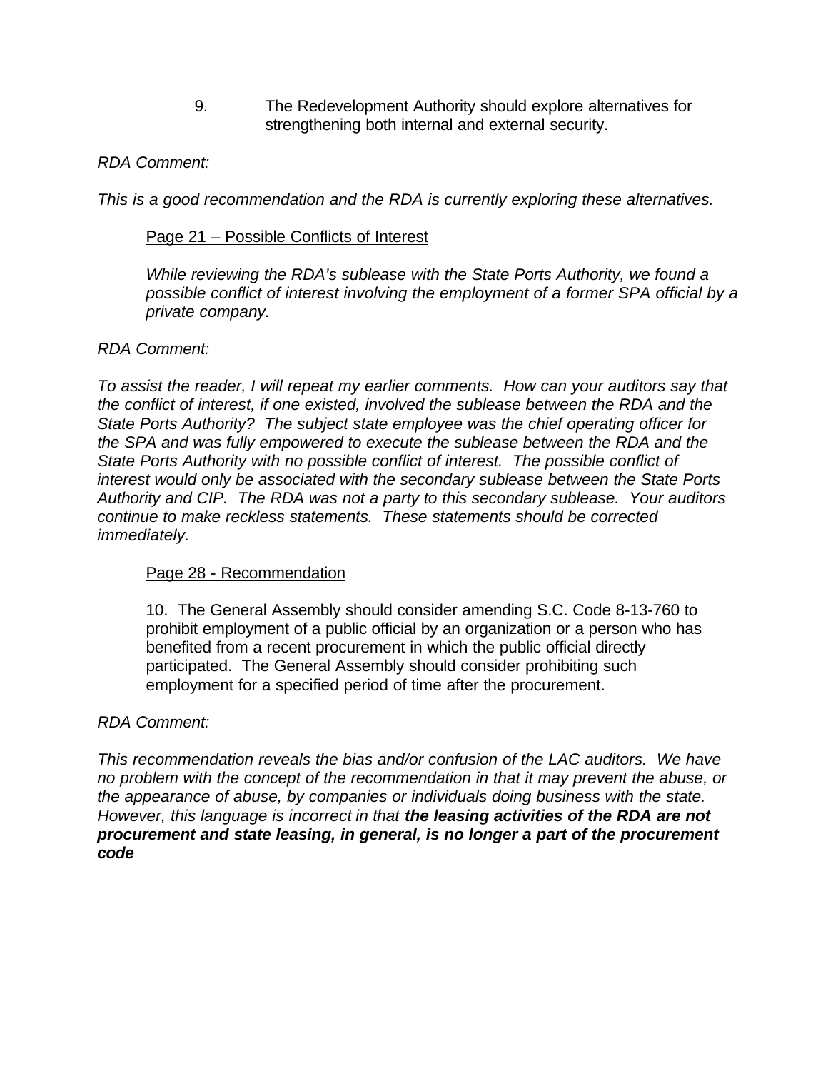9. The Redevelopment Authority should explore alternatives for strengthening both internal and external security.

*RDA Comment:*

*This is a good recommendation and the RDA is currently exploring these alternatives.*

<u>Page 21 – Possible Conflicts of Interest</u>

*While reviewing the RDA's sublease with the State Ports Authority, we found a possible conflict of interest involving the employment of a former SPA official by a private company.*

*RDA Comment:*

*To assist the reader, I will repeat my earlier comments. How can your auditors say that the conflict of interest, if one existed, involved the sublease between the RDA and the State Ports Authority? The subject state employee was the chief operating officer for the SPA and was fully empowered to execute the sublease between the RDA and the State Ports Authority with no possible conflict of interest. The possible conflict of interest would only be associated with the secondary sublease between the State Ports Authority and CIP. <u>The RDA was not a party to this secondary sublease</u>. Your auditors continue to make reckless statements. These statements should be corrected immediately.*

<u>Page 28 - Recommendation</u>

10. The General Assembly should consider amending S.C. Code 8-13-760 to prohibit employment of a public official by an organization or a person who has benefited from a recent procurement in which the public official directly participated. The General Assembly should consider prohibiting such employment for a specified period of time after the procurement.

*RDA Comment:*

*This recommendation reveals the bias and/or confusion of the LAC auditors. We have no problem with the concept of the recommendation in that it may prevent the abuse, or the appearance of abuse, by companies or individuals doing business with the state. However, this language is <u>incorrect</u> in that **the leasing activities of the RDA are not procurement and state leasing, in general, is no longer a part of the procurement code***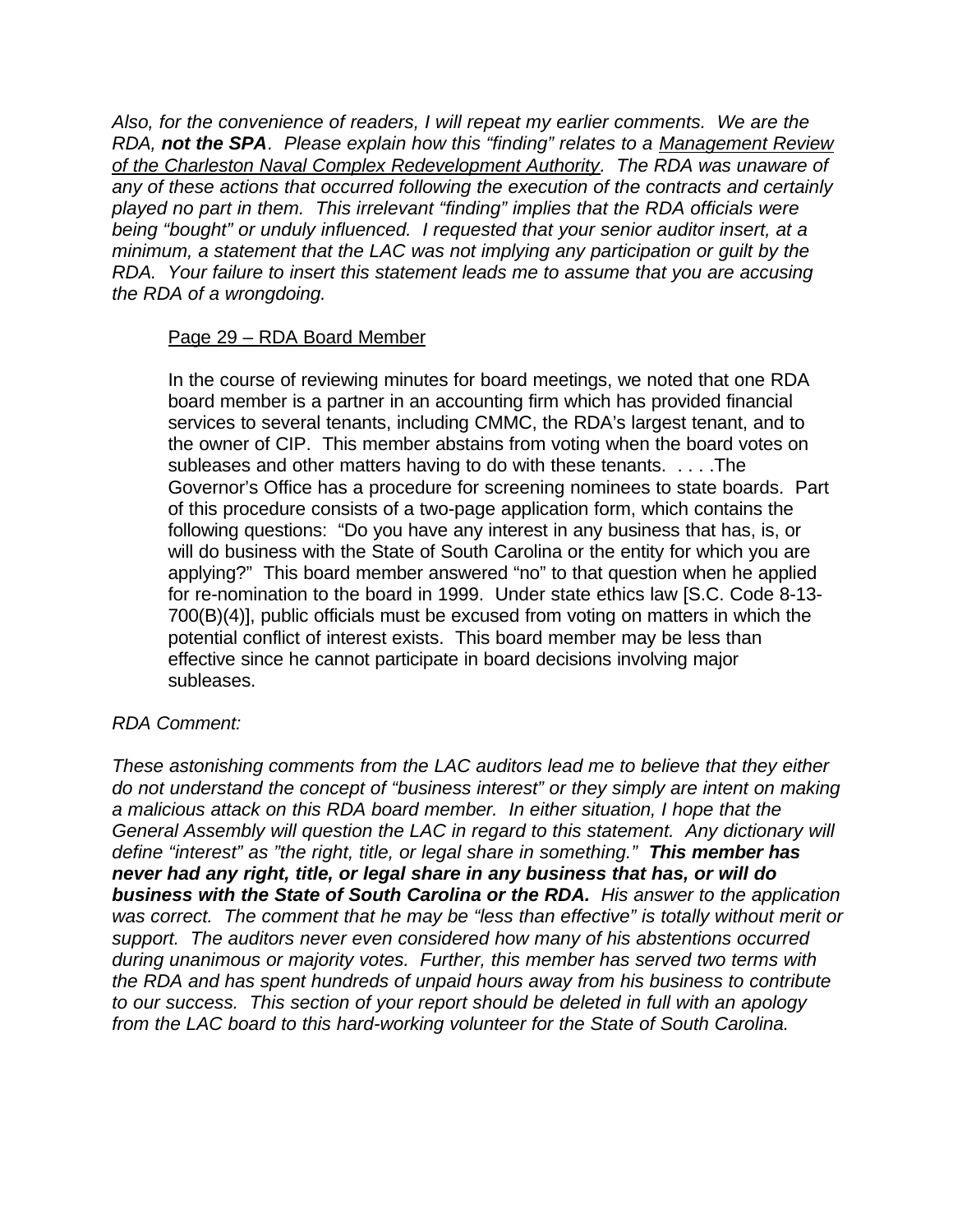*Also, for the convenience of readers, I will repeat my earlier comments. We are the RDA, **not the SPA**. Please explain how this "finding" relates to a <u>Management Review of the Charleston Naval Complex Redevelopment Authority</u>. The RDA was unaware of any of these actions that occurred following the execution of the contracts and certainly played no part in them. This irrelevant "finding" implies that the RDA officials were being "bought" or unduly influenced. I requested that your senior auditor insert, at a minimum, a statement that the LAC was not implying any participation or guilt by the RDA. Your failure to insert this statement leads me to assume that you are accusing the RDA of a wrongdoing.*

> <u>Page 29 – RDA Board Member</u>
>
> In the course of reviewing minutes for board meetings, we noted that one RDA board member is a partner in an accounting firm which has provided financial services to several tenants, including CMMC, the RDA's largest tenant, and to the owner of CIP. This member abstains from voting when the board votes on subleases and other matters having to do with these tenants. . . . .The Governor's Office has a procedure for screening nominees to state boards. Part of this procedure consists of a two-page application form, which contains the following questions: "Do you have any interest in any business that has, is, or will do business with the State of South Carolina or the entity for which you are applying?" This board member answered "no" to that question when he applied for re-nomination to the board in 1999. Under state ethics law [S.C. Code 8-13-700(B)(4)], public officials must be excused from voting on matters in which the potential conflict of interest exists. This board member may be less than effective since he cannot participate in board decisions involving major subleases.

*RDA Comment:*

*These astonishing comments from the LAC auditors lead me to believe that they either do not understand the concept of "business interest" or they simply are intent on making a malicious attack on this RDA board member. In either situation, I hope that the General Assembly will question the LAC in regard to this statement. Any dictionary will define "interest" as "the right, title, or legal share in something." **This member has never had any right, title, or legal share in any business that has, or will do business with the State of South Carolina or the RDA.** His answer to the application was correct. The comment that he may be "less than effective" is totally without merit or support. The auditors never even considered how many of his abstentions occurred during unanimous or majority votes. Further, this member has served two terms with the RDA and has spent hundreds of unpaid hours away from his business to contribute to our success. This section of your report should be deleted in full with an apology from the LAC board to this hard-working volunteer for the State of South Carolina.*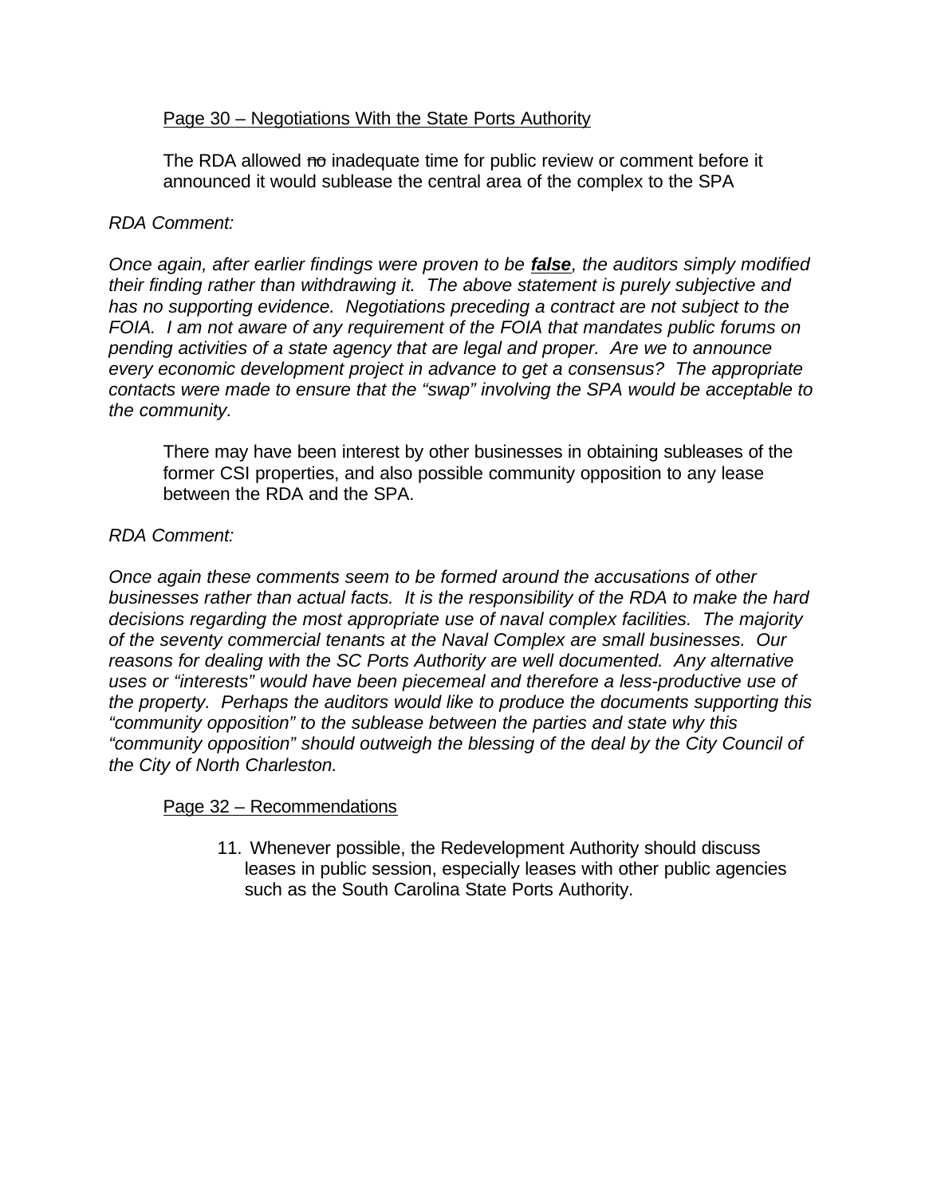Page 30 – Negotiations With the State Ports Authority

The RDA allowed ~~no~~ inadequate time for public review or comment before it announced it would sublease the central area of the complex to the SPA

*RDA Comment:*

*Once again, after earlier findings were proven to be **false**, the auditors simply modified their finding rather than withdrawing it. The above statement is purely subjective and has no supporting evidence. Negotiations preceding a contract are not subject to the FOIA. I am not aware of any requirement of the FOIA that mandates public forums on pending activities of a state agency that are legal and proper. Are we to announce every economic development project in advance to get a consensus? The appropriate contacts were made to ensure that the "swap" involving the SPA would be acceptable to the community.*

There may have been interest by other businesses in obtaining subleases of the former CSI properties, and also possible community opposition to any lease between the RDA and the SPA.

*RDA Comment:*

*Once again these comments seem to be formed around the accusations of other businesses rather than actual facts. It is the responsibility of the RDA to make the hard decisions regarding the most appropriate use of naval complex facilities. The majority of the seventy commercial tenants at the Naval Complex are small businesses. Our reasons for dealing with the SC Ports Authority are well documented. Any alternative uses or "interests" would have been piecemeal and therefore a less-productive use of the property. Perhaps the auditors would like to produce the documents supporting this "community opposition" to the sublease between the parties and state why this "community opposition" should outweigh the blessing of the deal by the City Council of the City of North Charleston.*

Page 32 – Recommendations

11. Whenever possible, the Redevelopment Authority should discuss leases in public session, especially leases with other public agencies such as the South Carolina State Ports Authority.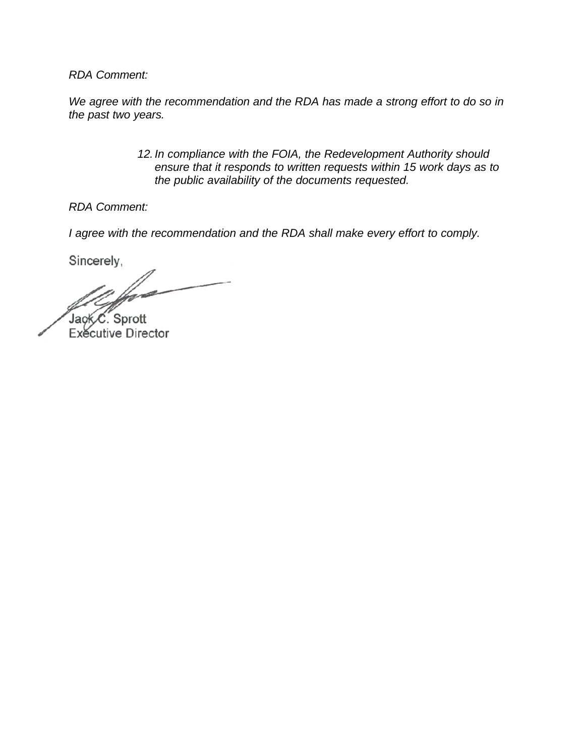*RDA Comment:*

*We agree with the recommendation and the RDA has made a strong effort to do so in the past two years.*

> 12. *In compliance with the FOIA, the Redevelopment Authority should ensure that it responds to written requests within 15 work days as to the public availability of the documents requested.*

*RDA Comment:*

*I agree with the recommendation and the RDA shall make every effort to comply.*

Sincerely,

Jack C. Sprott
Executive Director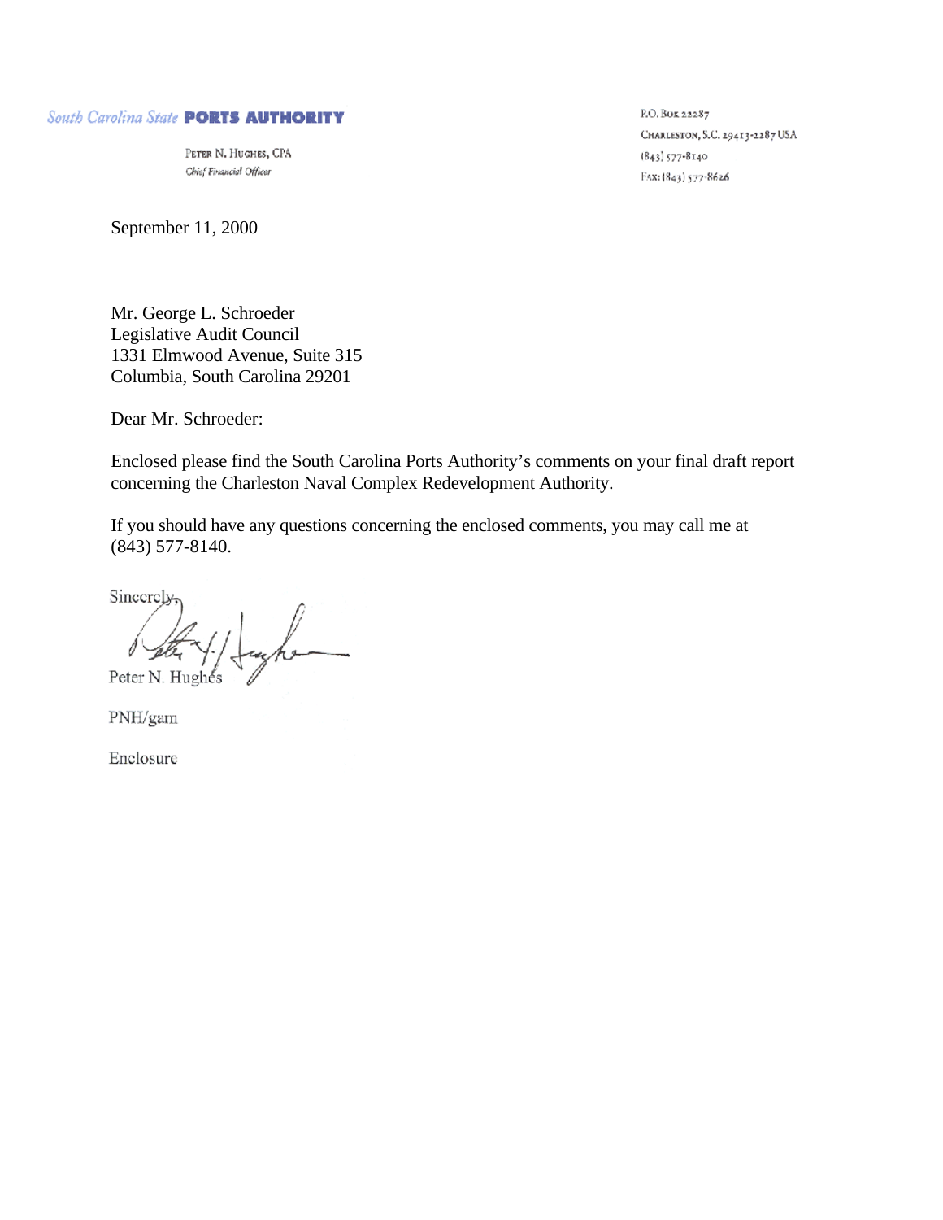South Carolina State **PORTS AUTHORITY**

PETER N. HUGHES, CPA
*Chief Financial Officer*

P.O. Box 22287
CHARLESTON, S.C. 29413-2287 USA
(843) 577-8140
FAX: (843) 577-8626

September 11, 2000

Mr. George L. Schroeder
Legislative Audit Council
1331 Elmwood Avenue, Suite 315
Columbia, South Carolina 29201

Dear Mr. Schroeder:

Enclosed please find the South Carolina Ports Authority's comments on your final draft report concerning the Charleston Naval Complex Redevelopment Authority.

If you should have any questions concerning the enclosed comments, you may call me at (843) 577-8140.

Sincerely,

Peter N. Hughes

PNH/gam

Enclosure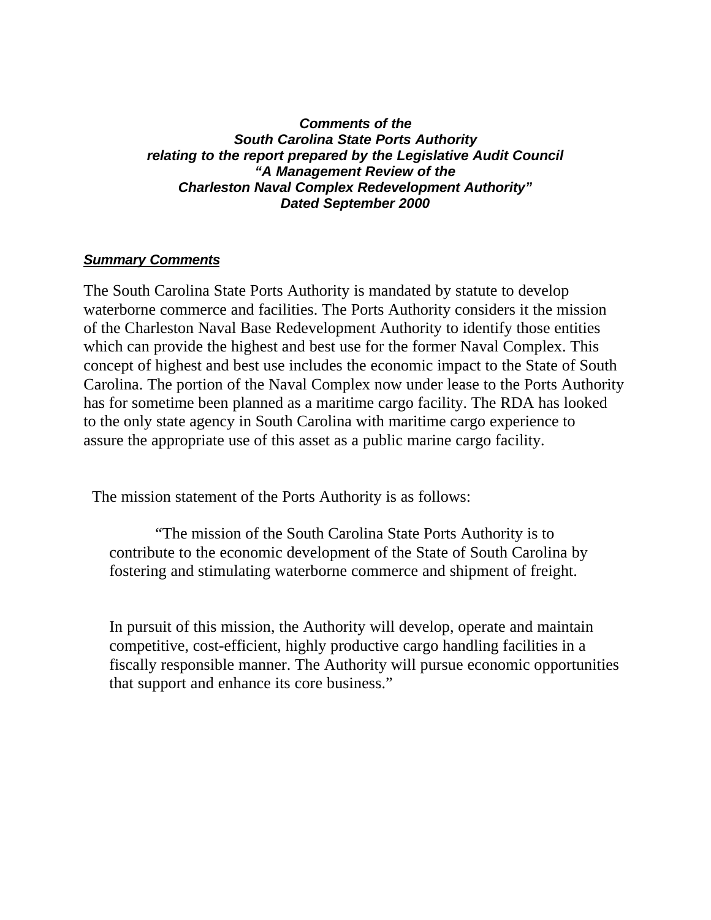***Comments of the***
***South Carolina State Ports Authority***
***relating to the report prepared by the Legislative Audit Council***
***"A Management Review of the***
***Charleston Naval Complex Redevelopment Authority"***
***Dated September 2000***

***Summary Comments***

The South Carolina State Ports Authority is mandated by statute to develop waterborne commerce and facilities. The Ports Authority considers it the mission of the Charleston Naval Base Redevelopment Authority to identify those entities which can provide the highest and best use for the former Naval Complex. This concept of highest and best use includes the economic impact to the State of South Carolina. The portion of the Naval Complex now under lease to the Ports Authority has for sometime been planned as a maritime cargo facility. The RDA has looked to the only state agency in South Carolina with maritime cargo experience to assure the appropriate use of this asset as a public marine cargo facility.

The mission statement of the Ports Authority is as follows:

> "The mission of the South Carolina State Ports Authority is to contribute to the economic development of the State of South Carolina by fostering and stimulating waterborne commerce and shipment of freight.
>
> In pursuit of this mission, the Authority will develop, operate and maintain competitive, cost-efficient, highly productive cargo handling facilities in a fiscally responsible manner. The Authority will pursue economic opportunities that support and enhance its core business."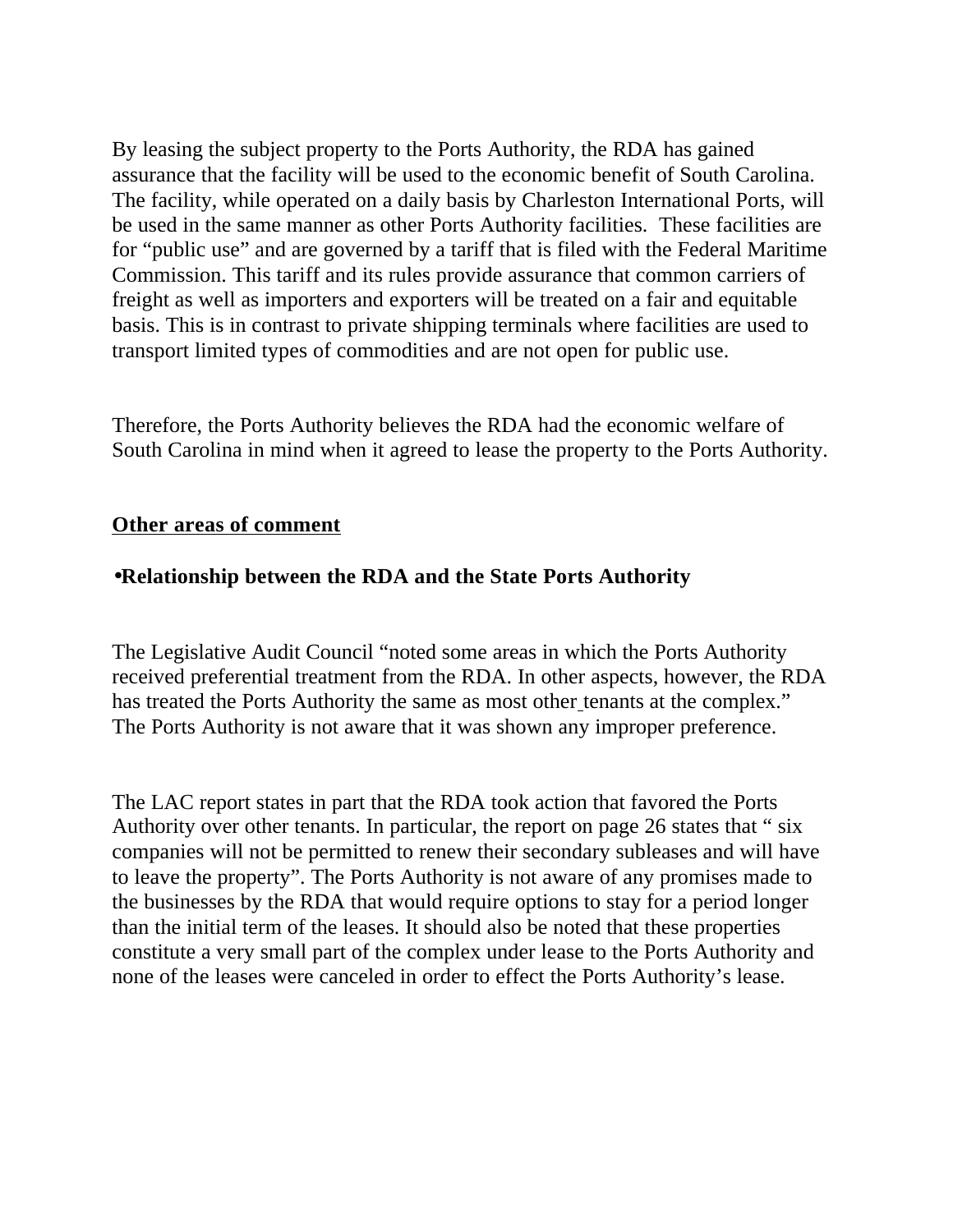By leasing the subject property to the Ports Authority, the RDA has gained assurance that the facility will be used to the economic benefit of South Carolina. The facility, while operated on a daily basis by Charleston International Ports, will be used in the same manner as other Ports Authority facilities. These facilities are for “public use” and are governed by a tariff that is filed with the Federal Maritime Commission. This tariff and its rules provide assurance that common carriers of freight as well as importers and exporters will be treated on a fair and equitable basis. This is in contrast to private shipping terminals where facilities are used to transport limited types of commodities and are not open for public use.

Therefore, the Ports Authority believes the RDA had the economic welfare of South Carolina in mind when it agreed to lease the property to the Ports Authority.

**Other areas of comment**

- **Relationship between the RDA and the State Ports Authority**

The Legislative Audit Council “noted some areas in which the Ports Authority received preferential treatment from the RDA. In other aspects, however, the RDA has treated the Ports Authority the same as most other tenants at the complex.” The Ports Authority is not aware that it was shown any improper preference.

The LAC report states in part that the RDA took action that favored the Ports Authority over other tenants. In particular, the report on page 26 states that “ six companies will not be permitted to renew their secondary subleases and will have to leave the property”. The Ports Authority is not aware of any promises made to the businesses by the RDA that would require options to stay for a period longer than the initial term of the leases. It should also be noted that these properties constitute a very small part of the complex under lease to the Ports Authority and none of the leases were canceled in order to effect the Ports Authority’s lease.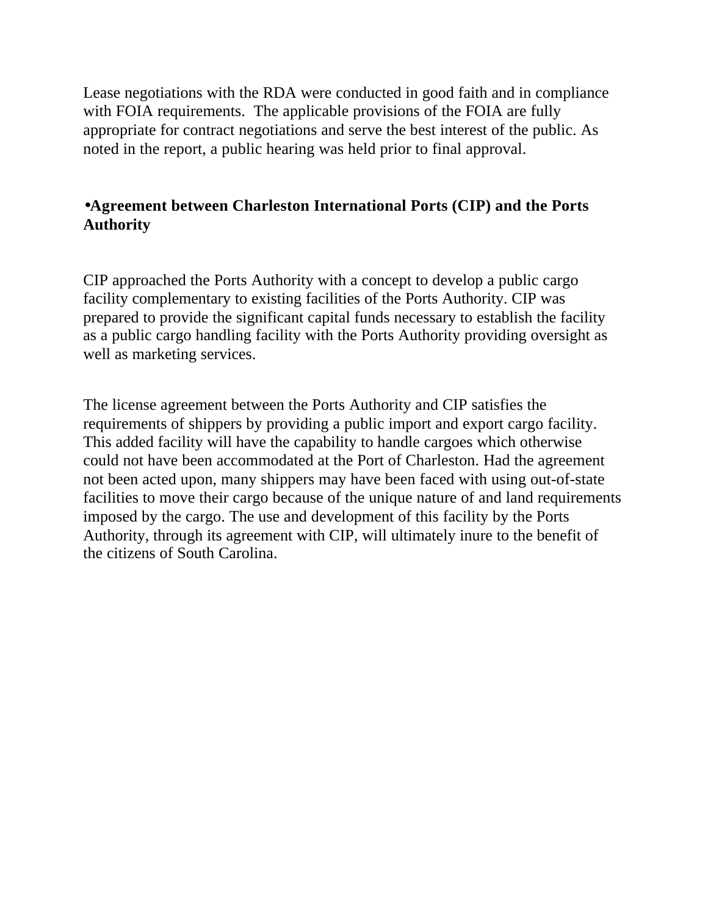Lease negotiations with the RDA were conducted in good faith and in compliance with FOIA requirements.  The applicable provisions of the FOIA are fully appropriate for contract negotiations and serve the best interest of the public. As noted in the report, a public hearing was held prior to final approval.

- **Agreement between Charleston International Ports (CIP) and the Ports Authority**

CIP approached the Ports Authority with a concept to develop a public cargo facility complementary to existing facilities of the Ports Authority. CIP was prepared to provide the significant capital funds necessary to establish the facility as a public cargo handling facility with the Ports Authority providing oversight as well as marketing services.

The license agreement between the Ports Authority and CIP satisfies the requirements of shippers by providing a public import and export cargo facility. This added facility will have the capability to handle cargoes which otherwise could not have been accommodated at the Port of Charleston. Had the agreement not been acted upon, many shippers may have been faced with using out-of-state facilities to move their cargo because of the unique nature of and land requirements imposed by the cargo. The use and development of this facility by the Ports Authority, through its agreement with CIP, will ultimately inure to the benefit of the citizens of South Carolina.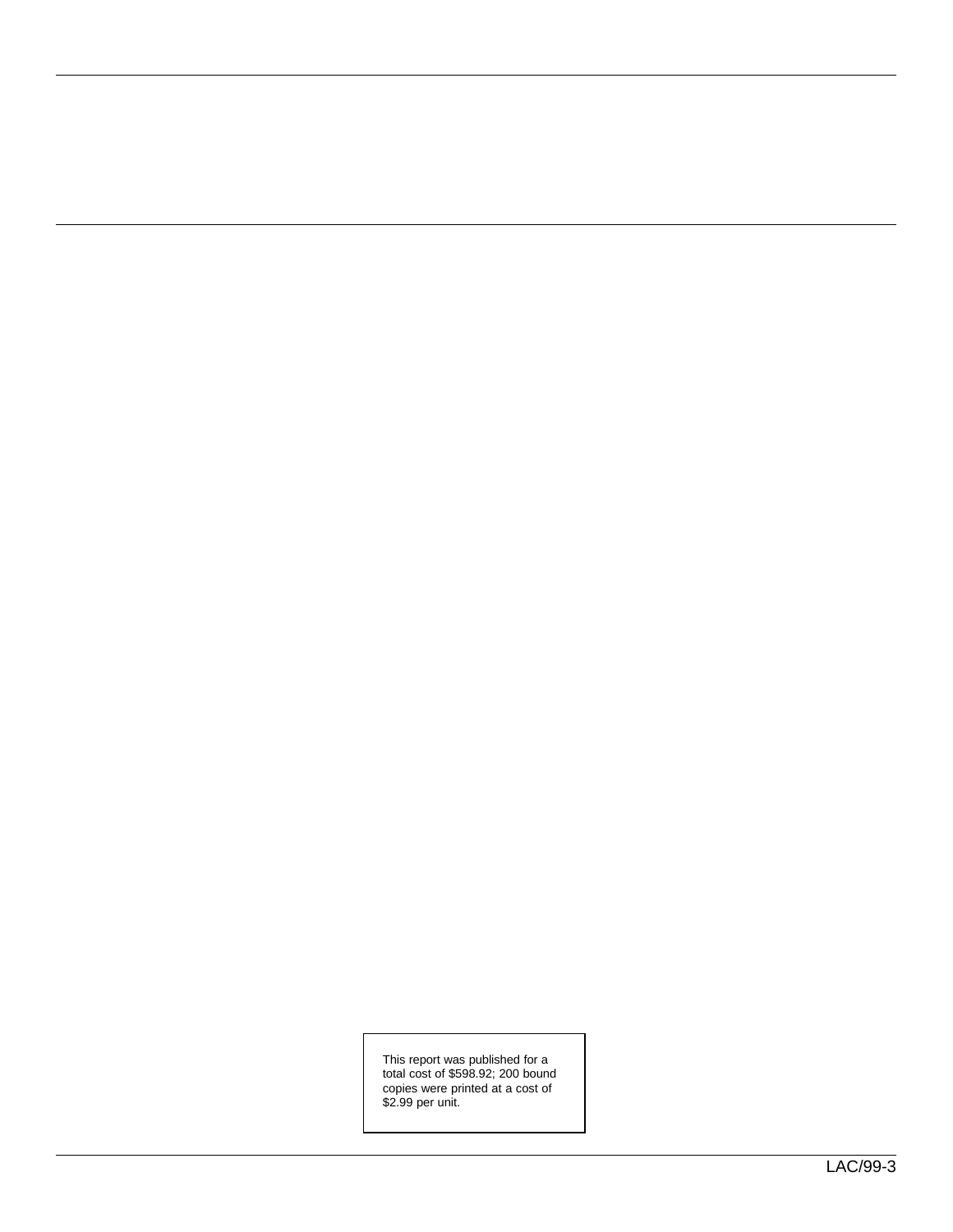This report was published for a total cost of $598.92; 200 bound copies were printed at a cost of $2.99 per unit.

LAC/99-3